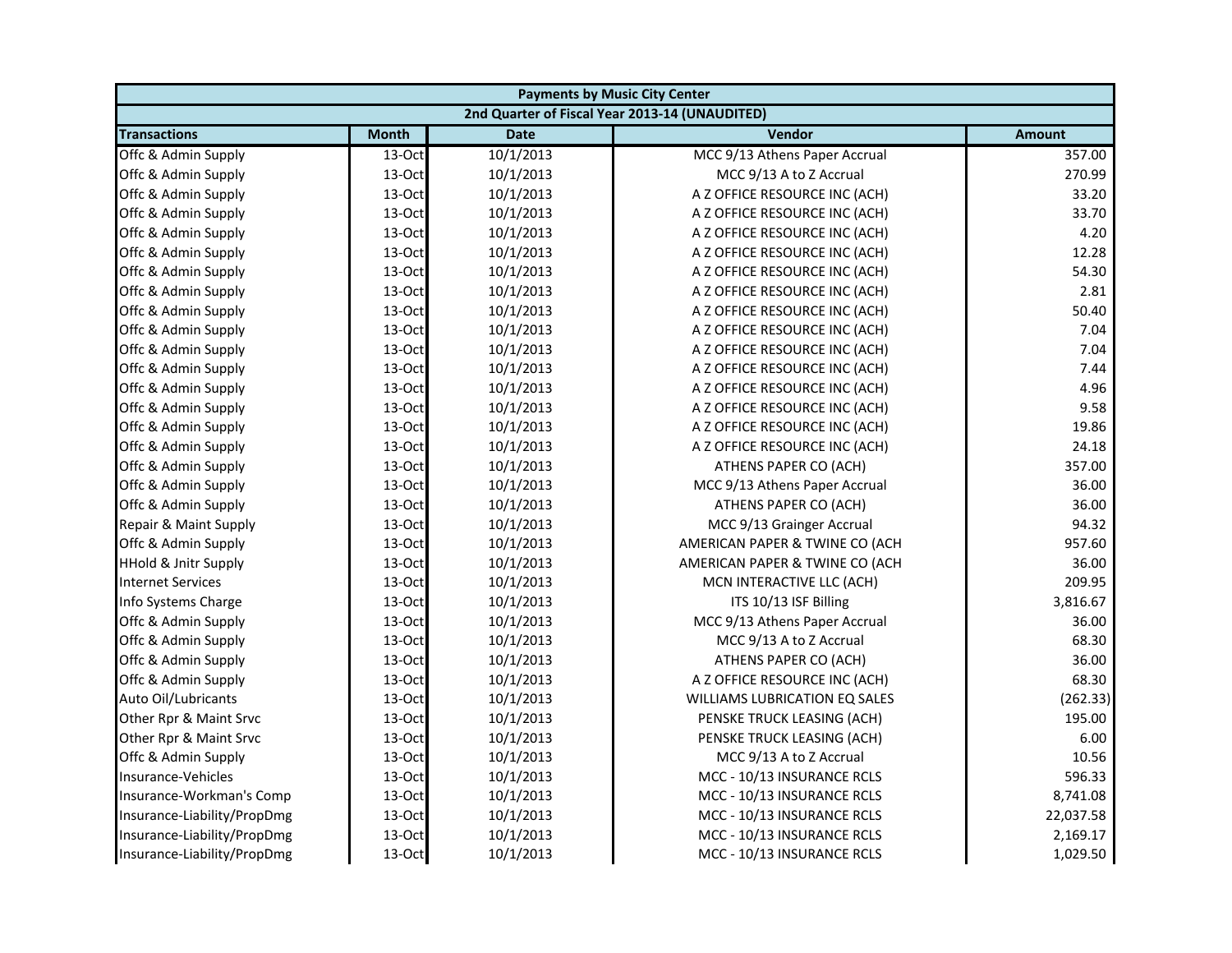| Payments by Music City Center | | | | |
|---|---|---|---|---|
| 2nd Quarter of Fiscal Year 2013-14 (UNAUDITED) | | | | |
| **Transactions** | **Month** | **Date** | **Vendor** | **Amount** |
| Offc & Admin Supply | 13-Oct | 10/1/2013 | MCC 9/13 Athens Paper Accrual | 357.00 |
| Offc & Admin Supply | 13-Oct | 10/1/2013 | MCC 9/13 A to Z Accrual | 270.99 |
| Offc & Admin Supply | 13-Oct | 10/1/2013 | A Z OFFICE RESOURCE INC (ACH) | 33.20 |
| Offc & Admin Supply | 13-Oct | 10/1/2013 | A Z OFFICE RESOURCE INC (ACH) | 33.70 |
| Offc & Admin Supply | 13-Oct | 10/1/2013 | A Z OFFICE RESOURCE INC (ACH) | 4.20 |
| Offc & Admin Supply | 13-Oct | 10/1/2013 | A Z OFFICE RESOURCE INC (ACH) | 12.28 |
| Offc & Admin Supply | 13-Oct | 10/1/2013 | A Z OFFICE RESOURCE INC (ACH) | 54.30 |
| Offc & Admin Supply | 13-Oct | 10/1/2013 | A Z OFFICE RESOURCE INC (ACH) | 2.81 |
| Offc & Admin Supply | 13-Oct | 10/1/2013 | A Z OFFICE RESOURCE INC (ACH) | 50.40 |
| Offc & Admin Supply | 13-Oct | 10/1/2013 | A Z OFFICE RESOURCE INC (ACH) | 7.04 |
| Offc & Admin Supply | 13-Oct | 10/1/2013 | A Z OFFICE RESOURCE INC (ACH) | 7.04 |
| Offc & Admin Supply | 13-Oct | 10/1/2013 | A Z OFFICE RESOURCE INC (ACH) | 7.44 |
| Offc & Admin Supply | 13-Oct | 10/1/2013 | A Z OFFICE RESOURCE INC (ACH) | 4.96 |
| Offc & Admin Supply | 13-Oct | 10/1/2013 | A Z OFFICE RESOURCE INC (ACH) | 9.58 |
| Offc & Admin Supply | 13-Oct | 10/1/2013 | A Z OFFICE RESOURCE INC (ACH) | 19.86 |
| Offc & Admin Supply | 13-Oct | 10/1/2013 | A Z OFFICE RESOURCE INC (ACH) | 24.18 |
| Offc & Admin Supply | 13-Oct | 10/1/2013 | ATHENS PAPER CO (ACH) | 357.00 |
| Offc & Admin Supply | 13-Oct | 10/1/2013 | MCC 9/13 Athens Paper Accrual | 36.00 |
| Offc & Admin Supply | 13-Oct | 10/1/2013 | ATHENS PAPER CO (ACH) | 36.00 |
| Repair & Maint Supply | 13-Oct | 10/1/2013 | MCC 9/13 Grainger Accrual | 94.32 |
| Offc & Admin Supply | 13-Oct | 10/1/2013 | AMERICAN PAPER & TWINE CO (ACH | 957.60 |
| HHold & Jnitr Supply | 13-Oct | 10/1/2013 | AMERICAN PAPER & TWINE CO (ACH | 36.00 |
| Internet Services | 13-Oct | 10/1/2013 | MCN INTERACTIVE LLC (ACH) | 209.95 |
| Info Systems Charge | 13-Oct | 10/1/2013 | ITS 10/13 ISF Billing | 3,816.67 |
| Offc & Admin Supply | 13-Oct | 10/1/2013 | MCC 9/13 Athens Paper Accrual | 36.00 |
| Offc & Admin Supply | 13-Oct | 10/1/2013 | MCC 9/13 A to Z Accrual | 68.30 |
| Offc & Admin Supply | 13-Oct | 10/1/2013 | ATHENS PAPER CO (ACH) | 36.00 |
| Offc & Admin Supply | 13-Oct | 10/1/2013 | A Z OFFICE RESOURCE INC (ACH) | 68.30 |
| Auto Oil/Lubricants | 13-Oct | 10/1/2013 | WILLIAMS LUBRICATION EQ SALES | (262.33) |
| Other Rpr & Maint Srvc | 13-Oct | 10/1/2013 | PENSKE TRUCK LEASING (ACH) | 195.00 |
| Other Rpr & Maint Srvc | 13-Oct | 10/1/2013 | PENSKE TRUCK LEASING (ACH) | 6.00 |
| Offc & Admin Supply | 13-Oct | 10/1/2013 | MCC 9/13 A to Z Accrual | 10.56 |
| Insurance-Vehicles | 13-Oct | 10/1/2013 | MCC - 10/13 INSURANCE RCLS | 596.33 |
| Insurance-Workman's Comp | 13-Oct | 10/1/2013 | MCC - 10/13 INSURANCE RCLS | 8,741.08 |
| Insurance-Liability/PropDmg | 13-Oct | 10/1/2013 | MCC - 10/13 INSURANCE RCLS | 22,037.58 |
| Insurance-Liability/PropDmg | 13-Oct | 10/1/2013 | MCC - 10/13 INSURANCE RCLS | 2,169.17 |
| Insurance-Liability/PropDmg | 13-Oct | 10/1/2013 | MCC - 10/13 INSURANCE RCLS | 1,029.50 |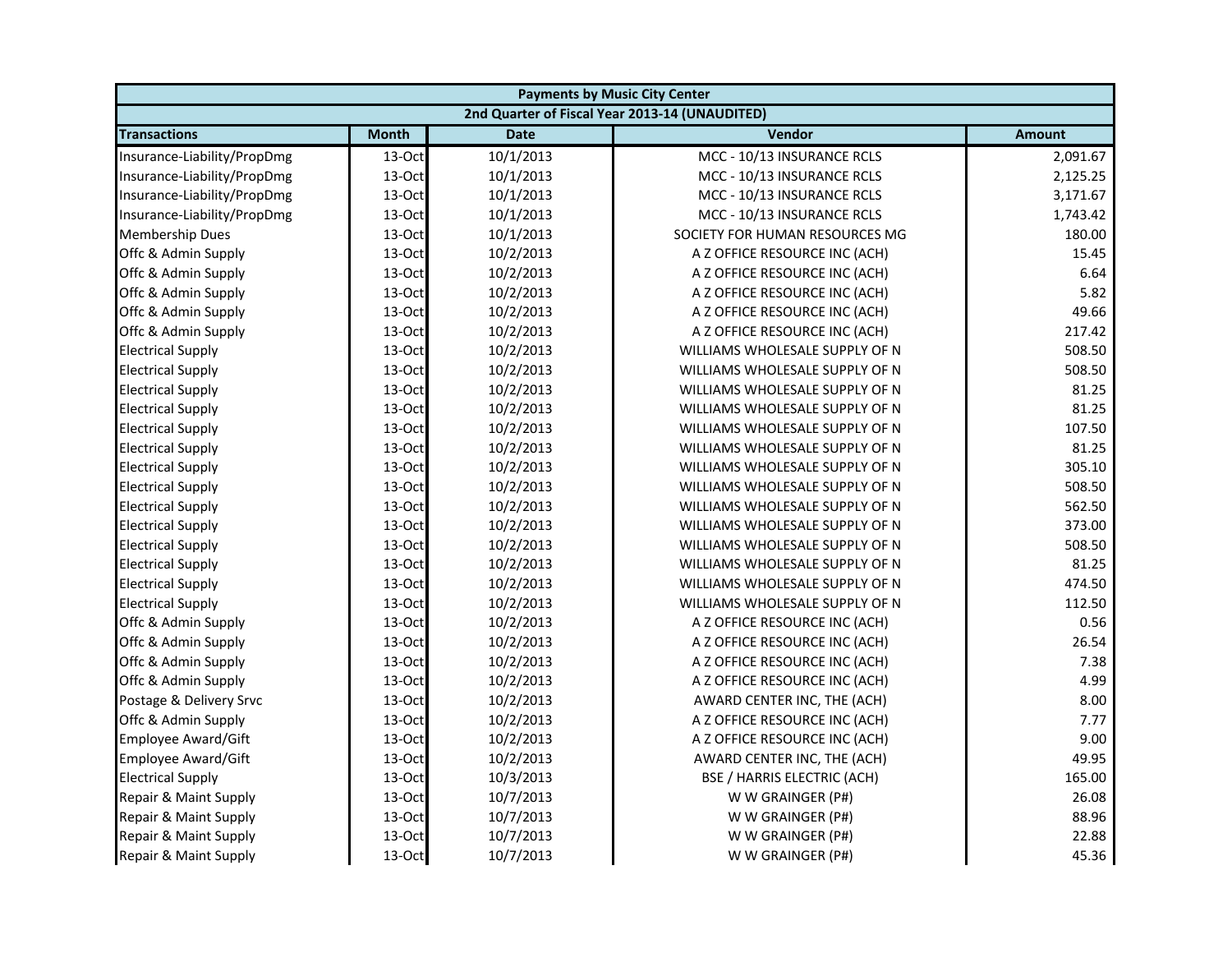| Payments by Music City Center | | | | |
|---|---|---|---|---|
| 2nd Quarter of Fiscal Year 2013-14 (UNAUDITED) | | | | |
| **Transactions** | **Month** | **Date** | **Vendor** | **Amount** |
| Insurance-Liability/PropDmg | 13-Oct | 10/1/2013 | MCC - 10/13 INSURANCE RCLS | 2,091.67 |
| Insurance-Liability/PropDmg | 13-Oct | 10/1/2013 | MCC - 10/13 INSURANCE RCLS | 2,125.25 |
| Insurance-Liability/PropDmg | 13-Oct | 10/1/2013 | MCC - 10/13 INSURANCE RCLS | 3,171.67 |
| Insurance-Liability/PropDmg | 13-Oct | 10/1/2013 | MCC - 10/13 INSURANCE RCLS | 1,743.42 |
| Membership Dues | 13-Oct | 10/1/2013 | SOCIETY FOR HUMAN RESOURCES MG | 180.00 |
| Offc & Admin Supply | 13-Oct | 10/2/2013 | A Z OFFICE RESOURCE INC (ACH) | 15.45 |
| Offc & Admin Supply | 13-Oct | 10/2/2013 | A Z OFFICE RESOURCE INC (ACH) | 6.64 |
| Offc & Admin Supply | 13-Oct | 10/2/2013 | A Z OFFICE RESOURCE INC (ACH) | 5.82 |
| Offc & Admin Supply | 13-Oct | 10/2/2013 | A Z OFFICE RESOURCE INC (ACH) | 49.66 |
| Offc & Admin Supply | 13-Oct | 10/2/2013 | A Z OFFICE RESOURCE INC (ACH) | 217.42 |
| Electrical Supply | 13-Oct | 10/2/2013 | WILLIAMS WHOLESALE SUPPLY OF N | 508.50 |
| Electrical Supply | 13-Oct | 10/2/2013 | WILLIAMS WHOLESALE SUPPLY OF N | 508.50 |
| Electrical Supply | 13-Oct | 10/2/2013 | WILLIAMS WHOLESALE SUPPLY OF N | 81.25 |
| Electrical Supply | 13-Oct | 10/2/2013 | WILLIAMS WHOLESALE SUPPLY OF N | 81.25 |
| Electrical Supply | 13-Oct | 10/2/2013 | WILLIAMS WHOLESALE SUPPLY OF N | 107.50 |
| Electrical Supply | 13-Oct | 10/2/2013 | WILLIAMS WHOLESALE SUPPLY OF N | 81.25 |
| Electrical Supply | 13-Oct | 10/2/2013 | WILLIAMS WHOLESALE SUPPLY OF N | 305.10 |
| Electrical Supply | 13-Oct | 10/2/2013 | WILLIAMS WHOLESALE SUPPLY OF N | 508.50 |
| Electrical Supply | 13-Oct | 10/2/2013 | WILLIAMS WHOLESALE SUPPLY OF N | 562.50 |
| Electrical Supply | 13-Oct | 10/2/2013 | WILLIAMS WHOLESALE SUPPLY OF N | 373.00 |
| Electrical Supply | 13-Oct | 10/2/2013 | WILLIAMS WHOLESALE SUPPLY OF N | 508.50 |
| Electrical Supply | 13-Oct | 10/2/2013 | WILLIAMS WHOLESALE SUPPLY OF N | 81.25 |
| Electrical Supply | 13-Oct | 10/2/2013 | WILLIAMS WHOLESALE SUPPLY OF N | 474.50 |
| Electrical Supply | 13-Oct | 10/2/2013 | WILLIAMS WHOLESALE SUPPLY OF N | 112.50 |
| Offc & Admin Supply | 13-Oct | 10/2/2013 | A Z OFFICE RESOURCE INC (ACH) | 0.56 |
| Offc & Admin Supply | 13-Oct | 10/2/2013 | A Z OFFICE RESOURCE INC (ACH) | 26.54 |
| Offc & Admin Supply | 13-Oct | 10/2/2013 | A Z OFFICE RESOURCE INC (ACH) | 7.38 |
| Offc & Admin Supply | 13-Oct | 10/2/2013 | A Z OFFICE RESOURCE INC (ACH) | 4.99 |
| Postage & Delivery Srvc | 13-Oct | 10/2/2013 | AWARD CENTER INC, THE (ACH) | 8.00 |
| Offc & Admin Supply | 13-Oct | 10/2/2013 | A Z OFFICE RESOURCE INC (ACH) | 7.77 |
| Employee Award/Gift | 13-Oct | 10/2/2013 | A Z OFFICE RESOURCE INC (ACH) | 9.00 |
| Employee Award/Gift | 13-Oct | 10/2/2013 | AWARD CENTER INC, THE (ACH) | 49.95 |
| Electrical Supply | 13-Oct | 10/3/2013 | BSE / HARRIS ELECTRIC (ACH) | 165.00 |
| Repair & Maint Supply | 13-Oct | 10/7/2013 | W W GRAINGER (P#) | 26.08 |
| Repair & Maint Supply | 13-Oct | 10/7/2013 | W W GRAINGER (P#) | 88.96 |
| Repair & Maint Supply | 13-Oct | 10/7/2013 | W W GRAINGER (P#) | 22.88 |
| Repair & Maint Supply | 13-Oct | 10/7/2013 | W W GRAINGER (P#) | 45.36 |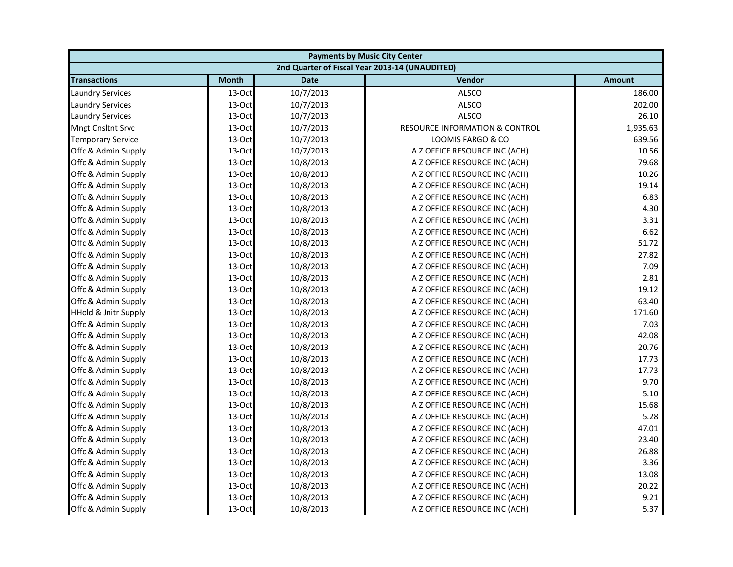| Payments by Music City Center | | | | |
|---|---|---|---|---|
| 2nd Quarter of Fiscal Year 2013-14 (UNAUDITED) | | | | |
| **Transactions** | **Month** | **Date** | **Vendor** | **Amount** |
| Laundry Services | 13-Oct | 10/7/2013 | ALSCO | 186.00 |
| Laundry Services | 13-Oct | 10/7/2013 | ALSCO | 202.00 |
| Laundry Services | 13-Oct | 10/7/2013 | ALSCO | 26.10 |
| Mngt Cnsltnt Srvc | 13-Oct | 10/7/2013 | RESOURCE INFORMATION & CONTROL | 1,935.63 |
| Temporary Service | 13-Oct | 10/7/2013 | LOOMIS FARGO & CO | 639.56 |
| Offc & Admin Supply | 13-Oct | 10/7/2013 | A Z OFFICE RESOURCE INC (ACH) | 10.56 |
| Offc & Admin Supply | 13-Oct | 10/8/2013 | A Z OFFICE RESOURCE INC (ACH) | 79.68 |
| Offc & Admin Supply | 13-Oct | 10/8/2013 | A Z OFFICE RESOURCE INC (ACH) | 10.26 |
| Offc & Admin Supply | 13-Oct | 10/8/2013 | A Z OFFICE RESOURCE INC (ACH) | 19.14 |
| Offc & Admin Supply | 13-Oct | 10/8/2013 | A Z OFFICE RESOURCE INC (ACH) | 6.83 |
| Offc & Admin Supply | 13-Oct | 10/8/2013 | A Z OFFICE RESOURCE INC (ACH) | 4.30 |
| Offc & Admin Supply | 13-Oct | 10/8/2013 | A Z OFFICE RESOURCE INC (ACH) | 3.31 |
| Offc & Admin Supply | 13-Oct | 10/8/2013 | A Z OFFICE RESOURCE INC (ACH) | 6.62 |
| Offc & Admin Supply | 13-Oct | 10/8/2013 | A Z OFFICE RESOURCE INC (ACH) | 51.72 |
| Offc & Admin Supply | 13-Oct | 10/8/2013 | A Z OFFICE RESOURCE INC (ACH) | 27.82 |
| Offc & Admin Supply | 13-Oct | 10/8/2013 | A Z OFFICE RESOURCE INC (ACH) | 7.09 |
| Offc & Admin Supply | 13-Oct | 10/8/2013 | A Z OFFICE RESOURCE INC (ACH) | 2.81 |
| Offc & Admin Supply | 13-Oct | 10/8/2013 | A Z OFFICE RESOURCE INC (ACH) | 19.12 |
| Offc & Admin Supply | 13-Oct | 10/8/2013 | A Z OFFICE RESOURCE INC (ACH) | 63.40 |
| HHold & Jnitr Supply | 13-Oct | 10/8/2013 | A Z OFFICE RESOURCE INC (ACH) | 171.60 |
| Offc & Admin Supply | 13-Oct | 10/8/2013 | A Z OFFICE RESOURCE INC (ACH) | 7.03 |
| Offc & Admin Supply | 13-Oct | 10/8/2013 | A Z OFFICE RESOURCE INC (ACH) | 42.08 |
| Offc & Admin Supply | 13-Oct | 10/8/2013 | A Z OFFICE RESOURCE INC (ACH) | 20.76 |
| Offc & Admin Supply | 13-Oct | 10/8/2013 | A Z OFFICE RESOURCE INC (ACH) | 17.73 |
| Offc & Admin Supply | 13-Oct | 10/8/2013 | A Z OFFICE RESOURCE INC (ACH) | 17.73 |
| Offc & Admin Supply | 13-Oct | 10/8/2013 | A Z OFFICE RESOURCE INC (ACH) | 9.70 |
| Offc & Admin Supply | 13-Oct | 10/8/2013 | A Z OFFICE RESOURCE INC (ACH) | 5.10 |
| Offc & Admin Supply | 13-Oct | 10/8/2013 | A Z OFFICE RESOURCE INC (ACH) | 15.68 |
| Offc & Admin Supply | 13-Oct | 10/8/2013 | A Z OFFICE RESOURCE INC (ACH) | 5.28 |
| Offc & Admin Supply | 13-Oct | 10/8/2013 | A Z OFFICE RESOURCE INC (ACH) | 47.01 |
| Offc & Admin Supply | 13-Oct | 10/8/2013 | A Z OFFICE RESOURCE INC (ACH) | 23.40 |
| Offc & Admin Supply | 13-Oct | 10/8/2013 | A Z OFFICE RESOURCE INC (ACH) | 26.88 |
| Offc & Admin Supply | 13-Oct | 10/8/2013 | A Z OFFICE RESOURCE INC (ACH) | 3.36 |
| Offc & Admin Supply | 13-Oct | 10/8/2013 | A Z OFFICE RESOURCE INC (ACH) | 13.08 |
| Offc & Admin Supply | 13-Oct | 10/8/2013 | A Z OFFICE RESOURCE INC (ACH) | 20.22 |
| Offc & Admin Supply | 13-Oct | 10/8/2013 | A Z OFFICE RESOURCE INC (ACH) | 9.21 |
| Offc & Admin Supply | 13-Oct | 10/8/2013 | A Z OFFICE RESOURCE INC (ACH) | 5.37 |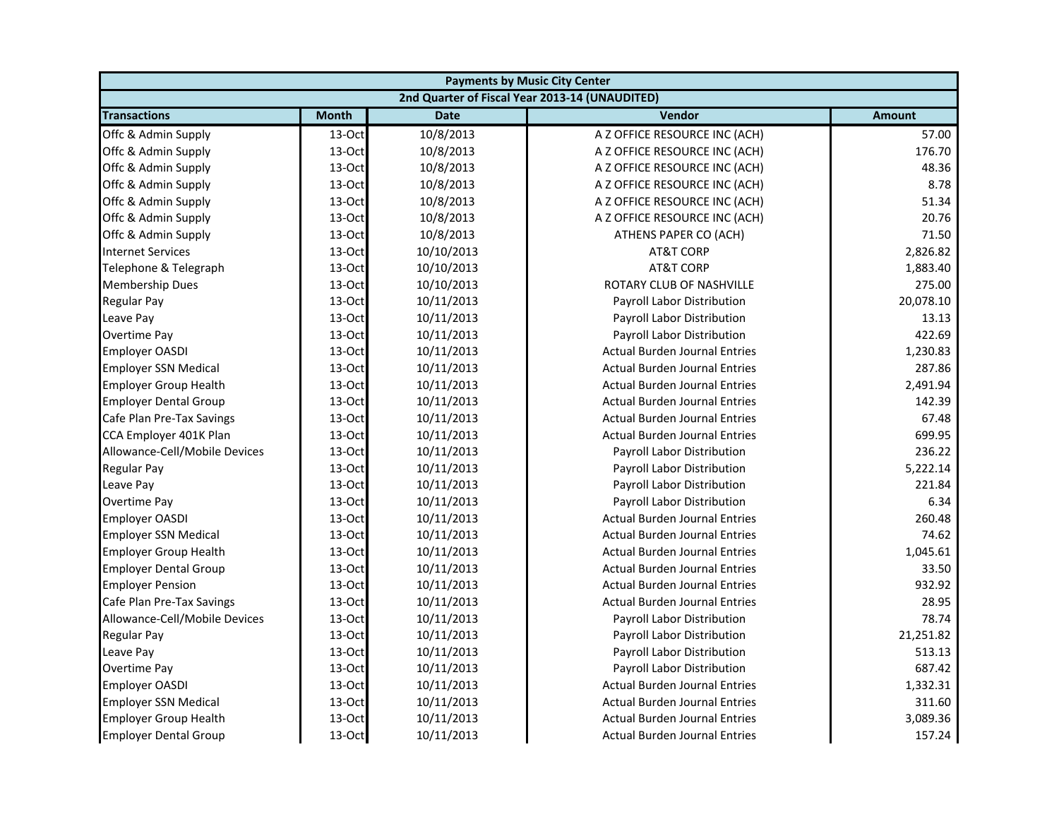| Payments by Music City Center | | | | |
|---|---|---|---|---|
| 2nd Quarter of Fiscal Year 2013-14 (UNAUDITED) | | | | |
| **Transactions** | **Month** | **Date** | **Vendor** | **Amount** |
| Offc & Admin Supply | 13-Oct | 10/8/2013 | A Z OFFICE RESOURCE INC (ACH) | 57.00 |
| Offc & Admin Supply | 13-Oct | 10/8/2013 | A Z OFFICE RESOURCE INC (ACH) | 176.70 |
| Offc & Admin Supply | 13-Oct | 10/8/2013 | A Z OFFICE RESOURCE INC (ACH) | 48.36 |
| Offc & Admin Supply | 13-Oct | 10/8/2013 | A Z OFFICE RESOURCE INC (ACH) | 8.78 |
| Offc & Admin Supply | 13-Oct | 10/8/2013 | A Z OFFICE RESOURCE INC (ACH) | 51.34 |
| Offc & Admin Supply | 13-Oct | 10/8/2013 | A Z OFFICE RESOURCE INC (ACH) | 20.76 |
| Offc & Admin Supply | 13-Oct | 10/8/2013 | ATHENS PAPER CO (ACH) | 71.50 |
| Internet Services | 13-Oct | 10/10/2013 | AT&T CORP | 2,826.82 |
| Telephone & Telegraph | 13-Oct | 10/10/2013 | AT&T CORP | 1,883.40 |
| Membership Dues | 13-Oct | 10/10/2013 | ROTARY CLUB OF NASHVILLE | 275.00 |
| Regular Pay | 13-Oct | 10/11/2013 | Payroll Labor Distribution | 20,078.10 |
| Leave Pay | 13-Oct | 10/11/2013 | Payroll Labor Distribution | 13.13 |
| Overtime Pay | 13-Oct | 10/11/2013 | Payroll Labor Distribution | 422.69 |
| Employer OASDI | 13-Oct | 10/11/2013 | Actual Burden Journal Entries | 1,230.83 |
| Employer SSN Medical | 13-Oct | 10/11/2013 | Actual Burden Journal Entries | 287.86 |
| Employer Group Health | 13-Oct | 10/11/2013 | Actual Burden Journal Entries | 2,491.94 |
| Employer Dental Group | 13-Oct | 10/11/2013 | Actual Burden Journal Entries | 142.39 |
| Cafe Plan Pre-Tax Savings | 13-Oct | 10/11/2013 | Actual Burden Journal Entries | 67.48 |
| CCA Employer 401K Plan | 13-Oct | 10/11/2013 | Actual Burden Journal Entries | 699.95 |
| Allowance-Cell/Mobile Devices | 13-Oct | 10/11/2013 | Payroll Labor Distribution | 236.22 |
| Regular Pay | 13-Oct | 10/11/2013 | Payroll Labor Distribution | 5,222.14 |
| Leave Pay | 13-Oct | 10/11/2013 | Payroll Labor Distribution | 221.84 |
| Overtime Pay | 13-Oct | 10/11/2013 | Payroll Labor Distribution | 6.34 |
| Employer OASDI | 13-Oct | 10/11/2013 | Actual Burden Journal Entries | 260.48 |
| Employer SSN Medical | 13-Oct | 10/11/2013 | Actual Burden Journal Entries | 74.62 |
| Employer Group Health | 13-Oct | 10/11/2013 | Actual Burden Journal Entries | 1,045.61 |
| Employer Dental Group | 13-Oct | 10/11/2013 | Actual Burden Journal Entries | 33.50 |
| Employer Pension | 13-Oct | 10/11/2013 | Actual Burden Journal Entries | 932.92 |
| Cafe Plan Pre-Tax Savings | 13-Oct | 10/11/2013 | Actual Burden Journal Entries | 28.95 |
| Allowance-Cell/Mobile Devices | 13-Oct | 10/11/2013 | Payroll Labor Distribution | 78.74 |
| Regular Pay | 13-Oct | 10/11/2013 | Payroll Labor Distribution | 21,251.82 |
| Leave Pay | 13-Oct | 10/11/2013 | Payroll Labor Distribution | 513.13 |
| Overtime Pay | 13-Oct | 10/11/2013 | Payroll Labor Distribution | 687.42 |
| Employer OASDI | 13-Oct | 10/11/2013 | Actual Burden Journal Entries | 1,332.31 |
| Employer SSN Medical | 13-Oct | 10/11/2013 | Actual Burden Journal Entries | 311.60 |
| Employer Group Health | 13-Oct | 10/11/2013 | Actual Burden Journal Entries | 3,089.36 |
| Employer Dental Group | 13-Oct | 10/11/2013 | Actual Burden Journal Entries | 157.24 |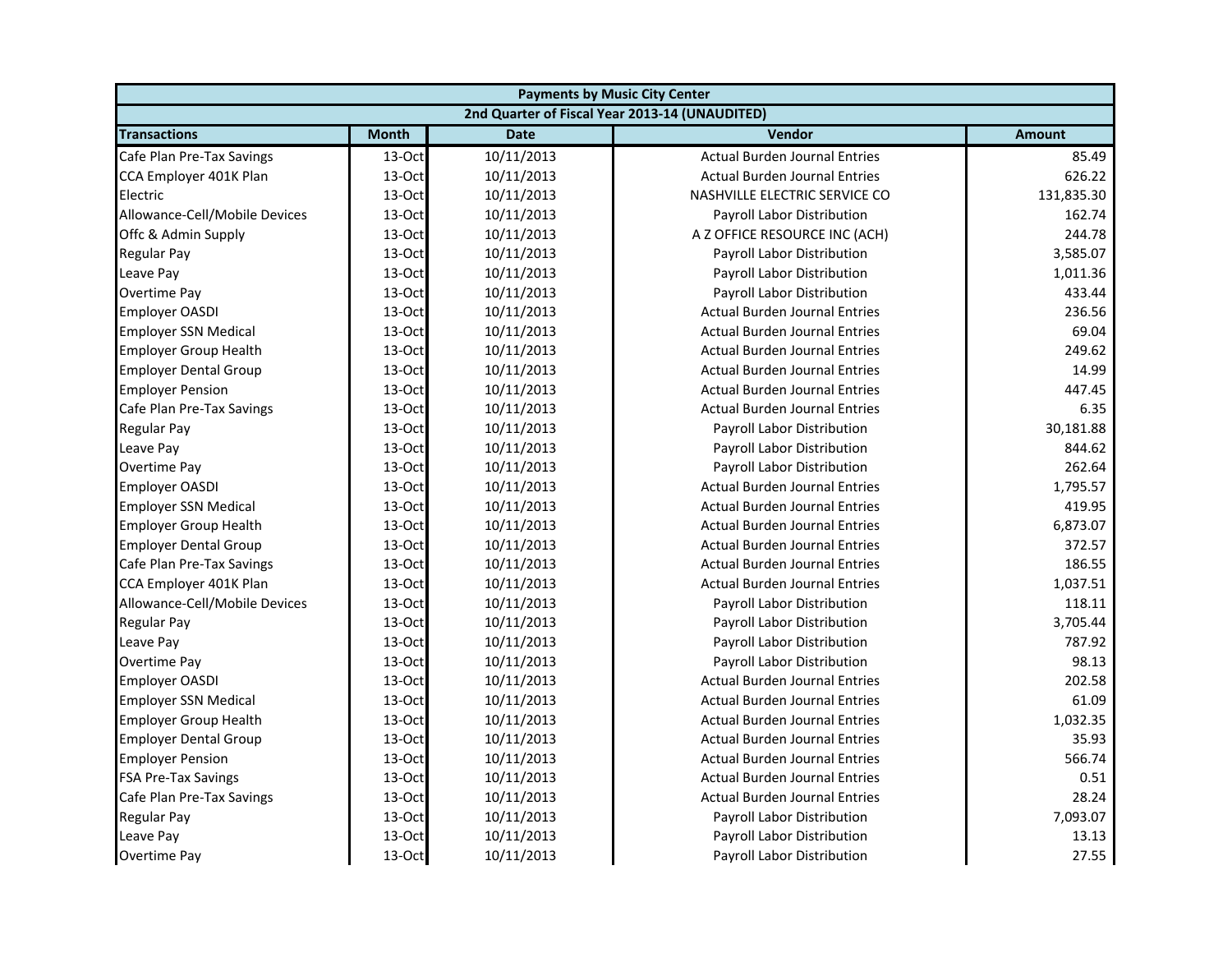| Payments by Music City Center | | | | |
|---|---|---|---|---|
| 2nd Quarter of Fiscal Year 2013-14 (UNAUDITED) | | | | |
| **Transactions** | **Month** | **Date** | **Vendor** | **Amount** |
| Cafe Plan Pre-Tax Savings | 13-Oct | 10/11/2013 | Actual Burden Journal Entries | 85.49 |
| CCA Employer 401K Plan | 13-Oct | 10/11/2013 | Actual Burden Journal Entries | 626.22 |
| Electric | 13-Oct | 10/11/2013 | NASHVILLE ELECTRIC SERVICE CO | 131,835.30 |
| Allowance-Cell/Mobile Devices | 13-Oct | 10/11/2013 | Payroll Labor Distribution | 162.74 |
| Offc & Admin Supply | 13-Oct | 10/11/2013 | A Z OFFICE RESOURCE INC (ACH) | 244.78 |
| Regular Pay | 13-Oct | 10/11/2013 | Payroll Labor Distribution | 3,585.07 |
| Leave Pay | 13-Oct | 10/11/2013 | Payroll Labor Distribution | 1,011.36 |
| Overtime Pay | 13-Oct | 10/11/2013 | Payroll Labor Distribution | 433.44 |
| Employer OASDI | 13-Oct | 10/11/2013 | Actual Burden Journal Entries | 236.56 |
| Employer SSN Medical | 13-Oct | 10/11/2013 | Actual Burden Journal Entries | 69.04 |
| Employer Group Health | 13-Oct | 10/11/2013 | Actual Burden Journal Entries | 249.62 |
| Employer Dental Group | 13-Oct | 10/11/2013 | Actual Burden Journal Entries | 14.99 |
| Employer Pension | 13-Oct | 10/11/2013 | Actual Burden Journal Entries | 447.45 |
| Cafe Plan Pre-Tax Savings | 13-Oct | 10/11/2013 | Actual Burden Journal Entries | 6.35 |
| Regular Pay | 13-Oct | 10/11/2013 | Payroll Labor Distribution | 30,181.88 |
| Leave Pay | 13-Oct | 10/11/2013 | Payroll Labor Distribution | 844.62 |
| Overtime Pay | 13-Oct | 10/11/2013 | Payroll Labor Distribution | 262.64 |
| Employer OASDI | 13-Oct | 10/11/2013 | Actual Burden Journal Entries | 1,795.57 |
| Employer SSN Medical | 13-Oct | 10/11/2013 | Actual Burden Journal Entries | 419.95 |
| Employer Group Health | 13-Oct | 10/11/2013 | Actual Burden Journal Entries | 6,873.07 |
| Employer Dental Group | 13-Oct | 10/11/2013 | Actual Burden Journal Entries | 372.57 |
| Cafe Plan Pre-Tax Savings | 13-Oct | 10/11/2013 | Actual Burden Journal Entries | 186.55 |
| CCA Employer 401K Plan | 13-Oct | 10/11/2013 | Actual Burden Journal Entries | 1,037.51 |
| Allowance-Cell/Mobile Devices | 13-Oct | 10/11/2013 | Payroll Labor Distribution | 118.11 |
| Regular Pay | 13-Oct | 10/11/2013 | Payroll Labor Distribution | 3,705.44 |
| Leave Pay | 13-Oct | 10/11/2013 | Payroll Labor Distribution | 787.92 |
| Overtime Pay | 13-Oct | 10/11/2013 | Payroll Labor Distribution | 98.13 |
| Employer OASDI | 13-Oct | 10/11/2013 | Actual Burden Journal Entries | 202.58 |
| Employer SSN Medical | 13-Oct | 10/11/2013 | Actual Burden Journal Entries | 61.09 |
| Employer Group Health | 13-Oct | 10/11/2013 | Actual Burden Journal Entries | 1,032.35 |
| Employer Dental Group | 13-Oct | 10/11/2013 | Actual Burden Journal Entries | 35.93 |
| Employer Pension | 13-Oct | 10/11/2013 | Actual Burden Journal Entries | 566.74 |
| FSA Pre-Tax Savings | 13-Oct | 10/11/2013 | Actual Burden Journal Entries | 0.51 |
| Cafe Plan Pre-Tax Savings | 13-Oct | 10/11/2013 | Actual Burden Journal Entries | 28.24 |
| Regular Pay | 13-Oct | 10/11/2013 | Payroll Labor Distribution | 7,093.07 |
| Leave Pay | 13-Oct | 10/11/2013 | Payroll Labor Distribution | 13.13 |
| Overtime Pay | 13-Oct | 10/11/2013 | Payroll Labor Distribution | 27.55 |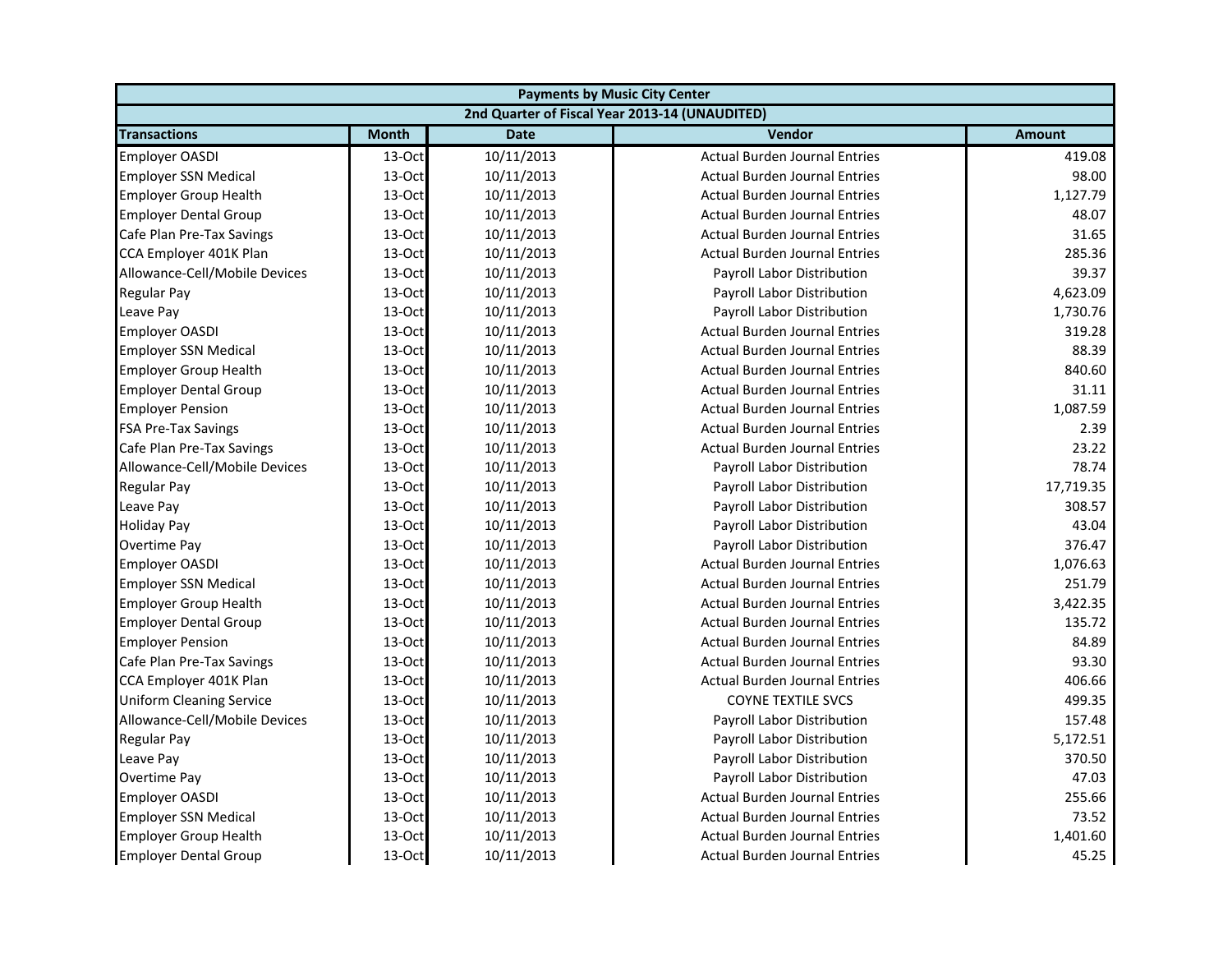| Payments by Music City Center | | | | |
|---|---|---|---|---|
| 2nd Quarter of Fiscal Year 2013-14 (UNAUDITED) | | | | |
| **Transactions** | **Month** | **Date** | **Vendor** | **Amount** |
| Employer OASDI | 13-Oct | 10/11/2013 | Actual Burden Journal Entries | 419.08 |
| Employer SSN Medical | 13-Oct | 10/11/2013 | Actual Burden Journal Entries | 98.00 |
| Employer Group Health | 13-Oct | 10/11/2013 | Actual Burden Journal Entries | 1,127.79 |
| Employer Dental Group | 13-Oct | 10/11/2013 | Actual Burden Journal Entries | 48.07 |
| Cafe Plan Pre-Tax Savings | 13-Oct | 10/11/2013 | Actual Burden Journal Entries | 31.65 |
| CCA Employer 401K Plan | 13-Oct | 10/11/2013 | Actual Burden Journal Entries | 285.36 |
| Allowance-Cell/Mobile Devices | 13-Oct | 10/11/2013 | Payroll Labor Distribution | 39.37 |
| Regular Pay | 13-Oct | 10/11/2013 | Payroll Labor Distribution | 4,623.09 |
| Leave Pay | 13-Oct | 10/11/2013 | Payroll Labor Distribution | 1,730.76 |
| Employer OASDI | 13-Oct | 10/11/2013 | Actual Burden Journal Entries | 319.28 |
| Employer SSN Medical | 13-Oct | 10/11/2013 | Actual Burden Journal Entries | 88.39 |
| Employer Group Health | 13-Oct | 10/11/2013 | Actual Burden Journal Entries | 840.60 |
| Employer Dental Group | 13-Oct | 10/11/2013 | Actual Burden Journal Entries | 31.11 |
| Employer Pension | 13-Oct | 10/11/2013 | Actual Burden Journal Entries | 1,087.59 |
| FSA Pre-Tax Savings | 13-Oct | 10/11/2013 | Actual Burden Journal Entries | 2.39 |
| Cafe Plan Pre-Tax Savings | 13-Oct | 10/11/2013 | Actual Burden Journal Entries | 23.22 |
| Allowance-Cell/Mobile Devices | 13-Oct | 10/11/2013 | Payroll Labor Distribution | 78.74 |
| Regular Pay | 13-Oct | 10/11/2013 | Payroll Labor Distribution | 17,719.35 |
| Leave Pay | 13-Oct | 10/11/2013 | Payroll Labor Distribution | 308.57 |
| Holiday Pay | 13-Oct | 10/11/2013 | Payroll Labor Distribution | 43.04 |
| Overtime Pay | 13-Oct | 10/11/2013 | Payroll Labor Distribution | 376.47 |
| Employer OASDI | 13-Oct | 10/11/2013 | Actual Burden Journal Entries | 1,076.63 |
| Employer SSN Medical | 13-Oct | 10/11/2013 | Actual Burden Journal Entries | 251.79 |
| Employer Group Health | 13-Oct | 10/11/2013 | Actual Burden Journal Entries | 3,422.35 |
| Employer Dental Group | 13-Oct | 10/11/2013 | Actual Burden Journal Entries | 135.72 |
| Employer Pension | 13-Oct | 10/11/2013 | Actual Burden Journal Entries | 84.89 |
| Cafe Plan Pre-Tax Savings | 13-Oct | 10/11/2013 | Actual Burden Journal Entries | 93.30 |
| CCA Employer 401K Plan | 13-Oct | 10/11/2013 | Actual Burden Journal Entries | 406.66 |
| Uniform Cleaning Service | 13-Oct | 10/11/2013 | COYNE TEXTILE SVCS | 499.35 |
| Allowance-Cell/Mobile Devices | 13-Oct | 10/11/2013 | Payroll Labor Distribution | 157.48 |
| Regular Pay | 13-Oct | 10/11/2013 | Payroll Labor Distribution | 5,172.51 |
| Leave Pay | 13-Oct | 10/11/2013 | Payroll Labor Distribution | 370.50 |
| Overtime Pay | 13-Oct | 10/11/2013 | Payroll Labor Distribution | 47.03 |
| Employer OASDI | 13-Oct | 10/11/2013 | Actual Burden Journal Entries | 255.66 |
| Employer SSN Medical | 13-Oct | 10/11/2013 | Actual Burden Journal Entries | 73.52 |
| Employer Group Health | 13-Oct | 10/11/2013 | Actual Burden Journal Entries | 1,401.60 |
| Employer Dental Group | 13-Oct | 10/11/2013 | Actual Burden Journal Entries | 45.25 |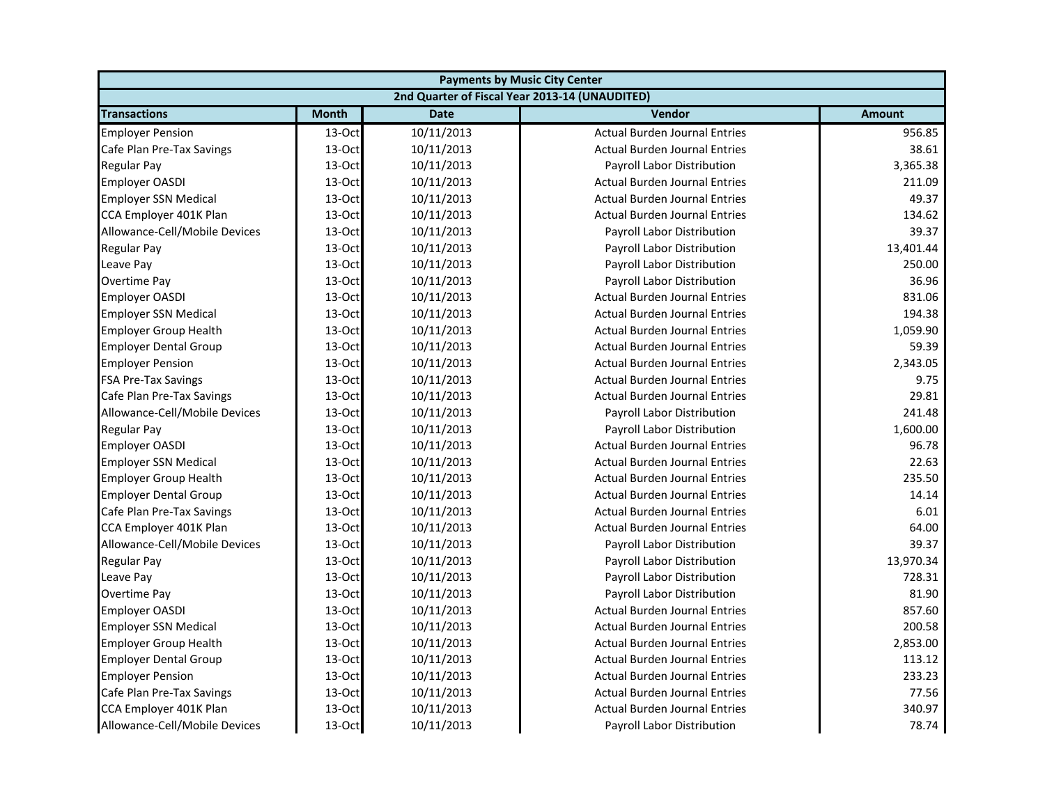| Payments by Music City Center | | | | |
|---|---|---|---|---|
| 2nd Quarter of Fiscal Year 2013-14 (UNAUDITED) | | | | |
| **Transactions** | **Month** | **Date** | **Vendor** | **Amount** |
| Employer Pension | 13-Oct | 10/11/2013 | Actual Burden Journal Entries | 956.85 |
| Cafe Plan Pre-Tax Savings | 13-Oct | 10/11/2013 | Actual Burden Journal Entries | 38.61 |
| Regular Pay | 13-Oct | 10/11/2013 | Payroll Labor Distribution | 3,365.38 |
| Employer OASDI | 13-Oct | 10/11/2013 | Actual Burden Journal Entries | 211.09 |
| Employer SSN Medical | 13-Oct | 10/11/2013 | Actual Burden Journal Entries | 49.37 |
| CCA Employer 401K Plan | 13-Oct | 10/11/2013 | Actual Burden Journal Entries | 134.62 |
| Allowance-Cell/Mobile Devices | 13-Oct | 10/11/2013 | Payroll Labor Distribution | 39.37 |
| Regular Pay | 13-Oct | 10/11/2013 | Payroll Labor Distribution | 13,401.44 |
| Leave Pay | 13-Oct | 10/11/2013 | Payroll Labor Distribution | 250.00 |
| Overtime Pay | 13-Oct | 10/11/2013 | Payroll Labor Distribution | 36.96 |
| Employer OASDI | 13-Oct | 10/11/2013 | Actual Burden Journal Entries | 831.06 |
| Employer SSN Medical | 13-Oct | 10/11/2013 | Actual Burden Journal Entries | 194.38 |
| Employer Group Health | 13-Oct | 10/11/2013 | Actual Burden Journal Entries | 1,059.90 |
| Employer Dental Group | 13-Oct | 10/11/2013 | Actual Burden Journal Entries | 59.39 |
| Employer Pension | 13-Oct | 10/11/2013 | Actual Burden Journal Entries | 2,343.05 |
| FSA Pre-Tax Savings | 13-Oct | 10/11/2013 | Actual Burden Journal Entries | 9.75 |
| Cafe Plan Pre-Tax Savings | 13-Oct | 10/11/2013 | Actual Burden Journal Entries | 29.81 |
| Allowance-Cell/Mobile Devices | 13-Oct | 10/11/2013 | Payroll Labor Distribution | 241.48 |
| Regular Pay | 13-Oct | 10/11/2013 | Payroll Labor Distribution | 1,600.00 |
| Employer OASDI | 13-Oct | 10/11/2013 | Actual Burden Journal Entries | 96.78 |
| Employer SSN Medical | 13-Oct | 10/11/2013 | Actual Burden Journal Entries | 22.63 |
| Employer Group Health | 13-Oct | 10/11/2013 | Actual Burden Journal Entries | 235.50 |
| Employer Dental Group | 13-Oct | 10/11/2013 | Actual Burden Journal Entries | 14.14 |
| Cafe Plan Pre-Tax Savings | 13-Oct | 10/11/2013 | Actual Burden Journal Entries | 6.01 |
| CCA Employer 401K Plan | 13-Oct | 10/11/2013 | Actual Burden Journal Entries | 64.00 |
| Allowance-Cell/Mobile Devices | 13-Oct | 10/11/2013 | Payroll Labor Distribution | 39.37 |
| Regular Pay | 13-Oct | 10/11/2013 | Payroll Labor Distribution | 13,970.34 |
| Leave Pay | 13-Oct | 10/11/2013 | Payroll Labor Distribution | 728.31 |
| Overtime Pay | 13-Oct | 10/11/2013 | Payroll Labor Distribution | 81.90 |
| Employer OASDI | 13-Oct | 10/11/2013 | Actual Burden Journal Entries | 857.60 |
| Employer SSN Medical | 13-Oct | 10/11/2013 | Actual Burden Journal Entries | 200.58 |
| Employer Group Health | 13-Oct | 10/11/2013 | Actual Burden Journal Entries | 2,853.00 |
| Employer Dental Group | 13-Oct | 10/11/2013 | Actual Burden Journal Entries | 113.12 |
| Employer Pension | 13-Oct | 10/11/2013 | Actual Burden Journal Entries | 233.23 |
| Cafe Plan Pre-Tax Savings | 13-Oct | 10/11/2013 | Actual Burden Journal Entries | 77.56 |
| CCA Employer 401K Plan | 13-Oct | 10/11/2013 | Actual Burden Journal Entries | 340.97 |
| Allowance-Cell/Mobile Devices | 13-Oct | 10/11/2013 | Payroll Labor Distribution | 78.74 |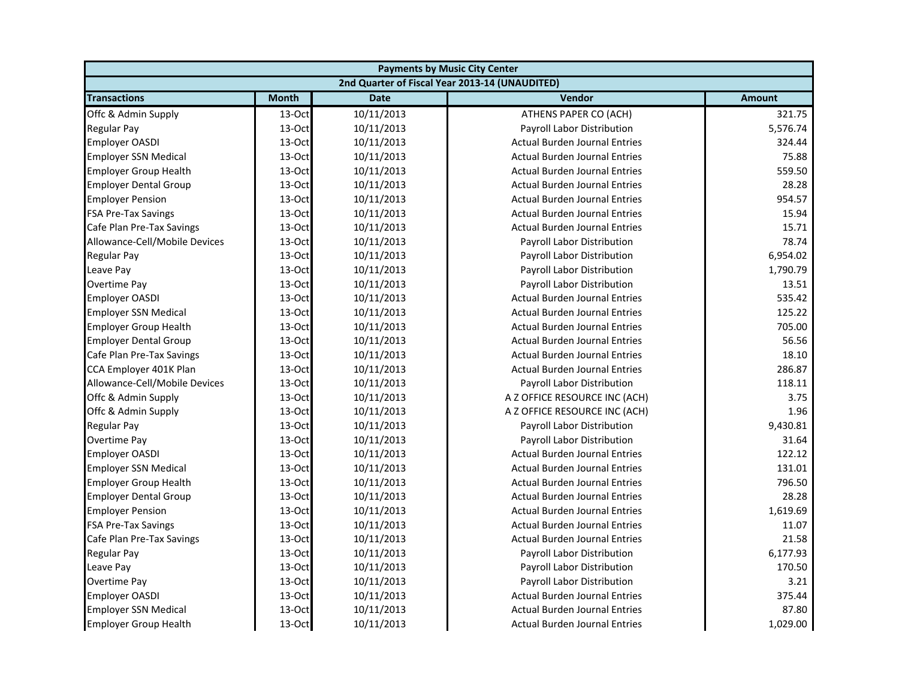| Payments by Music City Center | | | | |
|---|---|---|---|---|
| 2nd Quarter of Fiscal Year 2013-14 (UNAUDITED) | | | | |
| **Transactions** | **Month** | **Date** | **Vendor** | **Amount** |
| Offc & Admin Supply | 13-Oct | 10/11/2013 | ATHENS PAPER CO (ACH) | 321.75 |
| Regular Pay | 13-Oct | 10/11/2013 | Payroll Labor Distribution | 5,576.74 |
| Employer OASDI | 13-Oct | 10/11/2013 | Actual Burden Journal Entries | 324.44 |
| Employer SSN Medical | 13-Oct | 10/11/2013 | Actual Burden Journal Entries | 75.88 |
| Employer Group Health | 13-Oct | 10/11/2013 | Actual Burden Journal Entries | 559.50 |
| Employer Dental Group | 13-Oct | 10/11/2013 | Actual Burden Journal Entries | 28.28 |
| Employer Pension | 13-Oct | 10/11/2013 | Actual Burden Journal Entries | 954.57 |
| FSA Pre-Tax Savings | 13-Oct | 10/11/2013 | Actual Burden Journal Entries | 15.94 |
| Cafe Plan Pre-Tax Savings | 13-Oct | 10/11/2013 | Actual Burden Journal Entries | 15.71 |
| Allowance-Cell/Mobile Devices | 13-Oct | 10/11/2013 | Payroll Labor Distribution | 78.74 |
| Regular Pay | 13-Oct | 10/11/2013 | Payroll Labor Distribution | 6,954.02 |
| Leave Pay | 13-Oct | 10/11/2013 | Payroll Labor Distribution | 1,790.79 |
| Overtime Pay | 13-Oct | 10/11/2013 | Payroll Labor Distribution | 13.51 |
| Employer OASDI | 13-Oct | 10/11/2013 | Actual Burden Journal Entries | 535.42 |
| Employer SSN Medical | 13-Oct | 10/11/2013 | Actual Burden Journal Entries | 125.22 |
| Employer Group Health | 13-Oct | 10/11/2013 | Actual Burden Journal Entries | 705.00 |
| Employer Dental Group | 13-Oct | 10/11/2013 | Actual Burden Journal Entries | 56.56 |
| Cafe Plan Pre-Tax Savings | 13-Oct | 10/11/2013 | Actual Burden Journal Entries | 18.10 |
| CCA Employer 401K Plan | 13-Oct | 10/11/2013 | Actual Burden Journal Entries | 286.87 |
| Allowance-Cell/Mobile Devices | 13-Oct | 10/11/2013 | Payroll Labor Distribution | 118.11 |
| Offc & Admin Supply | 13-Oct | 10/11/2013 | A Z OFFICE RESOURCE INC (ACH) | 3.75 |
| Offc & Admin Supply | 13-Oct | 10/11/2013 | A Z OFFICE RESOURCE INC (ACH) | 1.96 |
| Regular Pay | 13-Oct | 10/11/2013 | Payroll Labor Distribution | 9,430.81 |
| Overtime Pay | 13-Oct | 10/11/2013 | Payroll Labor Distribution | 31.64 |
| Employer OASDI | 13-Oct | 10/11/2013 | Actual Burden Journal Entries | 122.12 |
| Employer SSN Medical | 13-Oct | 10/11/2013 | Actual Burden Journal Entries | 131.01 |
| Employer Group Health | 13-Oct | 10/11/2013 | Actual Burden Journal Entries | 796.50 |
| Employer Dental Group | 13-Oct | 10/11/2013 | Actual Burden Journal Entries | 28.28 |
| Employer Pension | 13-Oct | 10/11/2013 | Actual Burden Journal Entries | 1,619.69 |
| FSA Pre-Tax Savings | 13-Oct | 10/11/2013 | Actual Burden Journal Entries | 11.07 |
| Cafe Plan Pre-Tax Savings | 13-Oct | 10/11/2013 | Actual Burden Journal Entries | 21.58 |
| Regular Pay | 13-Oct | 10/11/2013 | Payroll Labor Distribution | 6,177.93 |
| Leave Pay | 13-Oct | 10/11/2013 | Payroll Labor Distribution | 170.50 |
| Overtime Pay | 13-Oct | 10/11/2013 | Payroll Labor Distribution | 3.21 |
| Employer OASDI | 13-Oct | 10/11/2013 | Actual Burden Journal Entries | 375.44 |
| Employer SSN Medical | 13-Oct | 10/11/2013 | Actual Burden Journal Entries | 87.80 |
| Employer Group Health | 13-Oct | 10/11/2013 | Actual Burden Journal Entries | 1,029.00 |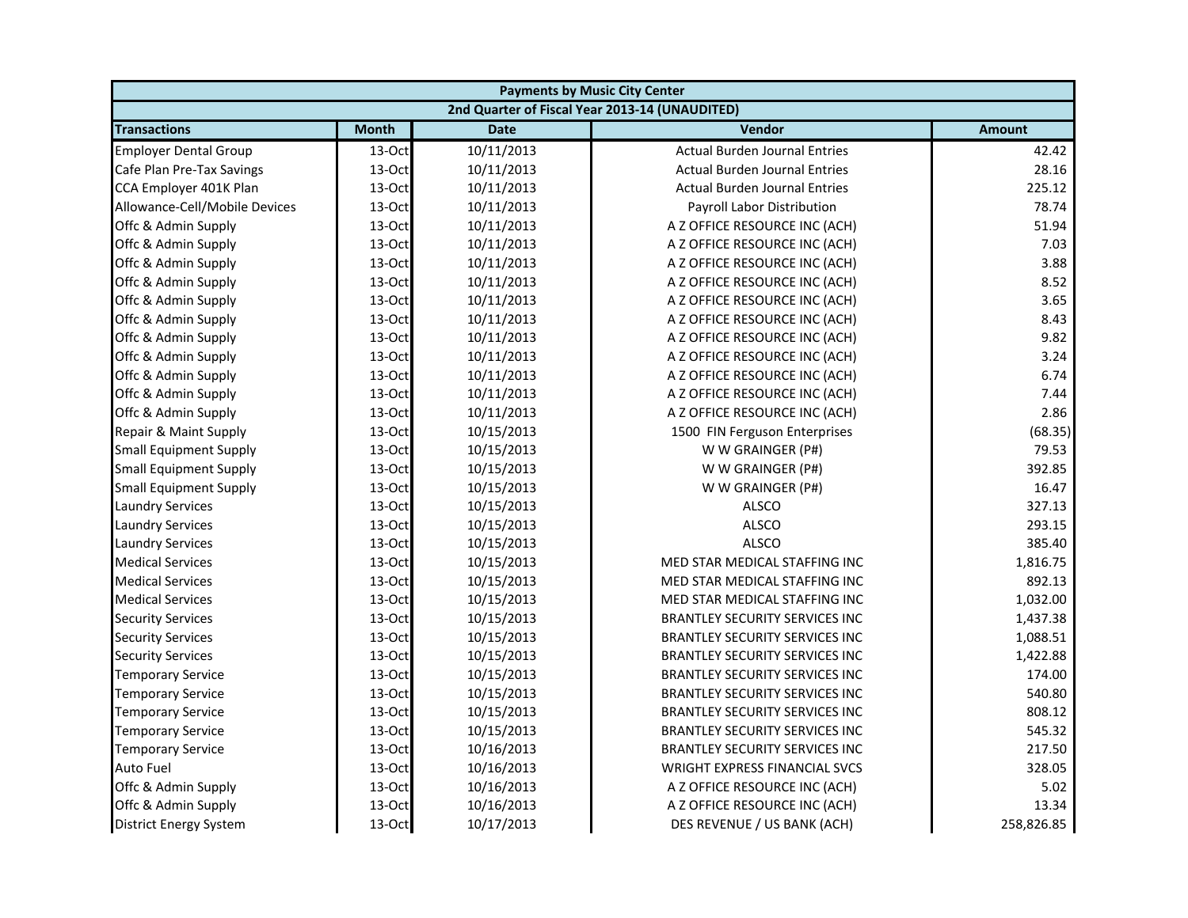| Payments by Music City Center | | | | |
|---|---|---|---|---|
| 2nd Quarter of Fiscal Year 2013-14 (UNAUDITED) | | | | |
| **Transactions** | **Month** | **Date** | **Vendor** | **Amount** |
| Employer Dental Group | 13-Oct | 10/11/2013 | Actual Burden Journal Entries | 42.42 |
| Cafe Plan Pre-Tax Savings | 13-Oct | 10/11/2013 | Actual Burden Journal Entries | 28.16 |
| CCA Employer 401K Plan | 13-Oct | 10/11/2013 | Actual Burden Journal Entries | 225.12 |
| Allowance-Cell/Mobile Devices | 13-Oct | 10/11/2013 | Payroll Labor Distribution | 78.74 |
| Offc & Admin Supply | 13-Oct | 10/11/2013 | A Z OFFICE RESOURCE INC (ACH) | 51.94 |
| Offc & Admin Supply | 13-Oct | 10/11/2013 | A Z OFFICE RESOURCE INC (ACH) | 7.03 |
| Offc & Admin Supply | 13-Oct | 10/11/2013 | A Z OFFICE RESOURCE INC (ACH) | 3.88 |
| Offc & Admin Supply | 13-Oct | 10/11/2013 | A Z OFFICE RESOURCE INC (ACH) | 8.52 |
| Offc & Admin Supply | 13-Oct | 10/11/2013 | A Z OFFICE RESOURCE INC (ACH) | 3.65 |
| Offc & Admin Supply | 13-Oct | 10/11/2013 | A Z OFFICE RESOURCE INC (ACH) | 8.43 |
| Offc & Admin Supply | 13-Oct | 10/11/2013 | A Z OFFICE RESOURCE INC (ACH) | 9.82 |
| Offc & Admin Supply | 13-Oct | 10/11/2013 | A Z OFFICE RESOURCE INC (ACH) | 3.24 |
| Offc & Admin Supply | 13-Oct | 10/11/2013 | A Z OFFICE RESOURCE INC (ACH) | 6.74 |
| Offc & Admin Supply | 13-Oct | 10/11/2013 | A Z OFFICE RESOURCE INC (ACH) | 7.44 |
| Offc & Admin Supply | 13-Oct | 10/11/2013 | A Z OFFICE RESOURCE INC (ACH) | 2.86 |
| Repair & Maint Supply | 13-Oct | 10/15/2013 | 1500 FIN Ferguson Enterprises | (68.35) |
| Small Equipment Supply | 13-Oct | 10/15/2013 | W W GRAINGER (P#) | 79.53 |
| Small Equipment Supply | 13-Oct | 10/15/2013 | W W GRAINGER (P#) | 392.85 |
| Small Equipment Supply | 13-Oct | 10/15/2013 | W W GRAINGER (P#) | 16.47 |
| Laundry Services | 13-Oct | 10/15/2013 | ALSCO | 327.13 |
| Laundry Services | 13-Oct | 10/15/2013 | ALSCO | 293.15 |
| Laundry Services | 13-Oct | 10/15/2013 | ALSCO | 385.40 |
| Medical Services | 13-Oct | 10/15/2013 | MED STAR MEDICAL STAFFING INC | 1,816.75 |
| Medical Services | 13-Oct | 10/15/2013 | MED STAR MEDICAL STAFFING INC | 892.13 |
| Medical Services | 13-Oct | 10/15/2013 | MED STAR MEDICAL STAFFING INC | 1,032.00 |
| Security Services | 13-Oct | 10/15/2013 | BRANTLEY SECURITY SERVICES INC | 1,437.38 |
| Security Services | 13-Oct | 10/15/2013 | BRANTLEY SECURITY SERVICES INC | 1,088.51 |
| Security Services | 13-Oct | 10/15/2013 | BRANTLEY SECURITY SERVICES INC | 1,422.88 |
| Temporary Service | 13-Oct | 10/15/2013 | BRANTLEY SECURITY SERVICES INC | 174.00 |
| Temporary Service | 13-Oct | 10/15/2013 | BRANTLEY SECURITY SERVICES INC | 540.80 |
| Temporary Service | 13-Oct | 10/15/2013 | BRANTLEY SECURITY SERVICES INC | 808.12 |
| Temporary Service | 13-Oct | 10/15/2013 | BRANTLEY SECURITY SERVICES INC | 545.32 |
| Temporary Service | 13-Oct | 10/16/2013 | BRANTLEY SECURITY SERVICES INC | 217.50 |
| Auto Fuel | 13-Oct | 10/16/2013 | WRIGHT EXPRESS FINANCIAL SVCS | 328.05 |
| Offc & Admin Supply | 13-Oct | 10/16/2013 | A Z OFFICE RESOURCE INC (ACH) | 5.02 |
| Offc & Admin Supply | 13-Oct | 10/16/2013 | A Z OFFICE RESOURCE INC (ACH) | 13.34 |
| District Energy System | 13-Oct | 10/17/2013 | DES REVENUE / US BANK (ACH) | 258,826.85 |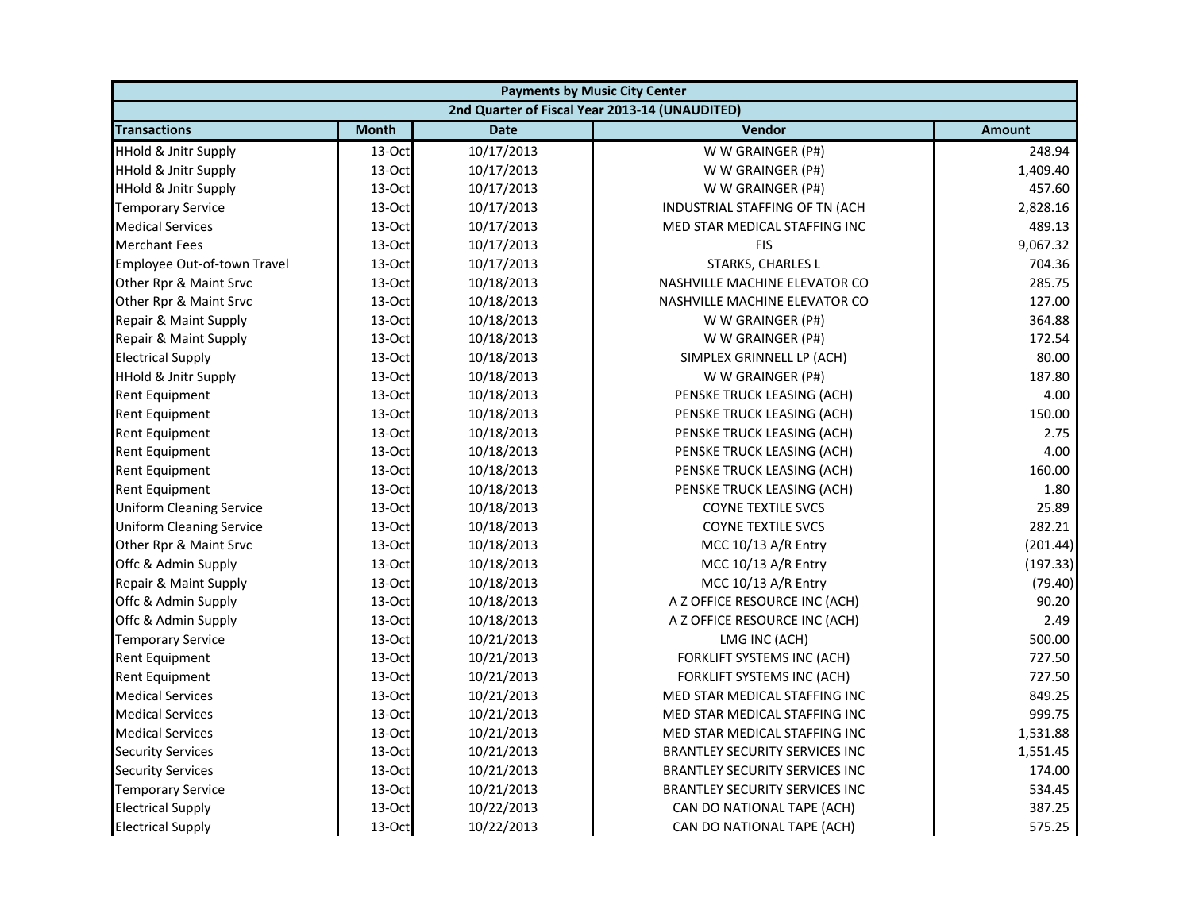| Payments by Music City Center | | | | |
|---|---|---|---|---|
| 2nd Quarter of Fiscal Year 2013-14 (UNAUDITED) | | | | |
| **Transactions** | **Month** | **Date** | **Vendor** | **Amount** |
| HHold & Jnitr Supply | 13-Oct | 10/17/2013 | W W GRAINGER (P#) | 248.94 |
| HHold & Jnitr Supply | 13-Oct | 10/17/2013 | W W GRAINGER (P#) | 1,409.40 |
| HHold & Jnitr Supply | 13-Oct | 10/17/2013 | W W GRAINGER (P#) | 457.60 |
| Temporary Service | 13-Oct | 10/17/2013 | INDUSTRIAL STAFFING OF TN (ACH | 2,828.16 |
| Medical Services | 13-Oct | 10/17/2013 | MED STAR MEDICAL STAFFING INC | 489.13 |
| Merchant Fees | 13-Oct | 10/17/2013 | FIS | 9,067.32 |
| Employee Out-of-town Travel | 13-Oct | 10/17/2013 | STARKS, CHARLES L | 704.36 |
| Other Rpr & Maint Srvc | 13-Oct | 10/18/2013 | NASHVILLE MACHINE ELEVATOR CO | 285.75 |
| Other Rpr & Maint Srvc | 13-Oct | 10/18/2013 | NASHVILLE MACHINE ELEVATOR CO | 127.00 |
| Repair & Maint Supply | 13-Oct | 10/18/2013 | W W GRAINGER (P#) | 364.88 |
| Repair & Maint Supply | 13-Oct | 10/18/2013 | W W GRAINGER (P#) | 172.54 |
| Electrical Supply | 13-Oct | 10/18/2013 | SIMPLEX GRINNELL LP (ACH) | 80.00 |
| HHold & Jnitr Supply | 13-Oct | 10/18/2013 | W W GRAINGER (P#) | 187.80 |
| Rent Equipment | 13-Oct | 10/18/2013 | PENSKE TRUCK LEASING (ACH) | 4.00 |
| Rent Equipment | 13-Oct | 10/18/2013 | PENSKE TRUCK LEASING (ACH) | 150.00 |
| Rent Equipment | 13-Oct | 10/18/2013 | PENSKE TRUCK LEASING (ACH) | 2.75 |
| Rent Equipment | 13-Oct | 10/18/2013 | PENSKE TRUCK LEASING (ACH) | 4.00 |
| Rent Equipment | 13-Oct | 10/18/2013 | PENSKE TRUCK LEASING (ACH) | 160.00 |
| Rent Equipment | 13-Oct | 10/18/2013 | PENSKE TRUCK LEASING (ACH) | 1.80 |
| Uniform Cleaning Service | 13-Oct | 10/18/2013 | COYNE TEXTILE SVCS | 25.89 |
| Uniform Cleaning Service | 13-Oct | 10/18/2013 | COYNE TEXTILE SVCS | 282.21 |
| Other Rpr & Maint Srvc | 13-Oct | 10/18/2013 | MCC 10/13 A/R Entry | (201.44) |
| Offc & Admin Supply | 13-Oct | 10/18/2013 | MCC 10/13 A/R Entry | (197.33) |
| Repair & Maint Supply | 13-Oct | 10/18/2013 | MCC 10/13 A/R Entry | (79.40) |
| Offc & Admin Supply | 13-Oct | 10/18/2013 | A Z OFFICE RESOURCE INC (ACH) | 90.20 |
| Offc & Admin Supply | 13-Oct | 10/18/2013 | A Z OFFICE RESOURCE INC (ACH) | 2.49 |
| Temporary Service | 13-Oct | 10/21/2013 | LMG INC (ACH) | 500.00 |
| Rent Equipment | 13-Oct | 10/21/2013 | FORKLIFT SYSTEMS INC (ACH) | 727.50 |
| Rent Equipment | 13-Oct | 10/21/2013 | FORKLIFT SYSTEMS INC (ACH) | 727.50 |
| Medical Services | 13-Oct | 10/21/2013 | MED STAR MEDICAL STAFFING INC | 849.25 |
| Medical Services | 13-Oct | 10/21/2013 | MED STAR MEDICAL STAFFING INC | 999.75 |
| Medical Services | 13-Oct | 10/21/2013 | MED STAR MEDICAL STAFFING INC | 1,531.88 |
| Security Services | 13-Oct | 10/21/2013 | BRANTLEY SECURITY SERVICES INC | 1,551.45 |
| Security Services | 13-Oct | 10/21/2013 | BRANTLEY SECURITY SERVICES INC | 174.00 |
| Temporary Service | 13-Oct | 10/21/2013 | BRANTLEY SECURITY SERVICES INC | 534.45 |
| Electrical Supply | 13-Oct | 10/22/2013 | CAN DO NATIONAL TAPE (ACH) | 387.25 |
| Electrical Supply | 13-Oct | 10/22/2013 | CAN DO NATIONAL TAPE (ACH) | 575.25 |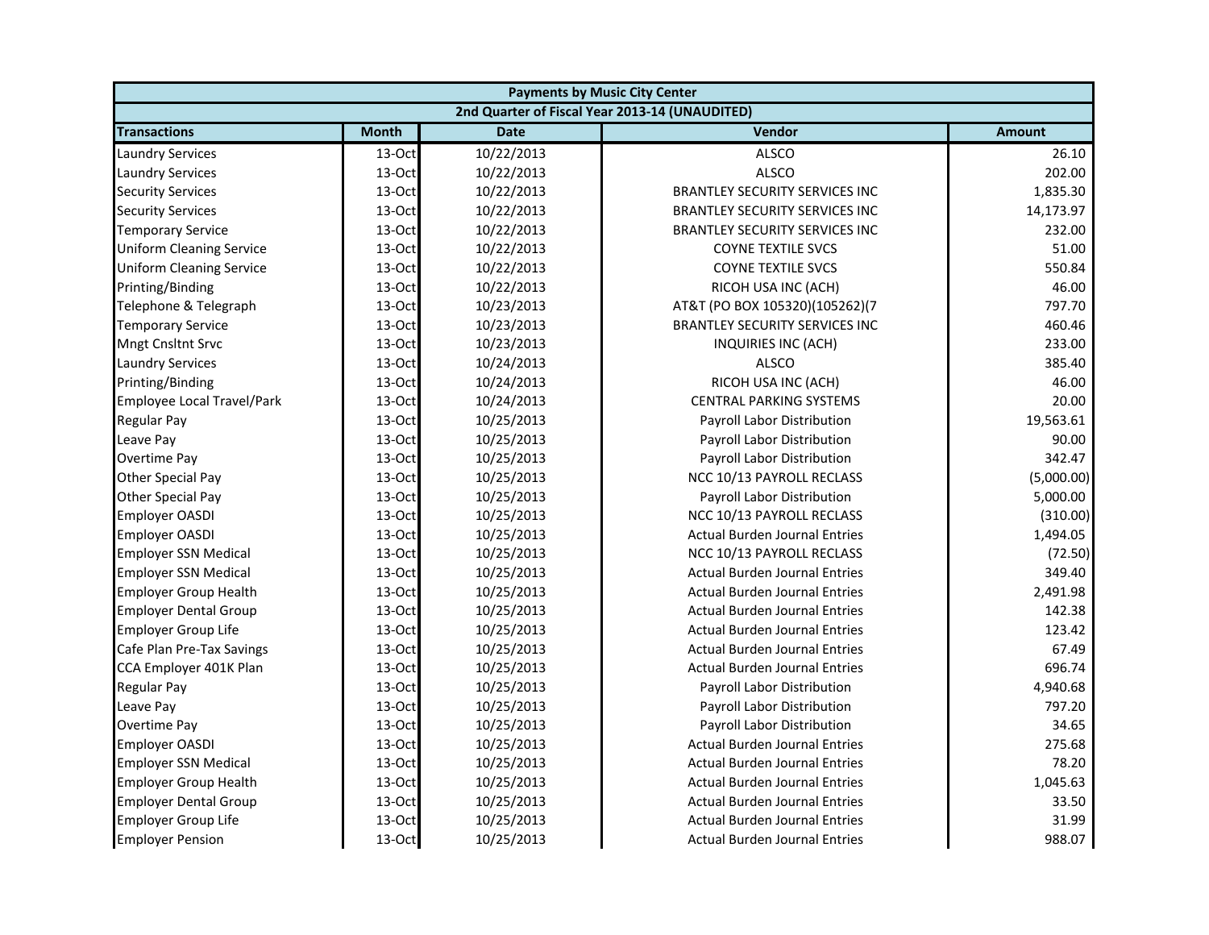| Payments by Music City Center | | | | |
|---|---|---|---|---|
| 2nd Quarter of Fiscal Year 2013-14 (UNAUDITED) | | | | |
| **Transactions** | **Month** | **Date** | **Vendor** | **Amount** |
| Laundry Services | 13-Oct | 10/22/2013 | ALSCO | 26.10 |
| Laundry Services | 13-Oct | 10/22/2013 | ALSCO | 202.00 |
| Security Services | 13-Oct | 10/22/2013 | BRANTLEY SECURITY SERVICES INC | 1,835.30 |
| Security Services | 13-Oct | 10/22/2013 | BRANTLEY SECURITY SERVICES INC | 14,173.97 |
| Temporary Service | 13-Oct | 10/22/2013 | BRANTLEY SECURITY SERVICES INC | 232.00 |
| Uniform Cleaning Service | 13-Oct | 10/22/2013 | COYNE TEXTILE SVCS | 51.00 |
| Uniform Cleaning Service | 13-Oct | 10/22/2013 | COYNE TEXTILE SVCS | 550.84 |
| Printing/Binding | 13-Oct | 10/22/2013 | RICOH USA INC (ACH) | 46.00 |
| Telephone & Telegraph | 13-Oct | 10/23/2013 | AT&T (PO BOX 105320)(105262)(7 | 797.70 |
| Temporary Service | 13-Oct | 10/23/2013 | BRANTLEY SECURITY SERVICES INC | 460.46 |
| Mngt Cnsltnt Srvc | 13-Oct | 10/23/2013 | INQUIRIES INC (ACH) | 233.00 |
| Laundry Services | 13-Oct | 10/24/2013 | ALSCO | 385.40 |
| Printing/Binding | 13-Oct | 10/24/2013 | RICOH USA INC (ACH) | 46.00 |
| Employee Local Travel/Park | 13-Oct | 10/24/2013 | CENTRAL PARKING SYSTEMS | 20.00 |
| Regular Pay | 13-Oct | 10/25/2013 | Payroll Labor Distribution | 19,563.61 |
| Leave Pay | 13-Oct | 10/25/2013 | Payroll Labor Distribution | 90.00 |
| Overtime Pay | 13-Oct | 10/25/2013 | Payroll Labor Distribution | 342.47 |
| Other Special Pay | 13-Oct | 10/25/2013 | NCC 10/13 PAYROLL RECLASS | (5,000.00) |
| Other Special Pay | 13-Oct | 10/25/2013 | Payroll Labor Distribution | 5,000.00 |
| Employer OASDI | 13-Oct | 10/25/2013 | NCC 10/13 PAYROLL RECLASS | (310.00) |
| Employer OASDI | 13-Oct | 10/25/2013 | Actual Burden Journal Entries | 1,494.05 |
| Employer SSN Medical | 13-Oct | 10/25/2013 | NCC 10/13 PAYROLL RECLASS | (72.50) |
| Employer SSN Medical | 13-Oct | 10/25/2013 | Actual Burden Journal Entries | 349.40 |
| Employer Group Health | 13-Oct | 10/25/2013 | Actual Burden Journal Entries | 2,491.98 |
| Employer Dental Group | 13-Oct | 10/25/2013 | Actual Burden Journal Entries | 142.38 |
| Employer Group Life | 13-Oct | 10/25/2013 | Actual Burden Journal Entries | 123.42 |
| Cafe Plan Pre-Tax Savings | 13-Oct | 10/25/2013 | Actual Burden Journal Entries | 67.49 |
| CCA Employer 401K Plan | 13-Oct | 10/25/2013 | Actual Burden Journal Entries | 696.74 |
| Regular Pay | 13-Oct | 10/25/2013 | Payroll Labor Distribution | 4,940.68 |
| Leave Pay | 13-Oct | 10/25/2013 | Payroll Labor Distribution | 797.20 |
| Overtime Pay | 13-Oct | 10/25/2013 | Payroll Labor Distribution | 34.65 |
| Employer OASDI | 13-Oct | 10/25/2013 | Actual Burden Journal Entries | 275.68 |
| Employer SSN Medical | 13-Oct | 10/25/2013 | Actual Burden Journal Entries | 78.20 |
| Employer Group Health | 13-Oct | 10/25/2013 | Actual Burden Journal Entries | 1,045.63 |
| Employer Dental Group | 13-Oct | 10/25/2013 | Actual Burden Journal Entries | 33.50 |
| Employer Group Life | 13-Oct | 10/25/2013 | Actual Burden Journal Entries | 31.99 |
| Employer Pension | 13-Oct | 10/25/2013 | Actual Burden Journal Entries | 988.07 |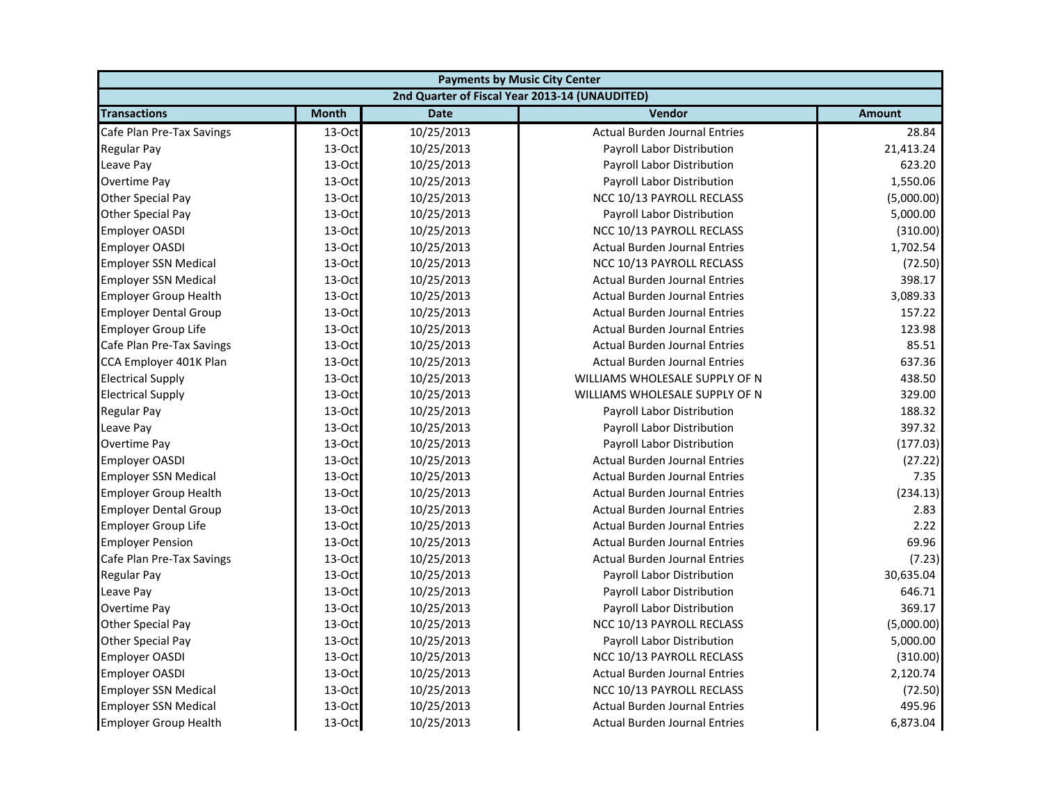| Payments by Music City Center | | | | |
|---|---|---|---|---|
| 2nd Quarter of Fiscal Year 2013-14 (UNAUDITED) | | | | |
| **Transactions** | **Month** | **Date** | **Vendor** | **Amount** |
| Cafe Plan Pre-Tax Savings | 13-Oct | 10/25/2013 | Actual Burden Journal Entries | 28.84 |
| Regular Pay | 13-Oct | 10/25/2013 | Payroll Labor Distribution | 21,413.24 |
| Leave Pay | 13-Oct | 10/25/2013 | Payroll Labor Distribution | 623.20 |
| Overtime Pay | 13-Oct | 10/25/2013 | Payroll Labor Distribution | 1,550.06 |
| Other Special Pay | 13-Oct | 10/25/2013 | NCC 10/13 PAYROLL RECLASS | (5,000.00) |
| Other Special Pay | 13-Oct | 10/25/2013 | Payroll Labor Distribution | 5,000.00 |
| Employer OASDI | 13-Oct | 10/25/2013 | NCC 10/13 PAYROLL RECLASS | (310.00) |
| Employer OASDI | 13-Oct | 10/25/2013 | Actual Burden Journal Entries | 1,702.54 |
| Employer SSN Medical | 13-Oct | 10/25/2013 | NCC 10/13 PAYROLL RECLASS | (72.50) |
| Employer SSN Medical | 13-Oct | 10/25/2013 | Actual Burden Journal Entries | 398.17 |
| Employer Group Health | 13-Oct | 10/25/2013 | Actual Burden Journal Entries | 3,089.33 |
| Employer Dental Group | 13-Oct | 10/25/2013 | Actual Burden Journal Entries | 157.22 |
| Employer Group Life | 13-Oct | 10/25/2013 | Actual Burden Journal Entries | 123.98 |
| Cafe Plan Pre-Tax Savings | 13-Oct | 10/25/2013 | Actual Burden Journal Entries | 85.51 |
| CCA Employer 401K Plan | 13-Oct | 10/25/2013 | Actual Burden Journal Entries | 637.36 |
| Electrical Supply | 13-Oct | 10/25/2013 | WILLIAMS WHOLESALE SUPPLY OF N | 438.50 |
| Electrical Supply | 13-Oct | 10/25/2013 | WILLIAMS WHOLESALE SUPPLY OF N | 329.00 |
| Regular Pay | 13-Oct | 10/25/2013 | Payroll Labor Distribution | 188.32 |
| Leave Pay | 13-Oct | 10/25/2013 | Payroll Labor Distribution | 397.32 |
| Overtime Pay | 13-Oct | 10/25/2013 | Payroll Labor Distribution | (177.03) |
| Employer OASDI | 13-Oct | 10/25/2013 | Actual Burden Journal Entries | (27.22) |
| Employer SSN Medical | 13-Oct | 10/25/2013 | Actual Burden Journal Entries | 7.35 |
| Employer Group Health | 13-Oct | 10/25/2013 | Actual Burden Journal Entries | (234.13) |
| Employer Dental Group | 13-Oct | 10/25/2013 | Actual Burden Journal Entries | 2.83 |
| Employer Group Life | 13-Oct | 10/25/2013 | Actual Burden Journal Entries | 2.22 |
| Employer Pension | 13-Oct | 10/25/2013 | Actual Burden Journal Entries | 69.96 |
| Cafe Plan Pre-Tax Savings | 13-Oct | 10/25/2013 | Actual Burden Journal Entries | (7.23) |
| Regular Pay | 13-Oct | 10/25/2013 | Payroll Labor Distribution | 30,635.04 |
| Leave Pay | 13-Oct | 10/25/2013 | Payroll Labor Distribution | 646.71 |
| Overtime Pay | 13-Oct | 10/25/2013 | Payroll Labor Distribution | 369.17 |
| Other Special Pay | 13-Oct | 10/25/2013 | NCC 10/13 PAYROLL RECLASS | (5,000.00) |
| Other Special Pay | 13-Oct | 10/25/2013 | Payroll Labor Distribution | 5,000.00 |
| Employer OASDI | 13-Oct | 10/25/2013 | NCC 10/13 PAYROLL RECLASS | (310.00) |
| Employer OASDI | 13-Oct | 10/25/2013 | Actual Burden Journal Entries | 2,120.74 |
| Employer SSN Medical | 13-Oct | 10/25/2013 | NCC 10/13 PAYROLL RECLASS | (72.50) |
| Employer SSN Medical | 13-Oct | 10/25/2013 | Actual Burden Journal Entries | 495.96 |
| Employer Group Health | 13-Oct | 10/25/2013 | Actual Burden Journal Entries | 6,873.04 |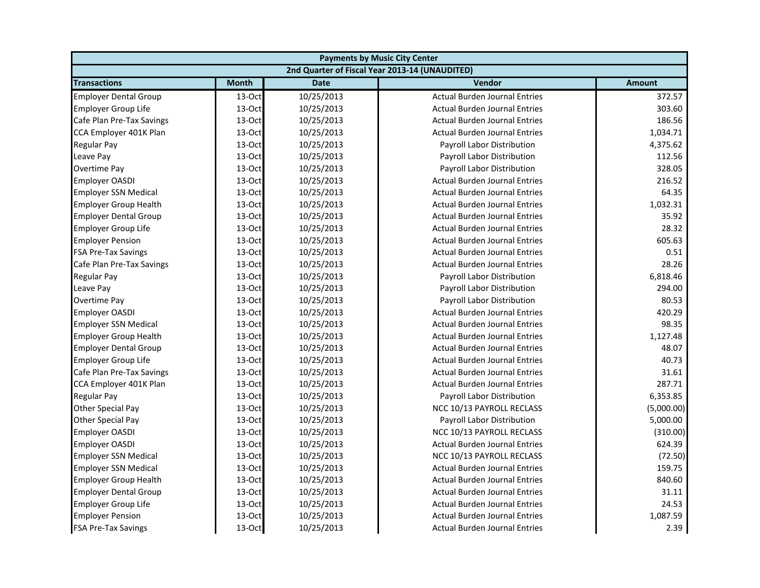| Payments by Music City Center | | | | |
|---|---|---|---|---|
| 2nd Quarter of Fiscal Year 2013-14 (UNAUDITED) | | | | |
| **Transactions** | **Month** | **Date** | **Vendor** | **Amount** |
| Employer Dental Group | 13-Oct | 10/25/2013 | Actual Burden Journal Entries | 372.57 |
| Employer Group Life | 13-Oct | 10/25/2013 | Actual Burden Journal Entries | 303.60 |
| Cafe Plan Pre-Tax Savings | 13-Oct | 10/25/2013 | Actual Burden Journal Entries | 186.56 |
| CCA Employer 401K Plan | 13-Oct | 10/25/2013 | Actual Burden Journal Entries | 1,034.71 |
| Regular Pay | 13-Oct | 10/25/2013 | Payroll Labor Distribution | 4,375.62 |
| Leave Pay | 13-Oct | 10/25/2013 | Payroll Labor Distribution | 112.56 |
| Overtime Pay | 13-Oct | 10/25/2013 | Payroll Labor Distribution | 328.05 |
| Employer OASDI | 13-Oct | 10/25/2013 | Actual Burden Journal Entries | 216.52 |
| Employer SSN Medical | 13-Oct | 10/25/2013 | Actual Burden Journal Entries | 64.35 |
| Employer Group Health | 13-Oct | 10/25/2013 | Actual Burden Journal Entries | 1,032.31 |
| Employer Dental Group | 13-Oct | 10/25/2013 | Actual Burden Journal Entries | 35.92 |
| Employer Group Life | 13-Oct | 10/25/2013 | Actual Burden Journal Entries | 28.32 |
| Employer Pension | 13-Oct | 10/25/2013 | Actual Burden Journal Entries | 605.63 |
| FSA Pre-Tax Savings | 13-Oct | 10/25/2013 | Actual Burden Journal Entries | 0.51 |
| Cafe Plan Pre-Tax Savings | 13-Oct | 10/25/2013 | Actual Burden Journal Entries | 28.26 |
| Regular Pay | 13-Oct | 10/25/2013 | Payroll Labor Distribution | 6,818.46 |
| Leave Pay | 13-Oct | 10/25/2013 | Payroll Labor Distribution | 294.00 |
| Overtime Pay | 13-Oct | 10/25/2013 | Payroll Labor Distribution | 80.53 |
| Employer OASDI | 13-Oct | 10/25/2013 | Actual Burden Journal Entries | 420.29 |
| Employer SSN Medical | 13-Oct | 10/25/2013 | Actual Burden Journal Entries | 98.35 |
| Employer Group Health | 13-Oct | 10/25/2013 | Actual Burden Journal Entries | 1,127.48 |
| Employer Dental Group | 13-Oct | 10/25/2013 | Actual Burden Journal Entries | 48.07 |
| Employer Group Life | 13-Oct | 10/25/2013 | Actual Burden Journal Entries | 40.73 |
| Cafe Plan Pre-Tax Savings | 13-Oct | 10/25/2013 | Actual Burden Journal Entries | 31.61 |
| CCA Employer 401K Plan | 13-Oct | 10/25/2013 | Actual Burden Journal Entries | 287.71 |
| Regular Pay | 13-Oct | 10/25/2013 | Payroll Labor Distribution | 6,353.85 |
| Other Special Pay | 13-Oct | 10/25/2013 | NCC 10/13 PAYROLL RECLASS | (5,000.00) |
| Other Special Pay | 13-Oct | 10/25/2013 | Payroll Labor Distribution | 5,000.00 |
| Employer OASDI | 13-Oct | 10/25/2013 | NCC 10/13 PAYROLL RECLASS | (310.00) |
| Employer OASDI | 13-Oct | 10/25/2013 | Actual Burden Journal Entries | 624.39 |
| Employer SSN Medical | 13-Oct | 10/25/2013 | NCC 10/13 PAYROLL RECLASS | (72.50) |
| Employer SSN Medical | 13-Oct | 10/25/2013 | Actual Burden Journal Entries | 159.75 |
| Employer Group Health | 13-Oct | 10/25/2013 | Actual Burden Journal Entries | 840.60 |
| Employer Dental Group | 13-Oct | 10/25/2013 | Actual Burden Journal Entries | 31.11 |
| Employer Group Life | 13-Oct | 10/25/2013 | Actual Burden Journal Entries | 24.53 |
| Employer Pension | 13-Oct | 10/25/2013 | Actual Burden Journal Entries | 1,087.59 |
| FSA Pre-Tax Savings | 13-Oct | 10/25/2013 | Actual Burden Journal Entries | 2.39 |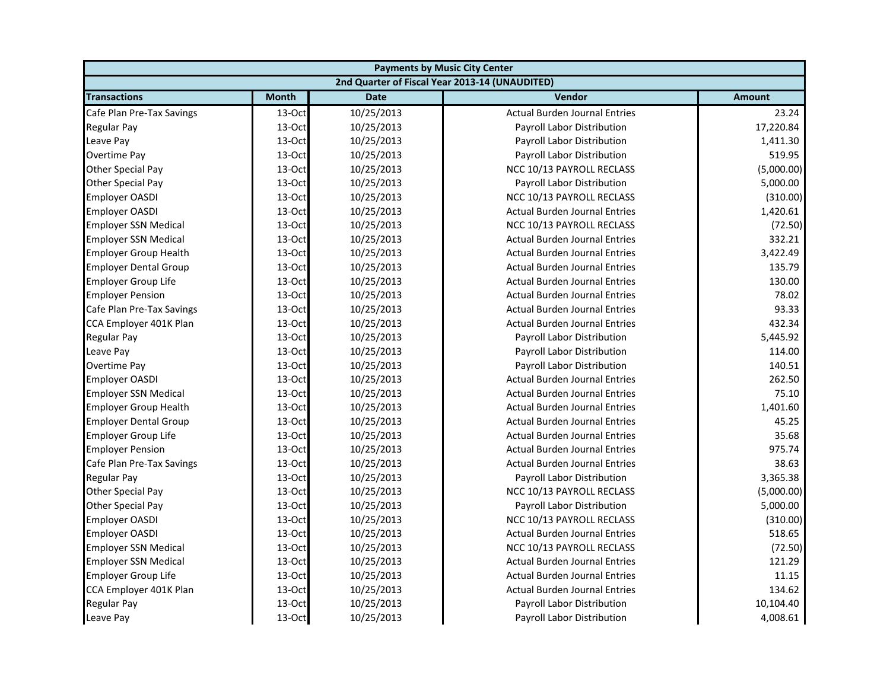| Payments by Music City Center | | | | |
|---|---|---|---|---|
| 2nd Quarter of Fiscal Year 2013-14 (UNAUDITED) | | | | |
| **Transactions** | **Month** | **Date** | **Vendor** | **Amount** |
| Cafe Plan Pre-Tax Savings | 13-Oct | 10/25/2013 | Actual Burden Journal Entries | 23.24 |
| Regular Pay | 13-Oct | 10/25/2013 | Payroll Labor Distribution | 17,220.84 |
| Leave Pay | 13-Oct | 10/25/2013 | Payroll Labor Distribution | 1,411.30 |
| Overtime Pay | 13-Oct | 10/25/2013 | Payroll Labor Distribution | 519.95 |
| Other Special Pay | 13-Oct | 10/25/2013 | NCC 10/13 PAYROLL RECLASS | (5,000.00) |
| Other Special Pay | 13-Oct | 10/25/2013 | Payroll Labor Distribution | 5,000.00 |
| Employer OASDI | 13-Oct | 10/25/2013 | NCC 10/13 PAYROLL RECLASS | (310.00) |
| Employer OASDI | 13-Oct | 10/25/2013 | Actual Burden Journal Entries | 1,420.61 |
| Employer SSN Medical | 13-Oct | 10/25/2013 | NCC 10/13 PAYROLL RECLASS | (72.50) |
| Employer SSN Medical | 13-Oct | 10/25/2013 | Actual Burden Journal Entries | 332.21 |
| Employer Group Health | 13-Oct | 10/25/2013 | Actual Burden Journal Entries | 3,422.49 |
| Employer Dental Group | 13-Oct | 10/25/2013 | Actual Burden Journal Entries | 135.79 |
| Employer Group Life | 13-Oct | 10/25/2013 | Actual Burden Journal Entries | 130.00 |
| Employer Pension | 13-Oct | 10/25/2013 | Actual Burden Journal Entries | 78.02 |
| Cafe Plan Pre-Tax Savings | 13-Oct | 10/25/2013 | Actual Burden Journal Entries | 93.33 |
| CCA Employer 401K Plan | 13-Oct | 10/25/2013 | Actual Burden Journal Entries | 432.34 |
| Regular Pay | 13-Oct | 10/25/2013 | Payroll Labor Distribution | 5,445.92 |
| Leave Pay | 13-Oct | 10/25/2013 | Payroll Labor Distribution | 114.00 |
| Overtime Pay | 13-Oct | 10/25/2013 | Payroll Labor Distribution | 140.51 |
| Employer OASDI | 13-Oct | 10/25/2013 | Actual Burden Journal Entries | 262.50 |
| Employer SSN Medical | 13-Oct | 10/25/2013 | Actual Burden Journal Entries | 75.10 |
| Employer Group Health | 13-Oct | 10/25/2013 | Actual Burden Journal Entries | 1,401.60 |
| Employer Dental Group | 13-Oct | 10/25/2013 | Actual Burden Journal Entries | 45.25 |
| Employer Group Life | 13-Oct | 10/25/2013 | Actual Burden Journal Entries | 35.68 |
| Employer Pension | 13-Oct | 10/25/2013 | Actual Burden Journal Entries | 975.74 |
| Cafe Plan Pre-Tax Savings | 13-Oct | 10/25/2013 | Actual Burden Journal Entries | 38.63 |
| Regular Pay | 13-Oct | 10/25/2013 | Payroll Labor Distribution | 3,365.38 |
| Other Special Pay | 13-Oct | 10/25/2013 | NCC 10/13 PAYROLL RECLASS | (5,000.00) |
| Other Special Pay | 13-Oct | 10/25/2013 | Payroll Labor Distribution | 5,000.00 |
| Employer OASDI | 13-Oct | 10/25/2013 | NCC 10/13 PAYROLL RECLASS | (310.00) |
| Employer OASDI | 13-Oct | 10/25/2013 | Actual Burden Journal Entries | 518.65 |
| Employer SSN Medical | 13-Oct | 10/25/2013 | NCC 10/13 PAYROLL RECLASS | (72.50) |
| Employer SSN Medical | 13-Oct | 10/25/2013 | Actual Burden Journal Entries | 121.29 |
| Employer Group Life | 13-Oct | 10/25/2013 | Actual Burden Journal Entries | 11.15 |
| CCA Employer 401K Plan | 13-Oct | 10/25/2013 | Actual Burden Journal Entries | 134.62 |
| Regular Pay | 13-Oct | 10/25/2013 | Payroll Labor Distribution | 10,104.40 |
| Leave Pay | 13-Oct | 10/25/2013 | Payroll Labor Distribution | 4,008.61 |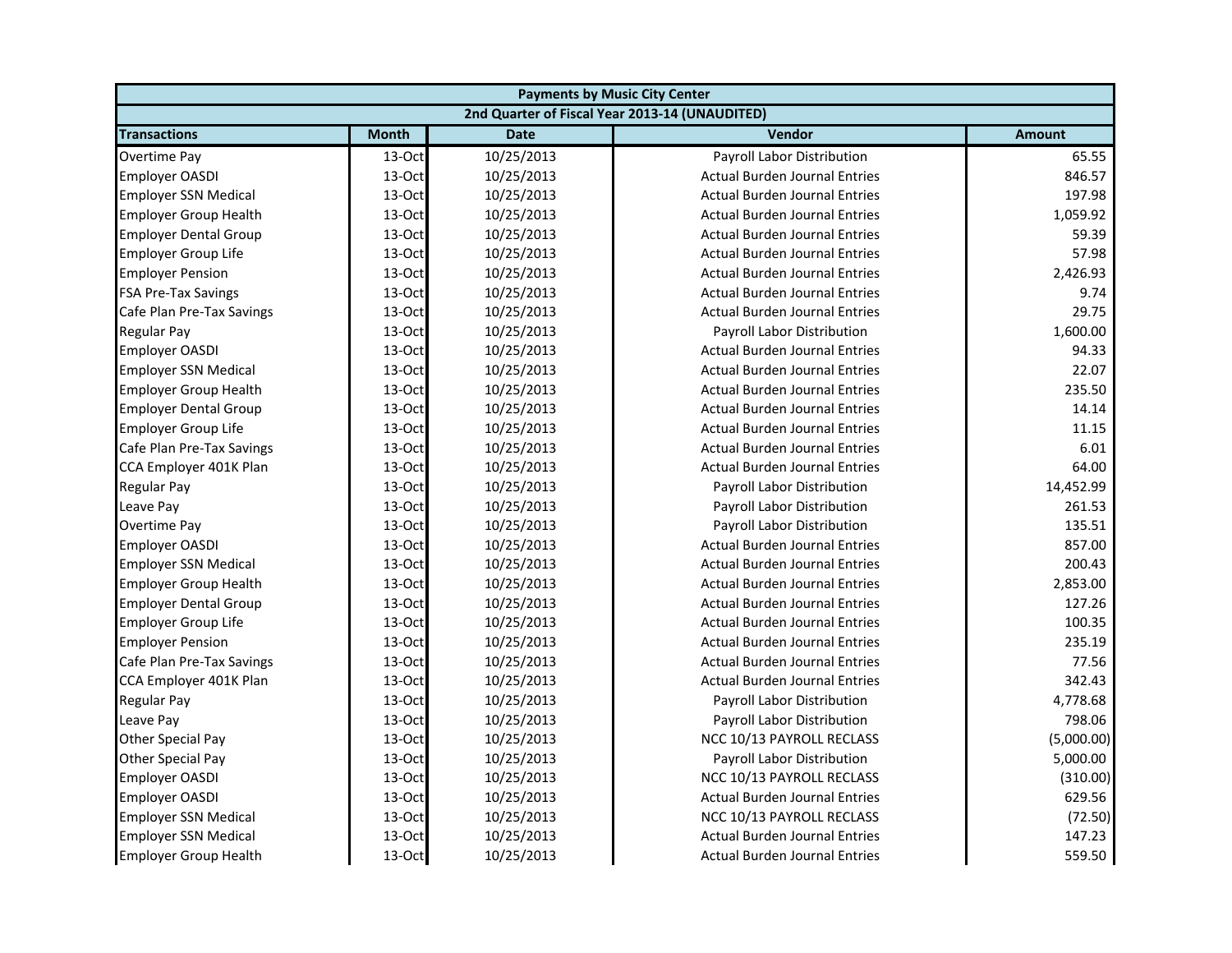| Payments by Music City Center | | | | |
|---|---|---|---|---|
| 2nd Quarter of Fiscal Year 2013-14 (UNAUDITED) | | | | |
| **Transactions** | **Month** | **Date** | **Vendor** | **Amount** |
| Overtime Pay | 13-Oct | 10/25/2013 | Payroll Labor Distribution | 65.55 |
| Employer OASDI | 13-Oct | 10/25/2013 | Actual Burden Journal Entries | 846.57 |
| Employer SSN Medical | 13-Oct | 10/25/2013 | Actual Burden Journal Entries | 197.98 |
| Employer Group Health | 13-Oct | 10/25/2013 | Actual Burden Journal Entries | 1,059.92 |
| Employer Dental Group | 13-Oct | 10/25/2013 | Actual Burden Journal Entries | 59.39 |
| Employer Group Life | 13-Oct | 10/25/2013 | Actual Burden Journal Entries | 57.98 |
| Employer Pension | 13-Oct | 10/25/2013 | Actual Burden Journal Entries | 2,426.93 |
| FSA Pre-Tax Savings | 13-Oct | 10/25/2013 | Actual Burden Journal Entries | 9.74 |
| Cafe Plan Pre-Tax Savings | 13-Oct | 10/25/2013 | Actual Burden Journal Entries | 29.75 |
| Regular Pay | 13-Oct | 10/25/2013 | Payroll Labor Distribution | 1,600.00 |
| Employer OASDI | 13-Oct | 10/25/2013 | Actual Burden Journal Entries | 94.33 |
| Employer SSN Medical | 13-Oct | 10/25/2013 | Actual Burden Journal Entries | 22.07 |
| Employer Group Health | 13-Oct | 10/25/2013 | Actual Burden Journal Entries | 235.50 |
| Employer Dental Group | 13-Oct | 10/25/2013 | Actual Burden Journal Entries | 14.14 |
| Employer Group Life | 13-Oct | 10/25/2013 | Actual Burden Journal Entries | 11.15 |
| Cafe Plan Pre-Tax Savings | 13-Oct | 10/25/2013 | Actual Burden Journal Entries | 6.01 |
| CCA Employer 401K Plan | 13-Oct | 10/25/2013 | Actual Burden Journal Entries | 64.00 |
| Regular Pay | 13-Oct | 10/25/2013 | Payroll Labor Distribution | 14,452.99 |
| Leave Pay | 13-Oct | 10/25/2013 | Payroll Labor Distribution | 261.53 |
| Overtime Pay | 13-Oct | 10/25/2013 | Payroll Labor Distribution | 135.51 |
| Employer OASDI | 13-Oct | 10/25/2013 | Actual Burden Journal Entries | 857.00 |
| Employer SSN Medical | 13-Oct | 10/25/2013 | Actual Burden Journal Entries | 200.43 |
| Employer Group Health | 13-Oct | 10/25/2013 | Actual Burden Journal Entries | 2,853.00 |
| Employer Dental Group | 13-Oct | 10/25/2013 | Actual Burden Journal Entries | 127.26 |
| Employer Group Life | 13-Oct | 10/25/2013 | Actual Burden Journal Entries | 100.35 |
| Employer Pension | 13-Oct | 10/25/2013 | Actual Burden Journal Entries | 235.19 |
| Cafe Plan Pre-Tax Savings | 13-Oct | 10/25/2013 | Actual Burden Journal Entries | 77.56 |
| CCA Employer 401K Plan | 13-Oct | 10/25/2013 | Actual Burden Journal Entries | 342.43 |
| Regular Pay | 13-Oct | 10/25/2013 | Payroll Labor Distribution | 4,778.68 |
| Leave Pay | 13-Oct | 10/25/2013 | Payroll Labor Distribution | 798.06 |
| Other Special Pay | 13-Oct | 10/25/2013 | NCC 10/13 PAYROLL RECLASS | (5,000.00) |
| Other Special Pay | 13-Oct | 10/25/2013 | Payroll Labor Distribution | 5,000.00 |
| Employer OASDI | 13-Oct | 10/25/2013 | NCC 10/13 PAYROLL RECLASS | (310.00) |
| Employer OASDI | 13-Oct | 10/25/2013 | Actual Burden Journal Entries | 629.56 |
| Employer SSN Medical | 13-Oct | 10/25/2013 | NCC 10/13 PAYROLL RECLASS | (72.50) |
| Employer SSN Medical | 13-Oct | 10/25/2013 | Actual Burden Journal Entries | 147.23 |
| Employer Group Health | 13-Oct | 10/25/2013 | Actual Burden Journal Entries | 559.50 |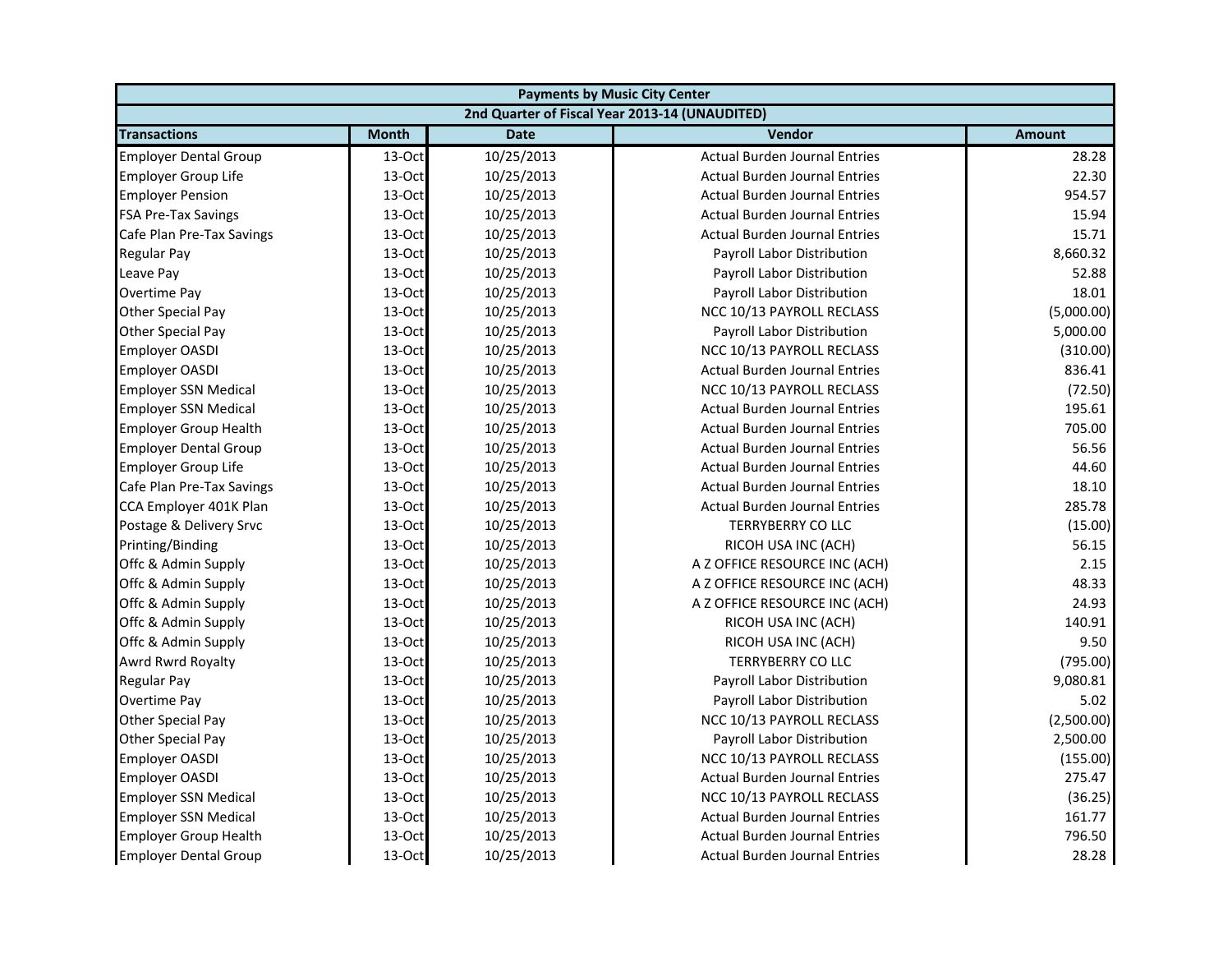| Payments by Music City Center | | | | |
|---|---|---|---|---|
| 2nd Quarter of Fiscal Year 2013-14 (UNAUDITED) | | | | |
| **Transactions** | **Month** | **Date** | **Vendor** | **Amount** |
| Employer Dental Group | 13-Oct | 10/25/2013 | Actual Burden Journal Entries | 28.28 |
| Employer Group Life | 13-Oct | 10/25/2013 | Actual Burden Journal Entries | 22.30 |
| Employer Pension | 13-Oct | 10/25/2013 | Actual Burden Journal Entries | 954.57 |
| FSA Pre-Tax Savings | 13-Oct | 10/25/2013 | Actual Burden Journal Entries | 15.94 |
| Cafe Plan Pre-Tax Savings | 13-Oct | 10/25/2013 | Actual Burden Journal Entries | 15.71 |
| Regular Pay | 13-Oct | 10/25/2013 | Payroll Labor Distribution | 8,660.32 |
| Leave Pay | 13-Oct | 10/25/2013 | Payroll Labor Distribution | 52.88 |
| Overtime Pay | 13-Oct | 10/25/2013 | Payroll Labor Distribution | 18.01 |
| Other Special Pay | 13-Oct | 10/25/2013 | NCC 10/13 PAYROLL RECLASS | (5,000.00) |
| Other Special Pay | 13-Oct | 10/25/2013 | Payroll Labor Distribution | 5,000.00 |
| Employer OASDI | 13-Oct | 10/25/2013 | NCC 10/13 PAYROLL RECLASS | (310.00) |
| Employer OASDI | 13-Oct | 10/25/2013 | Actual Burden Journal Entries | 836.41 |
| Employer SSN Medical | 13-Oct | 10/25/2013 | NCC 10/13 PAYROLL RECLASS | (72.50) |
| Employer SSN Medical | 13-Oct | 10/25/2013 | Actual Burden Journal Entries | 195.61 |
| Employer Group Health | 13-Oct | 10/25/2013 | Actual Burden Journal Entries | 705.00 |
| Employer Dental Group | 13-Oct | 10/25/2013 | Actual Burden Journal Entries | 56.56 |
| Employer Group Life | 13-Oct | 10/25/2013 | Actual Burden Journal Entries | 44.60 |
| Cafe Plan Pre-Tax Savings | 13-Oct | 10/25/2013 | Actual Burden Journal Entries | 18.10 |
| CCA Employer 401K Plan | 13-Oct | 10/25/2013 | Actual Burden Journal Entries | 285.78 |
| Postage & Delivery Srvc | 13-Oct | 10/25/2013 | TERRYBERRY CO LLC | (15.00) |
| Printing/Binding | 13-Oct | 10/25/2013 | RICOH USA INC (ACH) | 56.15 |
| Offc & Admin Supply | 13-Oct | 10/25/2013 | A Z OFFICE RESOURCE INC (ACH) | 2.15 |
| Offc & Admin Supply | 13-Oct | 10/25/2013 | A Z OFFICE RESOURCE INC (ACH) | 48.33 |
| Offc & Admin Supply | 13-Oct | 10/25/2013 | A Z OFFICE RESOURCE INC (ACH) | 24.93 |
| Offc & Admin Supply | 13-Oct | 10/25/2013 | RICOH USA INC (ACH) | 140.91 |
| Offc & Admin Supply | 13-Oct | 10/25/2013 | RICOH USA INC (ACH) | 9.50 |
| Awrd Rwrd Royalty | 13-Oct | 10/25/2013 | TERRYBERRY CO LLC | (795.00) |
| Regular Pay | 13-Oct | 10/25/2013 | Payroll Labor Distribution | 9,080.81 |
| Overtime Pay | 13-Oct | 10/25/2013 | Payroll Labor Distribution | 5.02 |
| Other Special Pay | 13-Oct | 10/25/2013 | NCC 10/13 PAYROLL RECLASS | (2,500.00) |
| Other Special Pay | 13-Oct | 10/25/2013 | Payroll Labor Distribution | 2,500.00 |
| Employer OASDI | 13-Oct | 10/25/2013 | NCC 10/13 PAYROLL RECLASS | (155.00) |
| Employer OASDI | 13-Oct | 10/25/2013 | Actual Burden Journal Entries | 275.47 |
| Employer SSN Medical | 13-Oct | 10/25/2013 | NCC 10/13 PAYROLL RECLASS | (36.25) |
| Employer SSN Medical | 13-Oct | 10/25/2013 | Actual Burden Journal Entries | 161.77 |
| Employer Group Health | 13-Oct | 10/25/2013 | Actual Burden Journal Entries | 796.50 |
| Employer Dental Group | 13-Oct | 10/25/2013 | Actual Burden Journal Entries | 28.28 |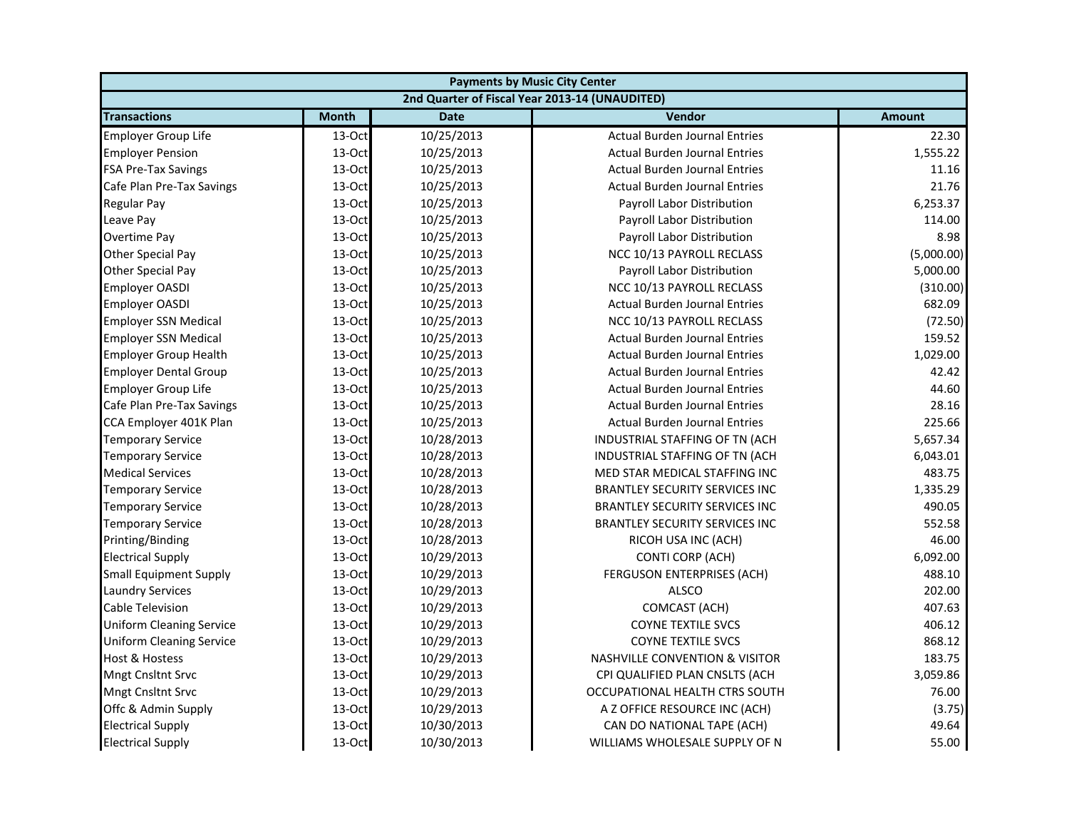| Payments by Music City Center | | | | |
|---|---|---|---|---|
| 2nd Quarter of Fiscal Year 2013-14 (UNAUDITED) | | | | |
| **Transactions** | **Month** | **Date** | **Vendor** | **Amount** |
| Employer Group Life | 13-Oct | 10/25/2013 | Actual Burden Journal Entries | 22.30 |
| Employer Pension | 13-Oct | 10/25/2013 | Actual Burden Journal Entries | 1,555.22 |
| FSA Pre-Tax Savings | 13-Oct | 10/25/2013 | Actual Burden Journal Entries | 11.16 |
| Cafe Plan Pre-Tax Savings | 13-Oct | 10/25/2013 | Actual Burden Journal Entries | 21.76 |
| Regular Pay | 13-Oct | 10/25/2013 | Payroll Labor Distribution | 6,253.37 |
| Leave Pay | 13-Oct | 10/25/2013 | Payroll Labor Distribution | 114.00 |
| Overtime Pay | 13-Oct | 10/25/2013 | Payroll Labor Distribution | 8.98 |
| Other Special Pay | 13-Oct | 10/25/2013 | NCC 10/13 PAYROLL RECLASS | (5,000.00) |
| Other Special Pay | 13-Oct | 10/25/2013 | Payroll Labor Distribution | 5,000.00 |
| Employer OASDI | 13-Oct | 10/25/2013 | NCC 10/13 PAYROLL RECLASS | (310.00) |
| Employer OASDI | 13-Oct | 10/25/2013 | Actual Burden Journal Entries | 682.09 |
| Employer SSN Medical | 13-Oct | 10/25/2013 | NCC 10/13 PAYROLL RECLASS | (72.50) |
| Employer SSN Medical | 13-Oct | 10/25/2013 | Actual Burden Journal Entries | 159.52 |
| Employer Group Health | 13-Oct | 10/25/2013 | Actual Burden Journal Entries | 1,029.00 |
| Employer Dental Group | 13-Oct | 10/25/2013 | Actual Burden Journal Entries | 42.42 |
| Employer Group Life | 13-Oct | 10/25/2013 | Actual Burden Journal Entries | 44.60 |
| Cafe Plan Pre-Tax Savings | 13-Oct | 10/25/2013 | Actual Burden Journal Entries | 28.16 |
| CCA Employer 401K Plan | 13-Oct | 10/25/2013 | Actual Burden Journal Entries | 225.66 |
| Temporary Service | 13-Oct | 10/28/2013 | INDUSTRIAL STAFFING OF TN (ACH | 5,657.34 |
| Temporary Service | 13-Oct | 10/28/2013 | INDUSTRIAL STAFFING OF TN (ACH | 6,043.01 |
| Medical Services | 13-Oct | 10/28/2013 | MED STAR MEDICAL STAFFING INC | 483.75 |
| Temporary Service | 13-Oct | 10/28/2013 | BRANTLEY SECURITY SERVICES INC | 1,335.29 |
| Temporary Service | 13-Oct | 10/28/2013 | BRANTLEY SECURITY SERVICES INC | 490.05 |
| Temporary Service | 13-Oct | 10/28/2013 | BRANTLEY SECURITY SERVICES INC | 552.58 |
| Printing/Binding | 13-Oct | 10/28/2013 | RICOH USA INC (ACH) | 46.00 |
| Electrical Supply | 13-Oct | 10/29/2013 | CONTI CORP (ACH) | 6,092.00 |
| Small Equipment Supply | 13-Oct | 10/29/2013 | FERGUSON ENTERPRISES (ACH) | 488.10 |
| Laundry Services | 13-Oct | 10/29/2013 | ALSCO | 202.00 |
| Cable Television | 13-Oct | 10/29/2013 | COMCAST (ACH) | 407.63 |
| Uniform Cleaning Service | 13-Oct | 10/29/2013 | COYNE TEXTILE SVCS | 406.12 |
| Uniform Cleaning Service | 13-Oct | 10/29/2013 | COYNE TEXTILE SVCS | 868.12 |
| Host & Hostess | 13-Oct | 10/29/2013 | NASHVILLE CONVENTION & VISITOR | 183.75 |
| Mngt Cnsltnt Srvc | 13-Oct | 10/29/2013 | CPI QUALIFIED PLAN CNSLTS (ACH | 3,059.86 |
| Mngt Cnsltnt Srvc | 13-Oct | 10/29/2013 | OCCUPATIONAL HEALTH CTRS SOUTH | 76.00 |
| Offc & Admin Supply | 13-Oct | 10/29/2013 | A Z OFFICE RESOURCE INC (ACH) | (3.75) |
| Electrical Supply | 13-Oct | 10/30/2013 | CAN DO NATIONAL TAPE (ACH) | 49.64 |
| Electrical Supply | 13-Oct | 10/30/2013 | WILLIAMS WHOLESALE SUPPLY OF N | 55.00 |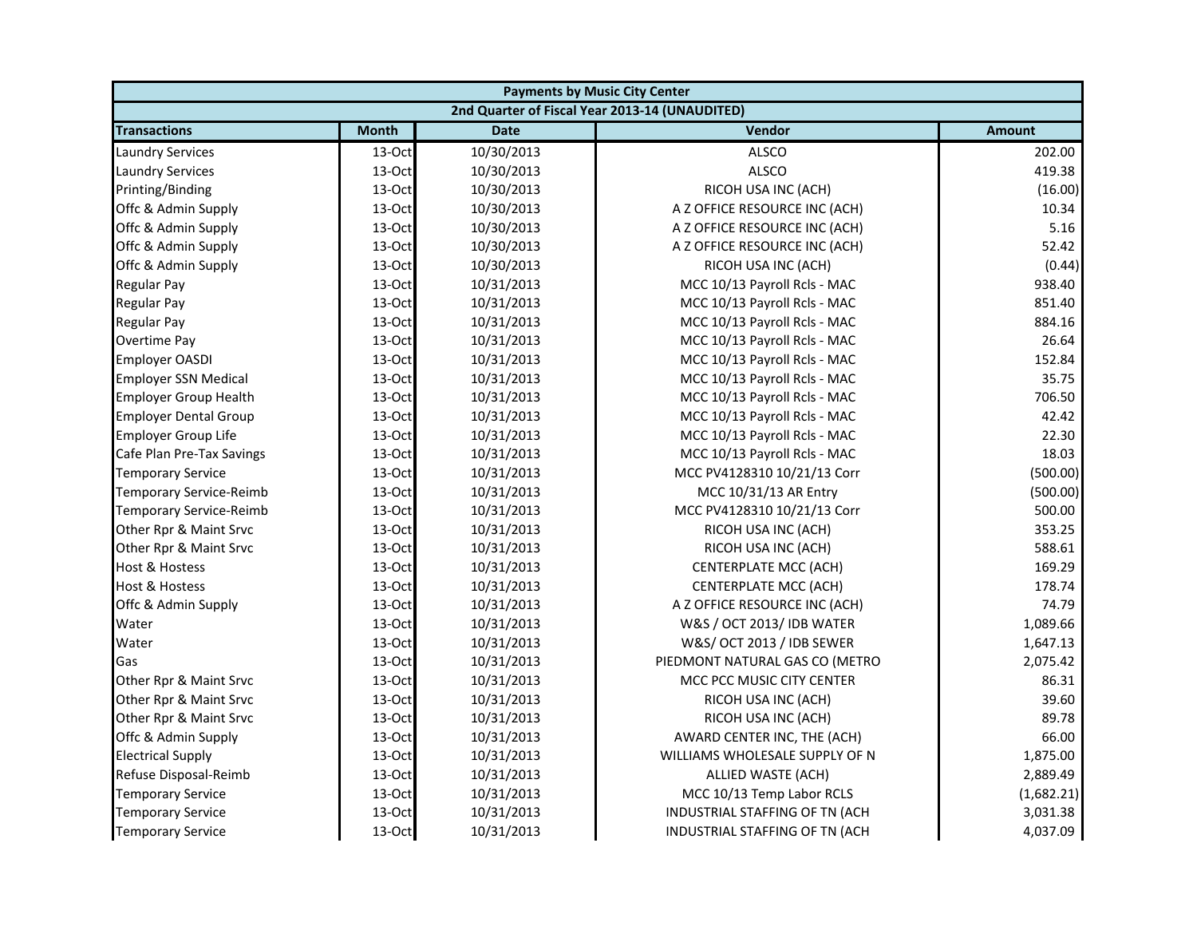| Payments by Music City Center | | | | |
|---|---|---|---|---|
| 2nd Quarter of Fiscal Year 2013-14 (UNAUDITED) | | | | |
| **Transactions** | **Month** | **Date** | **Vendor** | **Amount** |
| Laundry Services | 13-Oct | 10/30/2013 | ALSCO | 202.00 |
| Laundry Services | 13-Oct | 10/30/2013 | ALSCO | 419.38 |
| Printing/Binding | 13-Oct | 10/30/2013 | RICOH USA INC (ACH) | (16.00) |
| Offc & Admin Supply | 13-Oct | 10/30/2013 | A Z OFFICE RESOURCE INC (ACH) | 10.34 |
| Offc & Admin Supply | 13-Oct | 10/30/2013 | A Z OFFICE RESOURCE INC (ACH) | 5.16 |
| Offc & Admin Supply | 13-Oct | 10/30/2013 | A Z OFFICE RESOURCE INC (ACH) | 52.42 |
| Offc & Admin Supply | 13-Oct | 10/30/2013 | RICOH USA INC (ACH) | (0.44) |
| Regular Pay | 13-Oct | 10/31/2013 | MCC 10/13 Payroll Rcls - MAC | 938.40 |
| Regular Pay | 13-Oct | 10/31/2013 | MCC 10/13 Payroll Rcls - MAC | 851.40 |
| Regular Pay | 13-Oct | 10/31/2013 | MCC 10/13 Payroll Rcls - MAC | 884.16 |
| Overtime Pay | 13-Oct | 10/31/2013 | MCC 10/13 Payroll Rcls - MAC | 26.64 |
| Employer OASDI | 13-Oct | 10/31/2013 | MCC 10/13 Payroll Rcls - MAC | 152.84 |
| Employer SSN Medical | 13-Oct | 10/31/2013 | MCC 10/13 Payroll Rcls - MAC | 35.75 |
| Employer Group Health | 13-Oct | 10/31/2013 | MCC 10/13 Payroll Rcls - MAC | 706.50 |
| Employer Dental Group | 13-Oct | 10/31/2013 | MCC 10/13 Payroll Rcls - MAC | 42.42 |
| Employer Group Life | 13-Oct | 10/31/2013 | MCC 10/13 Payroll Rcls - MAC | 22.30 |
| Cafe Plan Pre-Tax Savings | 13-Oct | 10/31/2013 | MCC 10/13 Payroll Rcls - MAC | 18.03 |
| Temporary Service | 13-Oct | 10/31/2013 | MCC PV4128310 10/21/13 Corr | (500.00) |
| Temporary Service-Reimb | 13-Oct | 10/31/2013 | MCC 10/31/13 AR Entry | (500.00) |
| Temporary Service-Reimb | 13-Oct | 10/31/2013 | MCC PV4128310 10/21/13 Corr | 500.00 |
| Other Rpr & Maint Srvc | 13-Oct | 10/31/2013 | RICOH USA INC (ACH) | 353.25 |
| Other Rpr & Maint Srvc | 13-Oct | 10/31/2013 | RICOH USA INC (ACH) | 588.61 |
| Host & Hostess | 13-Oct | 10/31/2013 | CENTERPLATE MCC (ACH) | 169.29 |
| Host & Hostess | 13-Oct | 10/31/2013 | CENTERPLATE MCC (ACH) | 178.74 |
| Offc & Admin Supply | 13-Oct | 10/31/2013 | A Z OFFICE RESOURCE INC (ACH) | 74.79 |
| Water | 13-Oct | 10/31/2013 | W&S / OCT 2013/ IDB WATER | 1,089.66 |
| Water | 13-Oct | 10/31/2013 | W&S/ OCT 2013 / IDB SEWER | 1,647.13 |
| Gas | 13-Oct | 10/31/2013 | PIEDMONT NATURAL GAS CO (METRO | 2,075.42 |
| Other Rpr & Maint Srvc | 13-Oct | 10/31/2013 | MCC PCC MUSIC CITY CENTER | 86.31 |
| Other Rpr & Maint Srvc | 13-Oct | 10/31/2013 | RICOH USA INC (ACH) | 39.60 |
| Other Rpr & Maint Srvc | 13-Oct | 10/31/2013 | RICOH USA INC (ACH) | 89.78 |
| Offc & Admin Supply | 13-Oct | 10/31/2013 | AWARD CENTER INC, THE (ACH) | 66.00 |
| Electrical Supply | 13-Oct | 10/31/2013 | WILLIAMS WHOLESALE SUPPLY OF N | 1,875.00 |
| Refuse Disposal-Reimb | 13-Oct | 10/31/2013 | ALLIED WASTE (ACH) | 2,889.49 |
| Temporary Service | 13-Oct | 10/31/2013 | MCC 10/13 Temp Labor RCLS | (1,682.21) |
| Temporary Service | 13-Oct | 10/31/2013 | INDUSTRIAL STAFFING OF TN (ACH | 3,031.38 |
| Temporary Service | 13-Oct | 10/31/2013 | INDUSTRIAL STAFFING OF TN (ACH | 4,037.09 |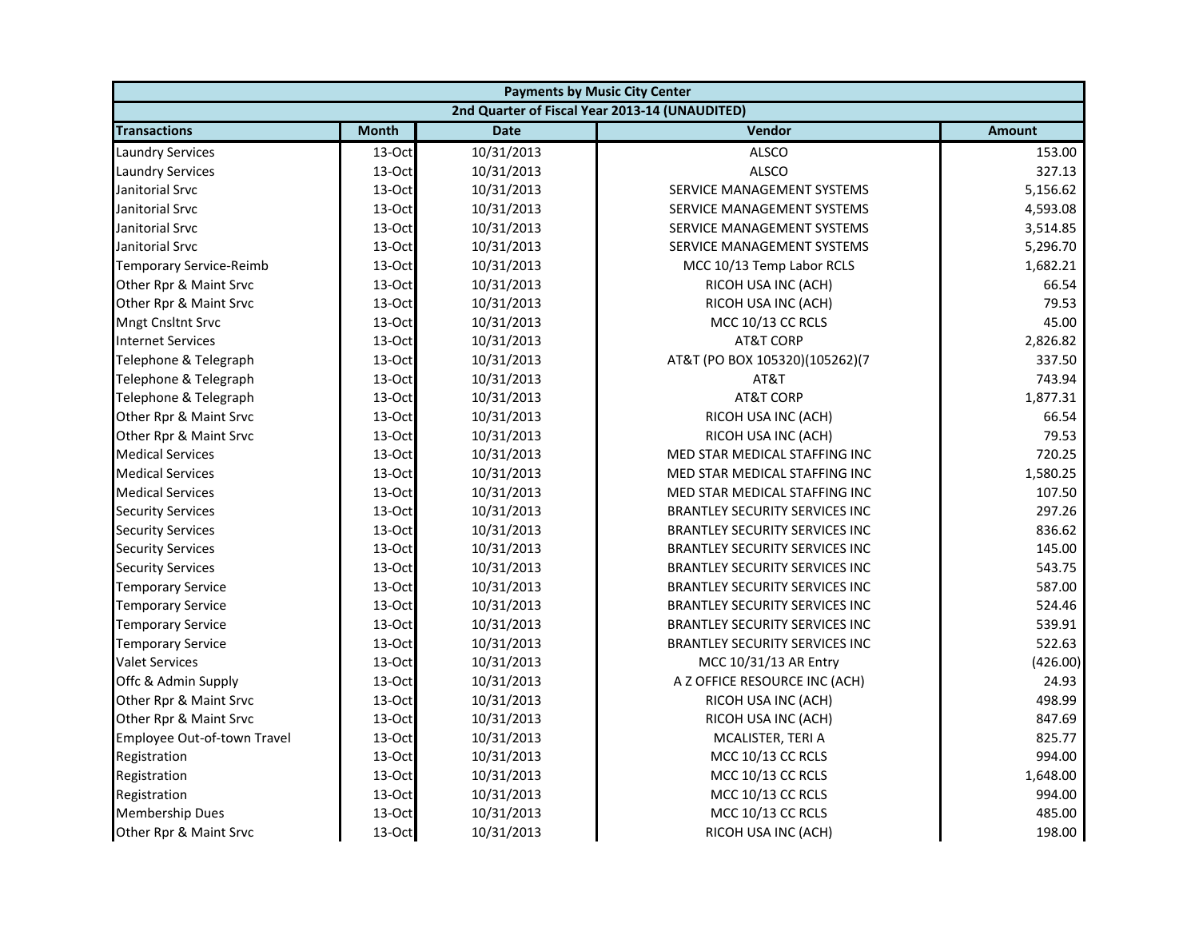| Payments by Music City Center | | | | |
|---|---|---|---|---|
| 2nd Quarter of Fiscal Year 2013-14 (UNAUDITED) | | | | |
| **Transactions** | **Month** | **Date** | **Vendor** | **Amount** |
| Laundry Services | 13-Oct | 10/31/2013 | ALSCO | 153.00 |
| Laundry Services | 13-Oct | 10/31/2013 | ALSCO | 327.13 |
| Janitorial Srvc | 13-Oct | 10/31/2013 | SERVICE MANAGEMENT SYSTEMS | 5,156.62 |
| Janitorial Srvc | 13-Oct | 10/31/2013 | SERVICE MANAGEMENT SYSTEMS | 4,593.08 |
| Janitorial Srvc | 13-Oct | 10/31/2013 | SERVICE MANAGEMENT SYSTEMS | 3,514.85 |
| Janitorial Srvc | 13-Oct | 10/31/2013 | SERVICE MANAGEMENT SYSTEMS | 5,296.70 |
| Temporary Service-Reimb | 13-Oct | 10/31/2013 | MCC 10/13 Temp Labor RCLS | 1,682.21 |
| Other Rpr & Maint Srvc | 13-Oct | 10/31/2013 | RICOH USA INC (ACH) | 66.54 |
| Other Rpr & Maint Srvc | 13-Oct | 10/31/2013 | RICOH USA INC (ACH) | 79.53 |
| Mngt Cnsltnt Srvc | 13-Oct | 10/31/2013 | MCC 10/13 CC RCLS | 45.00 |
| Internet Services | 13-Oct | 10/31/2013 | AT&T CORP | 2,826.82 |
| Telephone & Telegraph | 13-Oct | 10/31/2013 | AT&T (PO BOX 105320)(105262)(7 | 337.50 |
| Telephone & Telegraph | 13-Oct | 10/31/2013 | AT&T | 743.94 |
| Telephone & Telegraph | 13-Oct | 10/31/2013 | AT&T CORP | 1,877.31 |
| Other Rpr & Maint Srvc | 13-Oct | 10/31/2013 | RICOH USA INC (ACH) | 66.54 |
| Other Rpr & Maint Srvc | 13-Oct | 10/31/2013 | RICOH USA INC (ACH) | 79.53 |
| Medical Services | 13-Oct | 10/31/2013 | MED STAR MEDICAL STAFFING INC | 720.25 |
| Medical Services | 13-Oct | 10/31/2013 | MED STAR MEDICAL STAFFING INC | 1,580.25 |
| Medical Services | 13-Oct | 10/31/2013 | MED STAR MEDICAL STAFFING INC | 107.50 |
| Security Services | 13-Oct | 10/31/2013 | BRANTLEY SECURITY SERVICES INC | 297.26 |
| Security Services | 13-Oct | 10/31/2013 | BRANTLEY SECURITY SERVICES INC | 836.62 |
| Security Services | 13-Oct | 10/31/2013 | BRANTLEY SECURITY SERVICES INC | 145.00 |
| Security Services | 13-Oct | 10/31/2013 | BRANTLEY SECURITY SERVICES INC | 543.75 |
| Temporary Service | 13-Oct | 10/31/2013 | BRANTLEY SECURITY SERVICES INC | 587.00 |
| Temporary Service | 13-Oct | 10/31/2013 | BRANTLEY SECURITY SERVICES INC | 524.46 |
| Temporary Service | 13-Oct | 10/31/2013 | BRANTLEY SECURITY SERVICES INC | 539.91 |
| Temporary Service | 13-Oct | 10/31/2013 | BRANTLEY SECURITY SERVICES INC | 522.63 |
| Valet Services | 13-Oct | 10/31/2013 | MCC 10/31/13 AR Entry | (426.00) |
| Offc & Admin Supply | 13-Oct | 10/31/2013 | A Z OFFICE RESOURCE INC (ACH) | 24.93 |
| Other Rpr & Maint Srvc | 13-Oct | 10/31/2013 | RICOH USA INC (ACH) | 498.99 |
| Other Rpr & Maint Srvc | 13-Oct | 10/31/2013 | RICOH USA INC (ACH) | 847.69 |
| Employee Out-of-town Travel | 13-Oct | 10/31/2013 | MCALISTER, TERI A | 825.77 |
| Registration | 13-Oct | 10/31/2013 | MCC 10/13 CC RCLS | 994.00 |
| Registration | 13-Oct | 10/31/2013 | MCC 10/13 CC RCLS | 1,648.00 |
| Registration | 13-Oct | 10/31/2013 | MCC 10/13 CC RCLS | 994.00 |
| Membership Dues | 13-Oct | 10/31/2013 | MCC 10/13 CC RCLS | 485.00 |
| Other Rpr & Maint Srvc | 13-Oct | 10/31/2013 | RICOH USA INC (ACH) | 198.00 |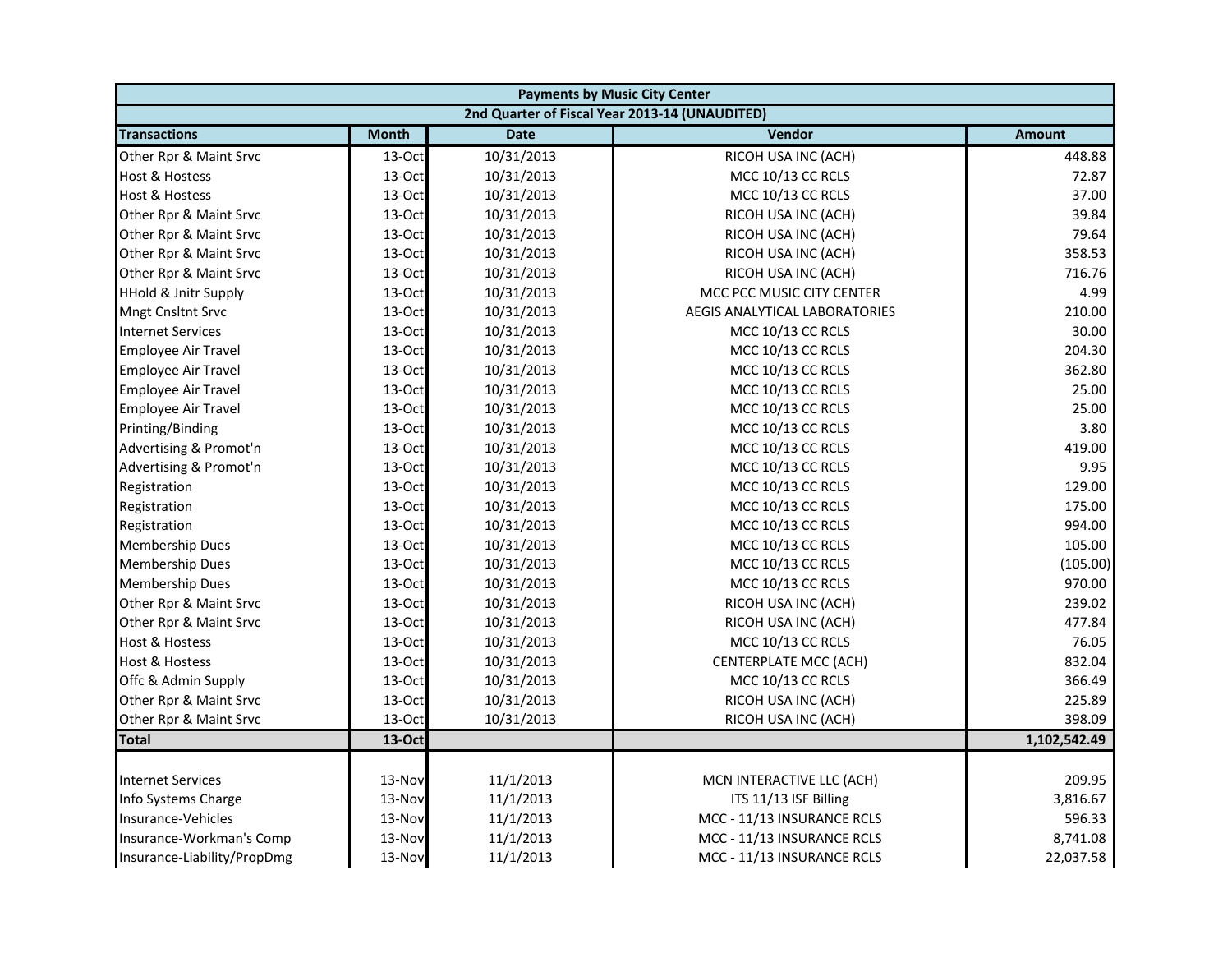| Payments by Music City Center | | | | |
|---|---|---|---|---|
| 2nd Quarter of Fiscal Year 2013-14 (UNAUDITED) | | | | |
| **Transactions** | **Month** | **Date** | **Vendor** | **Amount** |
| Other Rpr & Maint Srvc | 13-Oct | 10/31/2013 | RICOH USA INC (ACH) | 448.88 |
| Host & Hostess | 13-Oct | 10/31/2013 | MCC 10/13 CC RCLS | 72.87 |
| Host & Hostess | 13-Oct | 10/31/2013 | MCC 10/13 CC RCLS | 37.00 |
| Other Rpr & Maint Srvc | 13-Oct | 10/31/2013 | RICOH USA INC (ACH) | 39.84 |
| Other Rpr & Maint Srvc | 13-Oct | 10/31/2013 | RICOH USA INC (ACH) | 79.64 |
| Other Rpr & Maint Srvc | 13-Oct | 10/31/2013 | RICOH USA INC (ACH) | 358.53 |
| Other Rpr & Maint Srvc | 13-Oct | 10/31/2013 | RICOH USA INC (ACH) | 716.76 |
| HHold & Jnitr Supply | 13-Oct | 10/31/2013 | MCC PCC MUSIC CITY CENTER | 4.99 |
| Mngt Cnsltnt Srvc | 13-Oct | 10/31/2013 | AEGIS ANALYTICAL LABORATORIES | 210.00 |
| Internet Services | 13-Oct | 10/31/2013 | MCC 10/13 CC RCLS | 30.00 |
| Employee Air Travel | 13-Oct | 10/31/2013 | MCC 10/13 CC RCLS | 204.30 |
| Employee Air Travel | 13-Oct | 10/31/2013 | MCC 10/13 CC RCLS | 362.80 |
| Employee Air Travel | 13-Oct | 10/31/2013 | MCC 10/13 CC RCLS | 25.00 |
| Employee Air Travel | 13-Oct | 10/31/2013 | MCC 10/13 CC RCLS | 25.00 |
| Printing/Binding | 13-Oct | 10/31/2013 | MCC 10/13 CC RCLS | 3.80 |
| Advertising & Promot'n | 13-Oct | 10/31/2013 | MCC 10/13 CC RCLS | 419.00 |
| Advertising & Promot'n | 13-Oct | 10/31/2013 | MCC 10/13 CC RCLS | 9.95 |
| Registration | 13-Oct | 10/31/2013 | MCC 10/13 CC RCLS | 129.00 |
| Registration | 13-Oct | 10/31/2013 | MCC 10/13 CC RCLS | 175.00 |
| Registration | 13-Oct | 10/31/2013 | MCC 10/13 CC RCLS | 994.00 |
| Membership Dues | 13-Oct | 10/31/2013 | MCC 10/13 CC RCLS | 105.00 |
| Membership Dues | 13-Oct | 10/31/2013 | MCC 10/13 CC RCLS | (105.00) |
| Membership Dues | 13-Oct | 10/31/2013 | MCC 10/13 CC RCLS | 970.00 |
| Other Rpr & Maint Srvc | 13-Oct | 10/31/2013 | RICOH USA INC (ACH) | 239.02 |
| Other Rpr & Maint Srvc | 13-Oct | 10/31/2013 | RICOH USA INC (ACH) | 477.84 |
| Host & Hostess | 13-Oct | 10/31/2013 | MCC 10/13 CC RCLS | 76.05 |
| Host & Hostess | 13-Oct | 10/31/2013 | CENTERPLATE MCC (ACH) | 832.04 |
| Offc & Admin Supply | 13-Oct | 10/31/2013 | MCC 10/13 CC RCLS | 366.49 |
| Other Rpr & Maint Srvc | 13-Oct | 10/31/2013 | RICOH USA INC (ACH) | 225.89 |
| Other Rpr & Maint Srvc | 13-Oct | 10/31/2013 | RICOH USA INC (ACH) | 398.09 |
| **Total** | **13-Oct** | | | **1,102,542.49** |
| | | | | |
| Internet Services | 13-Nov | 11/1/2013 | MCN INTERACTIVE LLC (ACH) | 209.95 |
| Info Systems Charge | 13-Nov | 11/1/2013 | ITS 11/13 ISF Billing | 3,816.67 |
| Insurance-Vehicles | 13-Nov | 11/1/2013 | MCC - 11/13 INSURANCE RCLS | 596.33 |
| Insurance-Workman's Comp | 13-Nov | 11/1/2013 | MCC - 11/13 INSURANCE RCLS | 8,741.08 |
| Insurance-Liability/PropDmg | 13-Nov | 11/1/2013 | MCC - 11/13 INSURANCE RCLS | 22,037.58 |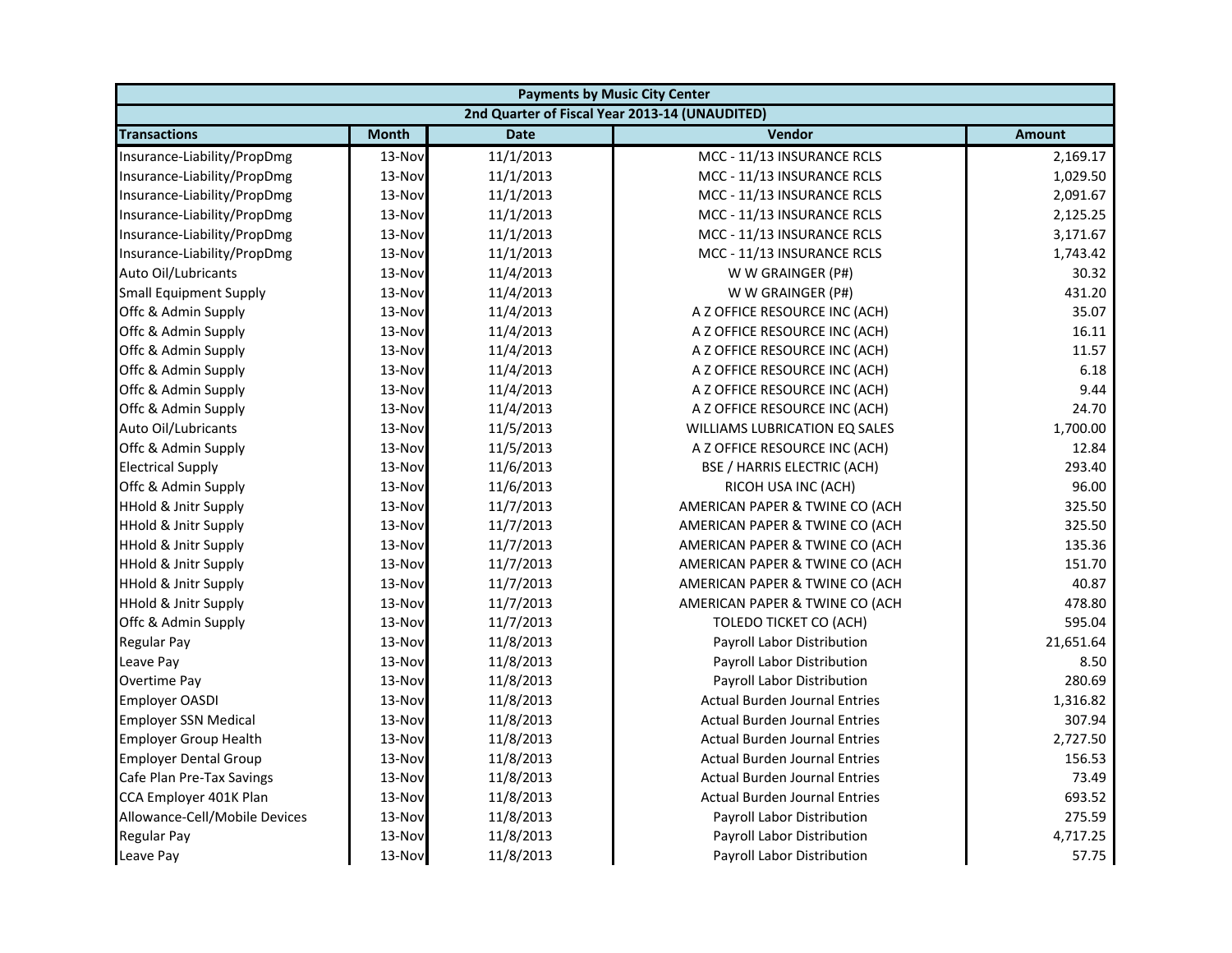| Payments by Music City Center | | | | |
|---|---|---|---|---|
| 2nd Quarter of Fiscal Year 2013-14 (UNAUDITED) | | | | |
| **Transactions** | **Month** | **Date** | **Vendor** | **Amount** |
| Insurance-Liability/PropDmg | 13-Nov | 11/1/2013 | MCC - 11/13 INSURANCE RCLS | 2,169.17 |
| Insurance-Liability/PropDmg | 13-Nov | 11/1/2013 | MCC - 11/13 INSURANCE RCLS | 1,029.50 |
| Insurance-Liability/PropDmg | 13-Nov | 11/1/2013 | MCC - 11/13 INSURANCE RCLS | 2,091.67 |
| Insurance-Liability/PropDmg | 13-Nov | 11/1/2013 | MCC - 11/13 INSURANCE RCLS | 2,125.25 |
| Insurance-Liability/PropDmg | 13-Nov | 11/1/2013 | MCC - 11/13 INSURANCE RCLS | 3,171.67 |
| Insurance-Liability/PropDmg | 13-Nov | 11/1/2013 | MCC - 11/13 INSURANCE RCLS | 1,743.42 |
| Auto Oil/Lubricants | 13-Nov | 11/4/2013 | W W GRAINGER (P#) | 30.32 |
| Small Equipment Supply | 13-Nov | 11/4/2013 | W W GRAINGER (P#) | 431.20 |
| Offc & Admin Supply | 13-Nov | 11/4/2013 | A Z OFFICE RESOURCE INC (ACH) | 35.07 |
| Offc & Admin Supply | 13-Nov | 11/4/2013 | A Z OFFICE RESOURCE INC (ACH) | 16.11 |
| Offc & Admin Supply | 13-Nov | 11/4/2013 | A Z OFFICE RESOURCE INC (ACH) | 11.57 |
| Offc & Admin Supply | 13-Nov | 11/4/2013 | A Z OFFICE RESOURCE INC (ACH) | 6.18 |
| Offc & Admin Supply | 13-Nov | 11/4/2013 | A Z OFFICE RESOURCE INC (ACH) | 9.44 |
| Offc & Admin Supply | 13-Nov | 11/4/2013 | A Z OFFICE RESOURCE INC (ACH) | 24.70 |
| Auto Oil/Lubricants | 13-Nov | 11/5/2013 | WILLIAMS LUBRICATION EQ SALES | 1,700.00 |
| Offc & Admin Supply | 13-Nov | 11/5/2013 | A Z OFFICE RESOURCE INC (ACH) | 12.84 |
| Electrical Supply | 13-Nov | 11/6/2013 | BSE / HARRIS ELECTRIC (ACH) | 293.40 |
| Offc & Admin Supply | 13-Nov | 11/6/2013 | RICOH USA INC (ACH) | 96.00 |
| HHold & Jnitr Supply | 13-Nov | 11/7/2013 | AMERICAN PAPER & TWINE CO (ACH | 325.50 |
| HHold & Jnitr Supply | 13-Nov | 11/7/2013 | AMERICAN PAPER & TWINE CO (ACH | 325.50 |
| HHold & Jnitr Supply | 13-Nov | 11/7/2013 | AMERICAN PAPER & TWINE CO (ACH | 135.36 |
| HHold & Jnitr Supply | 13-Nov | 11/7/2013 | AMERICAN PAPER & TWINE CO (ACH | 151.70 |
| HHold & Jnitr Supply | 13-Nov | 11/7/2013 | AMERICAN PAPER & TWINE CO (ACH | 40.87 |
| HHold & Jnitr Supply | 13-Nov | 11/7/2013 | AMERICAN PAPER & TWINE CO (ACH | 478.80 |
| Offc & Admin Supply | 13-Nov | 11/7/2013 | TOLEDO TICKET CO (ACH) | 595.04 |
| Regular Pay | 13-Nov | 11/8/2013 | Payroll Labor Distribution | 21,651.64 |
| Leave Pay | 13-Nov | 11/8/2013 | Payroll Labor Distribution | 8.50 |
| Overtime Pay | 13-Nov | 11/8/2013 | Payroll Labor Distribution | 280.69 |
| Employer OASDI | 13-Nov | 11/8/2013 | Actual Burden Journal Entries | 1,316.82 |
| Employer SSN Medical | 13-Nov | 11/8/2013 | Actual Burden Journal Entries | 307.94 |
| Employer Group Health | 13-Nov | 11/8/2013 | Actual Burden Journal Entries | 2,727.50 |
| Employer Dental Group | 13-Nov | 11/8/2013 | Actual Burden Journal Entries | 156.53 |
| Cafe Plan Pre-Tax Savings | 13-Nov | 11/8/2013 | Actual Burden Journal Entries | 73.49 |
| CCA Employer 401K Plan | 13-Nov | 11/8/2013 | Actual Burden Journal Entries | 693.52 |
| Allowance-Cell/Mobile Devices | 13-Nov | 11/8/2013 | Payroll Labor Distribution | 275.59 |
| Regular Pay | 13-Nov | 11/8/2013 | Payroll Labor Distribution | 4,717.25 |
| Leave Pay | 13-Nov | 11/8/2013 | Payroll Labor Distribution | 57.75 |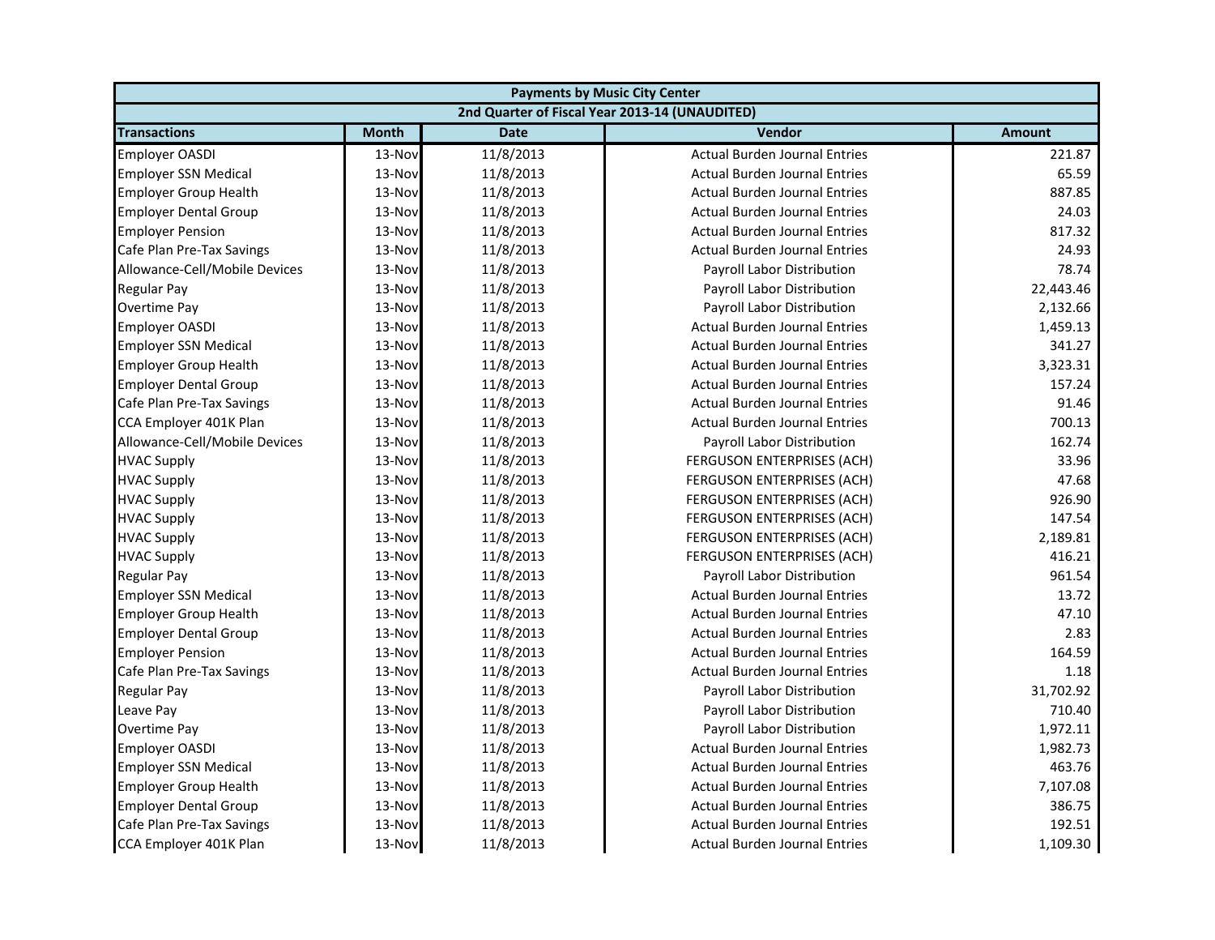| Payments by Music City Center | | | | |
|---|---|---|---|---|
| 2nd Quarter of Fiscal Year 2013-14 (UNAUDITED) | | | | |
| **Transactions** | **Month** | **Date** | **Vendor** | **Amount** |
| Employer OASDI | 13-Nov | 11/8/2013 | Actual Burden Journal Entries | 221.87 |
| Employer SSN Medical | 13-Nov | 11/8/2013 | Actual Burden Journal Entries | 65.59 |
| Employer Group Health | 13-Nov | 11/8/2013 | Actual Burden Journal Entries | 887.85 |
| Employer Dental Group | 13-Nov | 11/8/2013 | Actual Burden Journal Entries | 24.03 |
| Employer Pension | 13-Nov | 11/8/2013 | Actual Burden Journal Entries | 817.32 |
| Cafe Plan Pre-Tax Savings | 13-Nov | 11/8/2013 | Actual Burden Journal Entries | 24.93 |
| Allowance-Cell/Mobile Devices | 13-Nov | 11/8/2013 | Payroll Labor Distribution | 78.74 |
| Regular Pay | 13-Nov | 11/8/2013 | Payroll Labor Distribution | 22,443.46 |
| Overtime Pay | 13-Nov | 11/8/2013 | Payroll Labor Distribution | 2,132.66 |
| Employer OASDI | 13-Nov | 11/8/2013 | Actual Burden Journal Entries | 1,459.13 |
| Employer SSN Medical | 13-Nov | 11/8/2013 | Actual Burden Journal Entries | 341.27 |
| Employer Group Health | 13-Nov | 11/8/2013 | Actual Burden Journal Entries | 3,323.31 |
| Employer Dental Group | 13-Nov | 11/8/2013 | Actual Burden Journal Entries | 157.24 |
| Cafe Plan Pre-Tax Savings | 13-Nov | 11/8/2013 | Actual Burden Journal Entries | 91.46 |
| CCA Employer 401K Plan | 13-Nov | 11/8/2013 | Actual Burden Journal Entries | 700.13 |
| Allowance-Cell/Mobile Devices | 13-Nov | 11/8/2013 | Payroll Labor Distribution | 162.74 |
| HVAC Supply | 13-Nov | 11/8/2013 | FERGUSON ENTERPRISES (ACH) | 33.96 |
| HVAC Supply | 13-Nov | 11/8/2013 | FERGUSON ENTERPRISES (ACH) | 47.68 |
| HVAC Supply | 13-Nov | 11/8/2013 | FERGUSON ENTERPRISES (ACH) | 926.90 |
| HVAC Supply | 13-Nov | 11/8/2013 | FERGUSON ENTERPRISES (ACH) | 147.54 |
| HVAC Supply | 13-Nov | 11/8/2013 | FERGUSON ENTERPRISES (ACH) | 2,189.81 |
| HVAC Supply | 13-Nov | 11/8/2013 | FERGUSON ENTERPRISES (ACH) | 416.21 |
| Regular Pay | 13-Nov | 11/8/2013 | Payroll Labor Distribution | 961.54 |
| Employer SSN Medical | 13-Nov | 11/8/2013 | Actual Burden Journal Entries | 13.72 |
| Employer Group Health | 13-Nov | 11/8/2013 | Actual Burden Journal Entries | 47.10 |
| Employer Dental Group | 13-Nov | 11/8/2013 | Actual Burden Journal Entries | 2.83 |
| Employer Pension | 13-Nov | 11/8/2013 | Actual Burden Journal Entries | 164.59 |
| Cafe Plan Pre-Tax Savings | 13-Nov | 11/8/2013 | Actual Burden Journal Entries | 1.18 |
| Regular Pay | 13-Nov | 11/8/2013 | Payroll Labor Distribution | 31,702.92 |
| Leave Pay | 13-Nov | 11/8/2013 | Payroll Labor Distribution | 710.40 |
| Overtime Pay | 13-Nov | 11/8/2013 | Payroll Labor Distribution | 1,972.11 |
| Employer OASDI | 13-Nov | 11/8/2013 | Actual Burden Journal Entries | 1,982.73 |
| Employer SSN Medical | 13-Nov | 11/8/2013 | Actual Burden Journal Entries | 463.76 |
| Employer Group Health | 13-Nov | 11/8/2013 | Actual Burden Journal Entries | 7,107.08 |
| Employer Dental Group | 13-Nov | 11/8/2013 | Actual Burden Journal Entries | 386.75 |
| Cafe Plan Pre-Tax Savings | 13-Nov | 11/8/2013 | Actual Burden Journal Entries | 192.51 |
| CCA Employer 401K Plan | 13-Nov | 11/8/2013 | Actual Burden Journal Entries | 1,109.30 |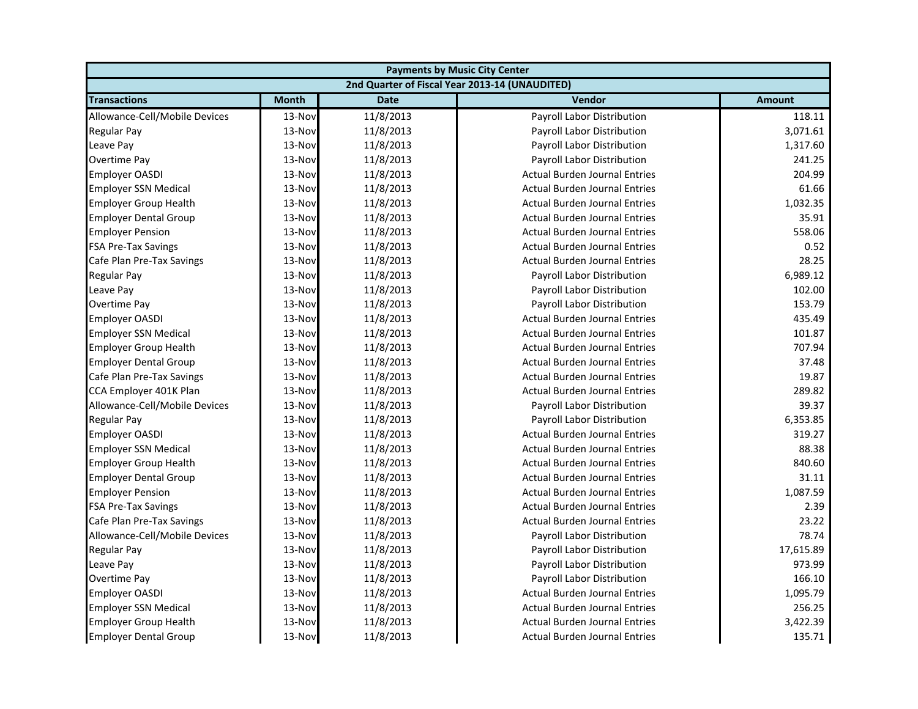| Payments by Music City Center | | | | |
|---|---|---|---|---|
| 2nd Quarter of Fiscal Year 2013-14 (UNAUDITED) | | | | |
| **Transactions** | **Month** | **Date** | **Vendor** | **Amount** |
| Allowance-Cell/Mobile Devices | 13-Nov | 11/8/2013 | Payroll Labor Distribution | 118.11 |
| Regular Pay | 13-Nov | 11/8/2013 | Payroll Labor Distribution | 3,071.61 |
| Leave Pay | 13-Nov | 11/8/2013 | Payroll Labor Distribution | 1,317.60 |
| Overtime Pay | 13-Nov | 11/8/2013 | Payroll Labor Distribution | 241.25 |
| Employer OASDI | 13-Nov | 11/8/2013 | Actual Burden Journal Entries | 204.99 |
| Employer SSN Medical | 13-Nov | 11/8/2013 | Actual Burden Journal Entries | 61.66 |
| Employer Group Health | 13-Nov | 11/8/2013 | Actual Burden Journal Entries | 1,032.35 |
| Employer Dental Group | 13-Nov | 11/8/2013 | Actual Burden Journal Entries | 35.91 |
| Employer Pension | 13-Nov | 11/8/2013 | Actual Burden Journal Entries | 558.06 |
| FSA Pre-Tax Savings | 13-Nov | 11/8/2013 | Actual Burden Journal Entries | 0.52 |
| Cafe Plan Pre-Tax Savings | 13-Nov | 11/8/2013 | Actual Burden Journal Entries | 28.25 |
| Regular Pay | 13-Nov | 11/8/2013 | Payroll Labor Distribution | 6,989.12 |
| Leave Pay | 13-Nov | 11/8/2013 | Payroll Labor Distribution | 102.00 |
| Overtime Pay | 13-Nov | 11/8/2013 | Payroll Labor Distribution | 153.79 |
| Employer OASDI | 13-Nov | 11/8/2013 | Actual Burden Journal Entries | 435.49 |
| Employer SSN Medical | 13-Nov | 11/8/2013 | Actual Burden Journal Entries | 101.87 |
| Employer Group Health | 13-Nov | 11/8/2013 | Actual Burden Journal Entries | 707.94 |
| Employer Dental Group | 13-Nov | 11/8/2013 | Actual Burden Journal Entries | 37.48 |
| Cafe Plan Pre-Tax Savings | 13-Nov | 11/8/2013 | Actual Burden Journal Entries | 19.87 |
| CCA Employer 401K Plan | 13-Nov | 11/8/2013 | Actual Burden Journal Entries | 289.82 |
| Allowance-Cell/Mobile Devices | 13-Nov | 11/8/2013 | Payroll Labor Distribution | 39.37 |
| Regular Pay | 13-Nov | 11/8/2013 | Payroll Labor Distribution | 6,353.85 |
| Employer OASDI | 13-Nov | 11/8/2013 | Actual Burden Journal Entries | 319.27 |
| Employer SSN Medical | 13-Nov | 11/8/2013 | Actual Burden Journal Entries | 88.38 |
| Employer Group Health | 13-Nov | 11/8/2013 | Actual Burden Journal Entries | 840.60 |
| Employer Dental Group | 13-Nov | 11/8/2013 | Actual Burden Journal Entries | 31.11 |
| Employer Pension | 13-Nov | 11/8/2013 | Actual Burden Journal Entries | 1,087.59 |
| FSA Pre-Tax Savings | 13-Nov | 11/8/2013 | Actual Burden Journal Entries | 2.39 |
| Cafe Plan Pre-Tax Savings | 13-Nov | 11/8/2013 | Actual Burden Journal Entries | 23.22 |
| Allowance-Cell/Mobile Devices | 13-Nov | 11/8/2013 | Payroll Labor Distribution | 78.74 |
| Regular Pay | 13-Nov | 11/8/2013 | Payroll Labor Distribution | 17,615.89 |
| Leave Pay | 13-Nov | 11/8/2013 | Payroll Labor Distribution | 973.99 |
| Overtime Pay | 13-Nov | 11/8/2013 | Payroll Labor Distribution | 166.10 |
| Employer OASDI | 13-Nov | 11/8/2013 | Actual Burden Journal Entries | 1,095.79 |
| Employer SSN Medical | 13-Nov | 11/8/2013 | Actual Burden Journal Entries | 256.25 |
| Employer Group Health | 13-Nov | 11/8/2013 | Actual Burden Journal Entries | 3,422.39 |
| Employer Dental Group | 13-Nov | 11/8/2013 | Actual Burden Journal Entries | 135.71 |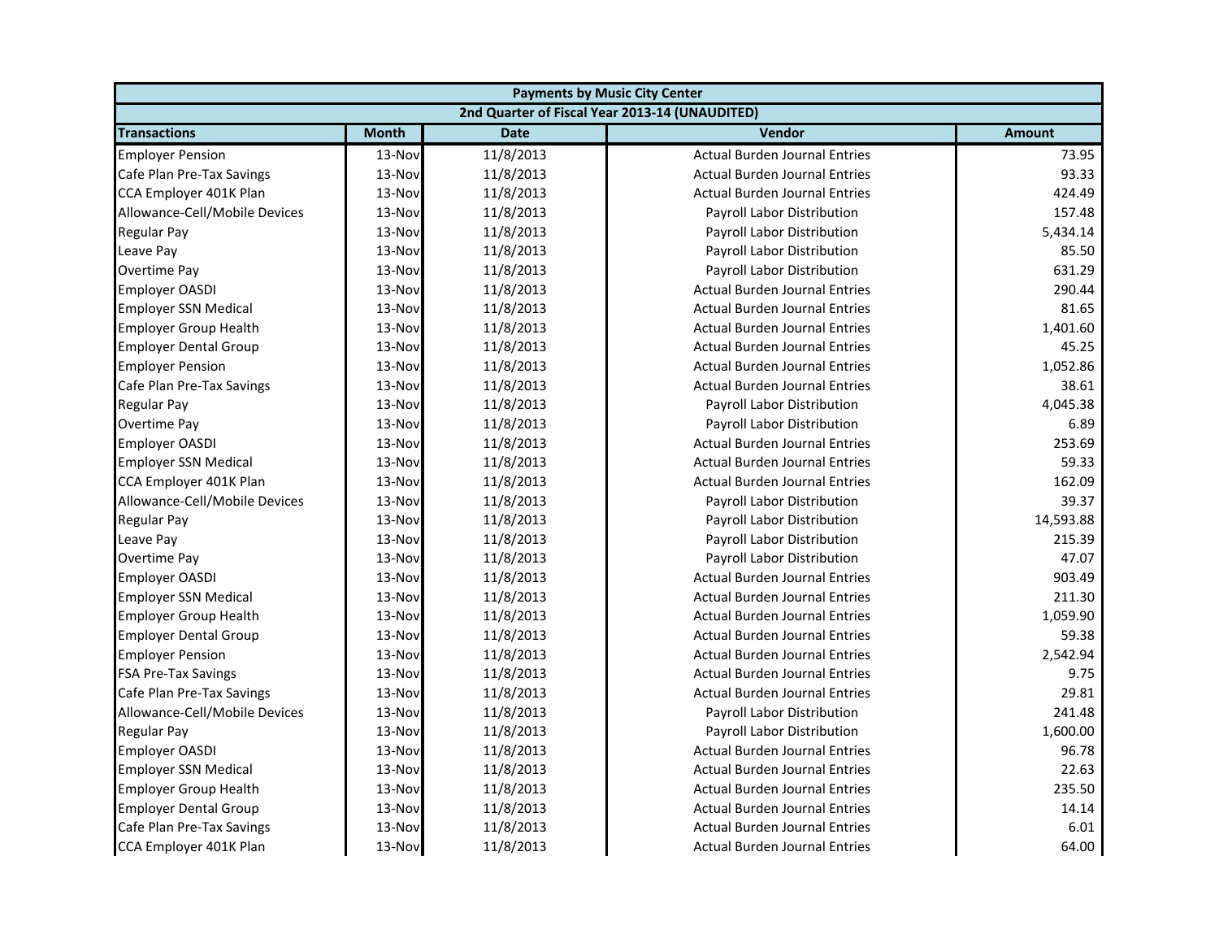| Payments by Music City Center | | | | |
|---|---|---|---|---|
| 2nd Quarter of Fiscal Year 2013-14 (UNAUDITED) | | | | |
| **Transactions** | **Month** | **Date** | **Vendor** | **Amount** |
| Employer Pension | 13-Nov | 11/8/2013 | Actual Burden Journal Entries | 73.95 |
| Cafe Plan Pre-Tax Savings | 13-Nov | 11/8/2013 | Actual Burden Journal Entries | 93.33 |
| CCA Employer 401K Plan | 13-Nov | 11/8/2013 | Actual Burden Journal Entries | 424.49 |
| Allowance-Cell/Mobile Devices | 13-Nov | 11/8/2013 | Payroll Labor Distribution | 157.48 |
| Regular Pay | 13-Nov | 11/8/2013 | Payroll Labor Distribution | 5,434.14 |
| Leave Pay | 13-Nov | 11/8/2013 | Payroll Labor Distribution | 85.50 |
| Overtime Pay | 13-Nov | 11/8/2013 | Payroll Labor Distribution | 631.29 |
| Employer OASDI | 13-Nov | 11/8/2013 | Actual Burden Journal Entries | 290.44 |
| Employer SSN Medical | 13-Nov | 11/8/2013 | Actual Burden Journal Entries | 81.65 |
| Employer Group Health | 13-Nov | 11/8/2013 | Actual Burden Journal Entries | 1,401.60 |
| Employer Dental Group | 13-Nov | 11/8/2013 | Actual Burden Journal Entries | 45.25 |
| Employer Pension | 13-Nov | 11/8/2013 | Actual Burden Journal Entries | 1,052.86 |
| Cafe Plan Pre-Tax Savings | 13-Nov | 11/8/2013 | Actual Burden Journal Entries | 38.61 |
| Regular Pay | 13-Nov | 11/8/2013 | Payroll Labor Distribution | 4,045.38 |
| Overtime Pay | 13-Nov | 11/8/2013 | Payroll Labor Distribution | 6.89 |
| Employer OASDI | 13-Nov | 11/8/2013 | Actual Burden Journal Entries | 253.69 |
| Employer SSN Medical | 13-Nov | 11/8/2013 | Actual Burden Journal Entries | 59.33 |
| CCA Employer 401K Plan | 13-Nov | 11/8/2013 | Actual Burden Journal Entries | 162.09 |
| Allowance-Cell/Mobile Devices | 13-Nov | 11/8/2013 | Payroll Labor Distribution | 39.37 |
| Regular Pay | 13-Nov | 11/8/2013 | Payroll Labor Distribution | 14,593.88 |
| Leave Pay | 13-Nov | 11/8/2013 | Payroll Labor Distribution | 215.39 |
| Overtime Pay | 13-Nov | 11/8/2013 | Payroll Labor Distribution | 47.07 |
| Employer OASDI | 13-Nov | 11/8/2013 | Actual Burden Journal Entries | 903.49 |
| Employer SSN Medical | 13-Nov | 11/8/2013 | Actual Burden Journal Entries | 211.30 |
| Employer Group Health | 13-Nov | 11/8/2013 | Actual Burden Journal Entries | 1,059.90 |
| Employer Dental Group | 13-Nov | 11/8/2013 | Actual Burden Journal Entries | 59.38 |
| Employer Pension | 13-Nov | 11/8/2013 | Actual Burden Journal Entries | 2,542.94 |
| FSA Pre-Tax Savings | 13-Nov | 11/8/2013 | Actual Burden Journal Entries | 9.75 |
| Cafe Plan Pre-Tax Savings | 13-Nov | 11/8/2013 | Actual Burden Journal Entries | 29.81 |
| Allowance-Cell/Mobile Devices | 13-Nov | 11/8/2013 | Payroll Labor Distribution | 241.48 |
| Regular Pay | 13-Nov | 11/8/2013 | Payroll Labor Distribution | 1,600.00 |
| Employer OASDI | 13-Nov | 11/8/2013 | Actual Burden Journal Entries | 96.78 |
| Employer SSN Medical | 13-Nov | 11/8/2013 | Actual Burden Journal Entries | 22.63 |
| Employer Group Health | 13-Nov | 11/8/2013 | Actual Burden Journal Entries | 235.50 |
| Employer Dental Group | 13-Nov | 11/8/2013 | Actual Burden Journal Entries | 14.14 |
| Cafe Plan Pre-Tax Savings | 13-Nov | 11/8/2013 | Actual Burden Journal Entries | 6.01 |
| CCA Employer 401K Plan | 13-Nov | 11/8/2013 | Actual Burden Journal Entries | 64.00 |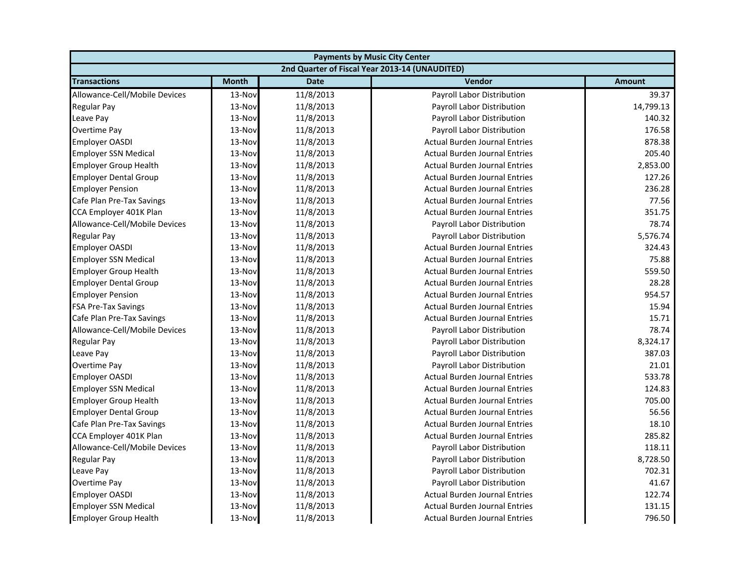| Payments by Music City Center | | | | |
|---|---|---|---|---|
| 2nd Quarter of Fiscal Year 2013-14 (UNAUDITED) | | | | |
| **Transactions** | **Month** | **Date** | **Vendor** | **Amount** |
| Allowance-Cell/Mobile Devices | 13-Nov | 11/8/2013 | Payroll Labor Distribution | 39.37 |
| Regular Pay | 13-Nov | 11/8/2013 | Payroll Labor Distribution | 14,799.13 |
| Leave Pay | 13-Nov | 11/8/2013 | Payroll Labor Distribution | 140.32 |
| Overtime Pay | 13-Nov | 11/8/2013 | Payroll Labor Distribution | 176.58 |
| Employer OASDI | 13-Nov | 11/8/2013 | Actual Burden Journal Entries | 878.38 |
| Employer SSN Medical | 13-Nov | 11/8/2013 | Actual Burden Journal Entries | 205.40 |
| Employer Group Health | 13-Nov | 11/8/2013 | Actual Burden Journal Entries | 2,853.00 |
| Employer Dental Group | 13-Nov | 11/8/2013 | Actual Burden Journal Entries | 127.26 |
| Employer Pension | 13-Nov | 11/8/2013 | Actual Burden Journal Entries | 236.28 |
| Cafe Plan Pre-Tax Savings | 13-Nov | 11/8/2013 | Actual Burden Journal Entries | 77.56 |
| CCA Employer 401K Plan | 13-Nov | 11/8/2013 | Actual Burden Journal Entries | 351.75 |
| Allowance-Cell/Mobile Devices | 13-Nov | 11/8/2013 | Payroll Labor Distribution | 78.74 |
| Regular Pay | 13-Nov | 11/8/2013 | Payroll Labor Distribution | 5,576.74 |
| Employer OASDI | 13-Nov | 11/8/2013 | Actual Burden Journal Entries | 324.43 |
| Employer SSN Medical | 13-Nov | 11/8/2013 | Actual Burden Journal Entries | 75.88 |
| Employer Group Health | 13-Nov | 11/8/2013 | Actual Burden Journal Entries | 559.50 |
| Employer Dental Group | 13-Nov | 11/8/2013 | Actual Burden Journal Entries | 28.28 |
| Employer Pension | 13-Nov | 11/8/2013 | Actual Burden Journal Entries | 954.57 |
| FSA Pre-Tax Savings | 13-Nov | 11/8/2013 | Actual Burden Journal Entries | 15.94 |
| Cafe Plan Pre-Tax Savings | 13-Nov | 11/8/2013 | Actual Burden Journal Entries | 15.71 |
| Allowance-Cell/Mobile Devices | 13-Nov | 11/8/2013 | Payroll Labor Distribution | 78.74 |
| Regular Pay | 13-Nov | 11/8/2013 | Payroll Labor Distribution | 8,324.17 |
| Leave Pay | 13-Nov | 11/8/2013 | Payroll Labor Distribution | 387.03 |
| Overtime Pay | 13-Nov | 11/8/2013 | Payroll Labor Distribution | 21.01 |
| Employer OASDI | 13-Nov | 11/8/2013 | Actual Burden Journal Entries | 533.78 |
| Employer SSN Medical | 13-Nov | 11/8/2013 | Actual Burden Journal Entries | 124.83 |
| Employer Group Health | 13-Nov | 11/8/2013 | Actual Burden Journal Entries | 705.00 |
| Employer Dental Group | 13-Nov | 11/8/2013 | Actual Burden Journal Entries | 56.56 |
| Cafe Plan Pre-Tax Savings | 13-Nov | 11/8/2013 | Actual Burden Journal Entries | 18.10 |
| CCA Employer 401K Plan | 13-Nov | 11/8/2013 | Actual Burden Journal Entries | 285.82 |
| Allowance-Cell/Mobile Devices | 13-Nov | 11/8/2013 | Payroll Labor Distribution | 118.11 |
| Regular Pay | 13-Nov | 11/8/2013 | Payroll Labor Distribution | 8,728.50 |
| Leave Pay | 13-Nov | 11/8/2013 | Payroll Labor Distribution | 702.31 |
| Overtime Pay | 13-Nov | 11/8/2013 | Payroll Labor Distribution | 41.67 |
| Employer OASDI | 13-Nov | 11/8/2013 | Actual Burden Journal Entries | 122.74 |
| Employer SSN Medical | 13-Nov | 11/8/2013 | Actual Burden Journal Entries | 131.15 |
| Employer Group Health | 13-Nov | 11/8/2013 | Actual Burden Journal Entries | 796.50 |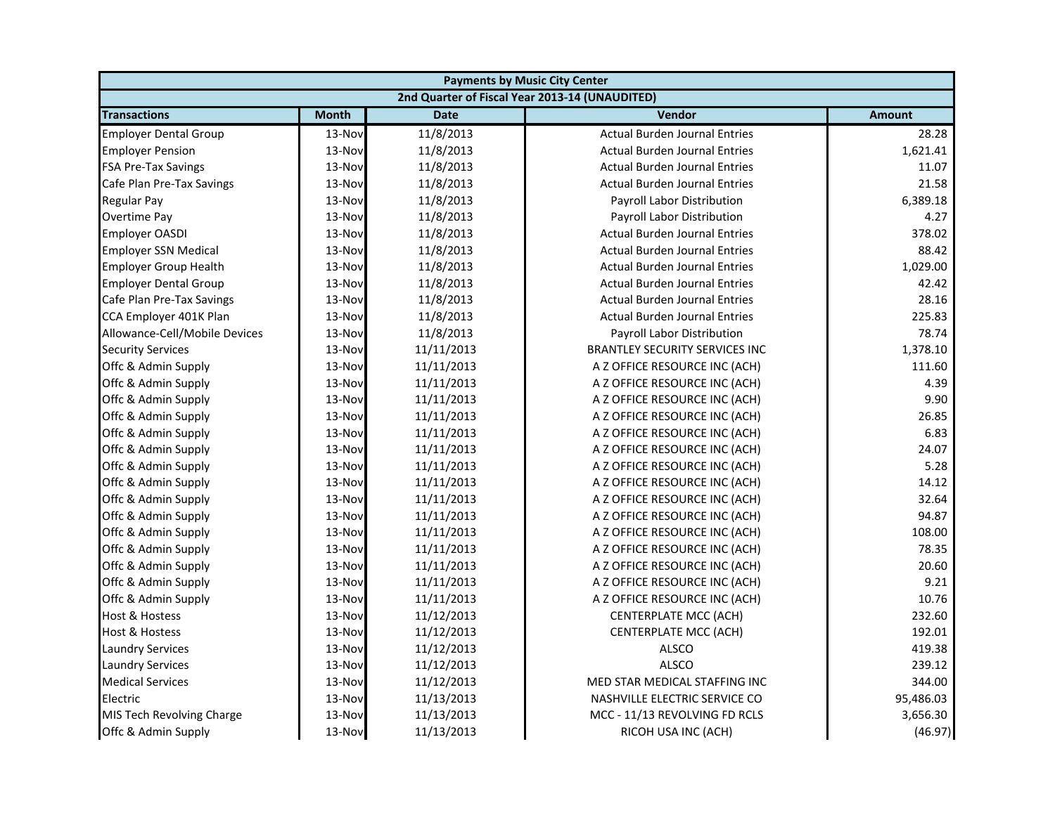| Payments by Music City Center | | | | |
|---|---|---|---|---|
| 2nd Quarter of Fiscal Year 2013-14 (UNAUDITED) | | | | |
| **Transactions** | **Month** | **Date** | **Vendor** | **Amount** |
| Employer Dental Group | 13-Nov | 11/8/2013 | Actual Burden Journal Entries | 28.28 |
| Employer Pension | 13-Nov | 11/8/2013 | Actual Burden Journal Entries | 1,621.41 |
| FSA Pre-Tax Savings | 13-Nov | 11/8/2013 | Actual Burden Journal Entries | 11.07 |
| Cafe Plan Pre-Tax Savings | 13-Nov | 11/8/2013 | Actual Burden Journal Entries | 21.58 |
| Regular Pay | 13-Nov | 11/8/2013 | Payroll Labor Distribution | 6,389.18 |
| Overtime Pay | 13-Nov | 11/8/2013 | Payroll Labor Distribution | 4.27 |
| Employer OASDI | 13-Nov | 11/8/2013 | Actual Burden Journal Entries | 378.02 |
| Employer SSN Medical | 13-Nov | 11/8/2013 | Actual Burden Journal Entries | 88.42 |
| Employer Group Health | 13-Nov | 11/8/2013 | Actual Burden Journal Entries | 1,029.00 |
| Employer Dental Group | 13-Nov | 11/8/2013 | Actual Burden Journal Entries | 42.42 |
| Cafe Plan Pre-Tax Savings | 13-Nov | 11/8/2013 | Actual Burden Journal Entries | 28.16 |
| CCA Employer 401K Plan | 13-Nov | 11/8/2013 | Actual Burden Journal Entries | 225.83 |
| Allowance-Cell/Mobile Devices | 13-Nov | 11/8/2013 | Payroll Labor Distribution | 78.74 |
| Security Services | 13-Nov | 11/11/2013 | BRANTLEY SECURITY SERVICES INC | 1,378.10 |
| Offc & Admin Supply | 13-Nov | 11/11/2013 | A Z OFFICE RESOURCE INC (ACH) | 111.60 |
| Offc & Admin Supply | 13-Nov | 11/11/2013 | A Z OFFICE RESOURCE INC (ACH) | 4.39 |
| Offc & Admin Supply | 13-Nov | 11/11/2013 | A Z OFFICE RESOURCE INC (ACH) | 9.90 |
| Offc & Admin Supply | 13-Nov | 11/11/2013 | A Z OFFICE RESOURCE INC (ACH) | 26.85 |
| Offc & Admin Supply | 13-Nov | 11/11/2013 | A Z OFFICE RESOURCE INC (ACH) | 6.83 |
| Offc & Admin Supply | 13-Nov | 11/11/2013 | A Z OFFICE RESOURCE INC (ACH) | 24.07 |
| Offc & Admin Supply | 13-Nov | 11/11/2013 | A Z OFFICE RESOURCE INC (ACH) | 5.28 |
| Offc & Admin Supply | 13-Nov | 11/11/2013 | A Z OFFICE RESOURCE INC (ACH) | 14.12 |
| Offc & Admin Supply | 13-Nov | 11/11/2013 | A Z OFFICE RESOURCE INC (ACH) | 32.64 |
| Offc & Admin Supply | 13-Nov | 11/11/2013 | A Z OFFICE RESOURCE INC (ACH) | 94.87 |
| Offc & Admin Supply | 13-Nov | 11/11/2013 | A Z OFFICE RESOURCE INC (ACH) | 108.00 |
| Offc & Admin Supply | 13-Nov | 11/11/2013 | A Z OFFICE RESOURCE INC (ACH) | 78.35 |
| Offc & Admin Supply | 13-Nov | 11/11/2013 | A Z OFFICE RESOURCE INC (ACH) | 20.60 |
| Offc & Admin Supply | 13-Nov | 11/11/2013 | A Z OFFICE RESOURCE INC (ACH) | 9.21 |
| Offc & Admin Supply | 13-Nov | 11/11/2013 | A Z OFFICE RESOURCE INC (ACH) | 10.76 |
| Host & Hostess | 13-Nov | 11/12/2013 | CENTERPLATE MCC (ACH) | 232.60 |
| Host & Hostess | 13-Nov | 11/12/2013 | CENTERPLATE MCC (ACH) | 192.01 |
| Laundry Services | 13-Nov | 11/12/2013 | ALSCO | 419.38 |
| Laundry Services | 13-Nov | 11/12/2013 | ALSCO | 239.12 |
| Medical Services | 13-Nov | 11/12/2013 | MED STAR MEDICAL STAFFING INC | 344.00 |
| Electric | 13-Nov | 11/13/2013 | NASHVILLE ELECTRIC SERVICE CO | 95,486.03 |
| MIS Tech Revolving Charge | 13-Nov | 11/13/2013 | MCC - 11/13 REVOLVING FD RCLS | 3,656.30 |
| Offc & Admin Supply | 13-Nov | 11/13/2013 | RICOH USA INC (ACH) | (46.97) |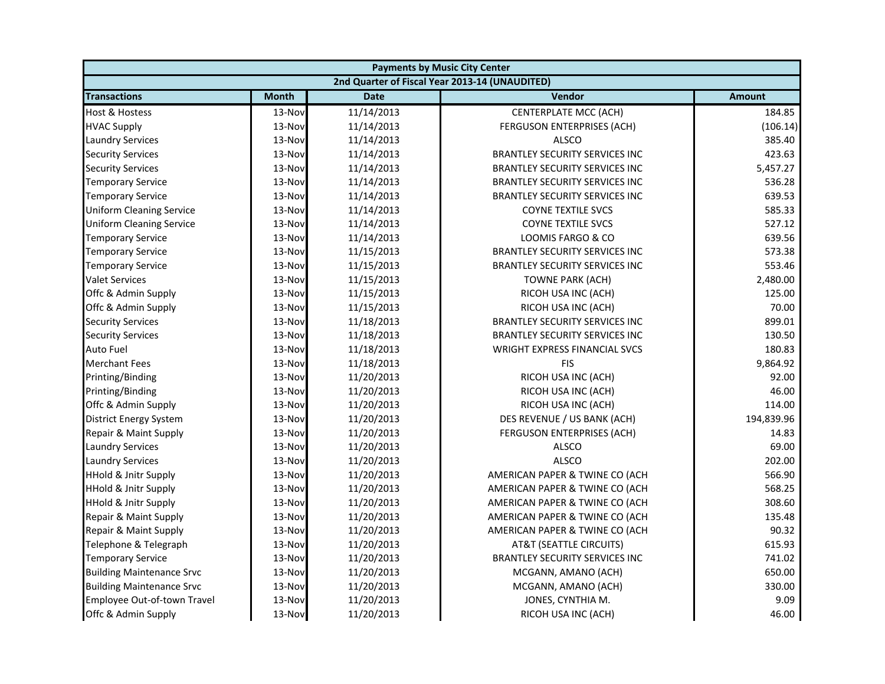| Payments by Music City Center | | | | |
|---|---|---|---|---|
| 2nd Quarter of Fiscal Year 2013-14 (UNAUDITED) | | | | |
| **Transactions** | **Month** | **Date** | **Vendor** | **Amount** |
| Host & Hostess | 13-Nov | 11/14/2013 | CENTERPLATE MCC (ACH) | 184.85 |
| HVAC Supply | 13-Nov | 11/14/2013 | FERGUSON ENTERPRISES (ACH) | (106.14) |
| Laundry Services | 13-Nov | 11/14/2013 | ALSCO | 385.40 |
| Security Services | 13-Nov | 11/14/2013 | BRANTLEY SECURITY SERVICES INC | 423.63 |
| Security Services | 13-Nov | 11/14/2013 | BRANTLEY SECURITY SERVICES INC | 5,457.27 |
| Temporary Service | 13-Nov | 11/14/2013 | BRANTLEY SECURITY SERVICES INC | 536.28 |
| Temporary Service | 13-Nov | 11/14/2013 | BRANTLEY SECURITY SERVICES INC | 639.53 |
| Uniform Cleaning Service | 13-Nov | 11/14/2013 | COYNE TEXTILE SVCS | 585.33 |
| Uniform Cleaning Service | 13-Nov | 11/14/2013 | COYNE TEXTILE SVCS | 527.12 |
| Temporary Service | 13-Nov | 11/14/2013 | LOOMIS FARGO & CO | 639.56 |
| Temporary Service | 13-Nov | 11/15/2013 | BRANTLEY SECURITY SERVICES INC | 573.38 |
| Temporary Service | 13-Nov | 11/15/2013 | BRANTLEY SECURITY SERVICES INC | 553.46 |
| Valet Services | 13-Nov | 11/15/2013 | TOWNE PARK (ACH) | 2,480.00 |
| Offc & Admin Supply | 13-Nov | 11/15/2013 | RICOH USA INC (ACH) | 125.00 |
| Offc & Admin Supply | 13-Nov | 11/15/2013 | RICOH USA INC (ACH) | 70.00 |
| Security Services | 13-Nov | 11/18/2013 | BRANTLEY SECURITY SERVICES INC | 899.01 |
| Security Services | 13-Nov | 11/18/2013 | BRANTLEY SECURITY SERVICES INC | 130.50 |
| Auto Fuel | 13-Nov | 11/18/2013 | WRIGHT EXPRESS FINANCIAL SVCS | 180.83 |
| Merchant Fees | 13-Nov | 11/18/2013 | FIS | 9,864.92 |
| Printing/Binding | 13-Nov | 11/20/2013 | RICOH USA INC (ACH) | 92.00 |
| Printing/Binding | 13-Nov | 11/20/2013 | RICOH USA INC (ACH) | 46.00 |
| Offc & Admin Supply | 13-Nov | 11/20/2013 | RICOH USA INC (ACH) | 114.00 |
| District Energy System | 13-Nov | 11/20/2013 | DES REVENUE / US BANK (ACH) | 194,839.96 |
| Repair & Maint Supply | 13-Nov | 11/20/2013 | FERGUSON ENTERPRISES (ACH) | 14.83 |
| Laundry Services | 13-Nov | 11/20/2013 | ALSCO | 69.00 |
| Laundry Services | 13-Nov | 11/20/2013 | ALSCO | 202.00 |
| HHold & Jnitr Supply | 13-Nov | 11/20/2013 | AMERICAN PAPER & TWINE CO (ACH | 566.90 |
| HHold & Jnitr Supply | 13-Nov | 11/20/2013 | AMERICAN PAPER & TWINE CO (ACH | 568.25 |
| HHold & Jnitr Supply | 13-Nov | 11/20/2013 | AMERICAN PAPER & TWINE CO (ACH | 308.60 |
| Repair & Maint Supply | 13-Nov | 11/20/2013 | AMERICAN PAPER & TWINE CO (ACH | 135.48 |
| Repair & Maint Supply | 13-Nov | 11/20/2013 | AMERICAN PAPER & TWINE CO (ACH | 90.32 |
| Telephone & Telegraph | 13-Nov | 11/20/2013 | AT&T (SEATTLE CIRCUITS) | 615.93 |
| Temporary Service | 13-Nov | 11/20/2013 | BRANTLEY SECURITY SERVICES INC | 741.02 |
| Building Maintenance Srvc | 13-Nov | 11/20/2013 | MCGANN, AMANO (ACH) | 650.00 |
| Building Maintenance Srvc | 13-Nov | 11/20/2013 | MCGANN, AMANO (ACH) | 330.00 |
| Employee Out-of-town Travel | 13-Nov | 11/20/2013 | JONES, CYNTHIA M. | 9.09 |
| Offc & Admin Supply | 13-Nov | 11/20/2013 | RICOH USA INC (ACH) | 46.00 |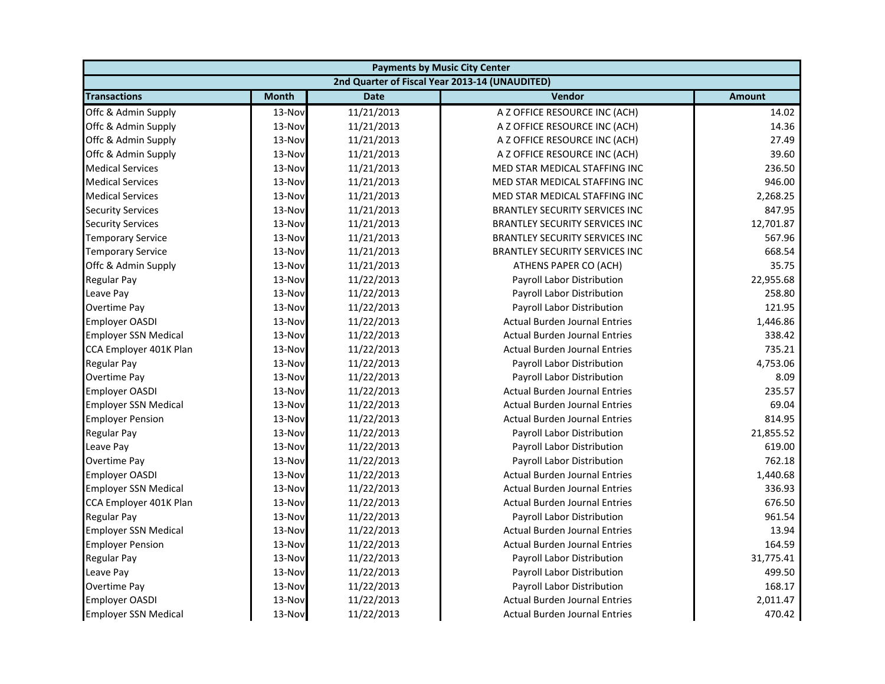| Payments by Music City Center | | | | |
|---|---|---|---|---|
| 2nd Quarter of Fiscal Year 2013-14 (UNAUDITED) | | | | |
| **Transactions** | **Month** | **Date** | **Vendor** | **Amount** |
| Offc & Admin Supply | 13-Nov | 11/21/2013 | A Z OFFICE RESOURCE INC (ACH) | 14.02 |
| Offc & Admin Supply | 13-Nov | 11/21/2013 | A Z OFFICE RESOURCE INC (ACH) | 14.36 |
| Offc & Admin Supply | 13-Nov | 11/21/2013 | A Z OFFICE RESOURCE INC (ACH) | 27.49 |
| Offc & Admin Supply | 13-Nov | 11/21/2013 | A Z OFFICE RESOURCE INC (ACH) | 39.60 |
| Medical Services | 13-Nov | 11/21/2013 | MED STAR MEDICAL STAFFING INC | 236.50 |
| Medical Services | 13-Nov | 11/21/2013 | MED STAR MEDICAL STAFFING INC | 946.00 |
| Medical Services | 13-Nov | 11/21/2013 | MED STAR MEDICAL STAFFING INC | 2,268.25 |
| Security Services | 13-Nov | 11/21/2013 | BRANTLEY SECURITY SERVICES INC | 847.95 |
| Security Services | 13-Nov | 11/21/2013 | BRANTLEY SECURITY SERVICES INC | 12,701.87 |
| Temporary Service | 13-Nov | 11/21/2013 | BRANTLEY SECURITY SERVICES INC | 567.96 |
| Temporary Service | 13-Nov | 11/21/2013 | BRANTLEY SECURITY SERVICES INC | 668.54 |
| Offc & Admin Supply | 13-Nov | 11/21/2013 | ATHENS PAPER CO (ACH) | 35.75 |
| Regular Pay | 13-Nov | 11/22/2013 | Payroll Labor Distribution | 22,955.68 |
| Leave Pay | 13-Nov | 11/22/2013 | Payroll Labor Distribution | 258.80 |
| Overtime Pay | 13-Nov | 11/22/2013 | Payroll Labor Distribution | 121.95 |
| Employer OASDI | 13-Nov | 11/22/2013 | Actual Burden Journal Entries | 1,446.86 |
| Employer SSN Medical | 13-Nov | 11/22/2013 | Actual Burden Journal Entries | 338.42 |
| CCA Employer 401K Plan | 13-Nov | 11/22/2013 | Actual Burden Journal Entries | 735.21 |
| Regular Pay | 13-Nov | 11/22/2013 | Payroll Labor Distribution | 4,753.06 |
| Overtime Pay | 13-Nov | 11/22/2013 | Payroll Labor Distribution | 8.09 |
| Employer OASDI | 13-Nov | 11/22/2013 | Actual Burden Journal Entries | 235.57 |
| Employer SSN Medical | 13-Nov | 11/22/2013 | Actual Burden Journal Entries | 69.04 |
| Employer Pension | 13-Nov | 11/22/2013 | Actual Burden Journal Entries | 814.95 |
| Regular Pay | 13-Nov | 11/22/2013 | Payroll Labor Distribution | 21,855.52 |
| Leave Pay | 13-Nov | 11/22/2013 | Payroll Labor Distribution | 619.00 |
| Overtime Pay | 13-Nov | 11/22/2013 | Payroll Labor Distribution | 762.18 |
| Employer OASDI | 13-Nov | 11/22/2013 | Actual Burden Journal Entries | 1,440.68 |
| Employer SSN Medical | 13-Nov | 11/22/2013 | Actual Burden Journal Entries | 336.93 |
| CCA Employer 401K Plan | 13-Nov | 11/22/2013 | Actual Burden Journal Entries | 676.50 |
| Regular Pay | 13-Nov | 11/22/2013 | Payroll Labor Distribution | 961.54 |
| Employer SSN Medical | 13-Nov | 11/22/2013 | Actual Burden Journal Entries | 13.94 |
| Employer Pension | 13-Nov | 11/22/2013 | Actual Burden Journal Entries | 164.59 |
| Regular Pay | 13-Nov | 11/22/2013 | Payroll Labor Distribution | 31,775.41 |
| Leave Pay | 13-Nov | 11/22/2013 | Payroll Labor Distribution | 499.50 |
| Overtime Pay | 13-Nov | 11/22/2013 | Payroll Labor Distribution | 168.17 |
| Employer OASDI | 13-Nov | 11/22/2013 | Actual Burden Journal Entries | 2,011.47 |
| Employer SSN Medical | 13-Nov | 11/22/2013 | Actual Burden Journal Entries | 470.42 |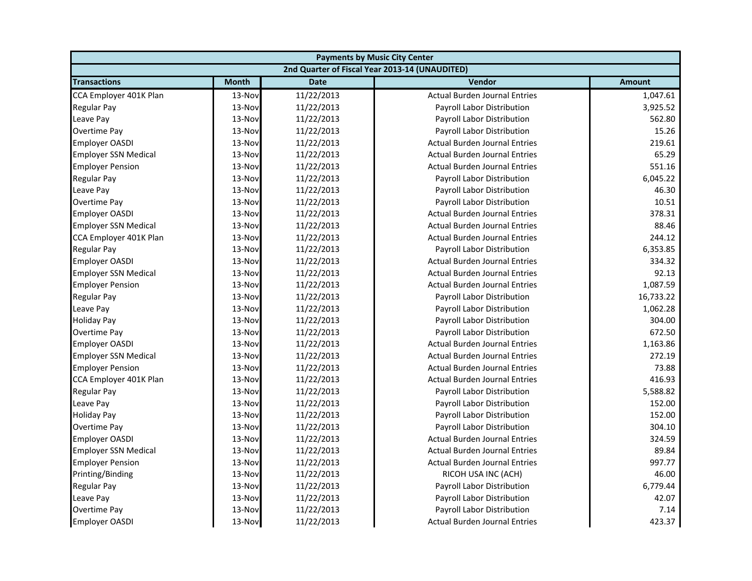| Payments by Music City Center | | | | |
|---|---|---|---|---|
| 2nd Quarter of Fiscal Year 2013-14 (UNAUDITED) | | | | |
| **Transactions** | **Month** | **Date** | **Vendor** | **Amount** |
| CCA Employer 401K Plan | 13-Nov | 11/22/2013 | Actual Burden Journal Entries | 1,047.61 |
| Regular Pay | 13-Nov | 11/22/2013 | Payroll Labor Distribution | 3,925.52 |
| Leave Pay | 13-Nov | 11/22/2013 | Payroll Labor Distribution | 562.80 |
| Overtime Pay | 13-Nov | 11/22/2013 | Payroll Labor Distribution | 15.26 |
| Employer OASDI | 13-Nov | 11/22/2013 | Actual Burden Journal Entries | 219.61 |
| Employer SSN Medical | 13-Nov | 11/22/2013 | Actual Burden Journal Entries | 65.29 |
| Employer Pension | 13-Nov | 11/22/2013 | Actual Burden Journal Entries | 551.16 |
| Regular Pay | 13-Nov | 11/22/2013 | Payroll Labor Distribution | 6,045.22 |
| Leave Pay | 13-Nov | 11/22/2013 | Payroll Labor Distribution | 46.30 |
| Overtime Pay | 13-Nov | 11/22/2013 | Payroll Labor Distribution | 10.51 |
| Employer OASDI | 13-Nov | 11/22/2013 | Actual Burden Journal Entries | 378.31 |
| Employer SSN Medical | 13-Nov | 11/22/2013 | Actual Burden Journal Entries | 88.46 |
| CCA Employer 401K Plan | 13-Nov | 11/22/2013 | Actual Burden Journal Entries | 244.12 |
| Regular Pay | 13-Nov | 11/22/2013 | Payroll Labor Distribution | 6,353.85 |
| Employer OASDI | 13-Nov | 11/22/2013 | Actual Burden Journal Entries | 334.32 |
| Employer SSN Medical | 13-Nov | 11/22/2013 | Actual Burden Journal Entries | 92.13 |
| Employer Pension | 13-Nov | 11/22/2013 | Actual Burden Journal Entries | 1,087.59 |
| Regular Pay | 13-Nov | 11/22/2013 | Payroll Labor Distribution | 16,733.22 |
| Leave Pay | 13-Nov | 11/22/2013 | Payroll Labor Distribution | 1,062.28 |
| Holiday Pay | 13-Nov | 11/22/2013 | Payroll Labor Distribution | 304.00 |
| Overtime Pay | 13-Nov | 11/22/2013 | Payroll Labor Distribution | 672.50 |
| Employer OASDI | 13-Nov | 11/22/2013 | Actual Burden Journal Entries | 1,163.86 |
| Employer SSN Medical | 13-Nov | 11/22/2013 | Actual Burden Journal Entries | 272.19 |
| Employer Pension | 13-Nov | 11/22/2013 | Actual Burden Journal Entries | 73.88 |
| CCA Employer 401K Plan | 13-Nov | 11/22/2013 | Actual Burden Journal Entries | 416.93 |
| Regular Pay | 13-Nov | 11/22/2013 | Payroll Labor Distribution | 5,588.82 |
| Leave Pay | 13-Nov | 11/22/2013 | Payroll Labor Distribution | 152.00 |
| Holiday Pay | 13-Nov | 11/22/2013 | Payroll Labor Distribution | 152.00 |
| Overtime Pay | 13-Nov | 11/22/2013 | Payroll Labor Distribution | 304.10 |
| Employer OASDI | 13-Nov | 11/22/2013 | Actual Burden Journal Entries | 324.59 |
| Employer SSN Medical | 13-Nov | 11/22/2013 | Actual Burden Journal Entries | 89.84 |
| Employer Pension | 13-Nov | 11/22/2013 | Actual Burden Journal Entries | 997.77 |
| Printing/Binding | 13-Nov | 11/22/2013 | RICOH USA INC (ACH) | 46.00 |
| Regular Pay | 13-Nov | 11/22/2013 | Payroll Labor Distribution | 6,779.44 |
| Leave Pay | 13-Nov | 11/22/2013 | Payroll Labor Distribution | 42.07 |
| Overtime Pay | 13-Nov | 11/22/2013 | Payroll Labor Distribution | 7.14 |
| Employer OASDI | 13-Nov | 11/22/2013 | Actual Burden Journal Entries | 423.37 |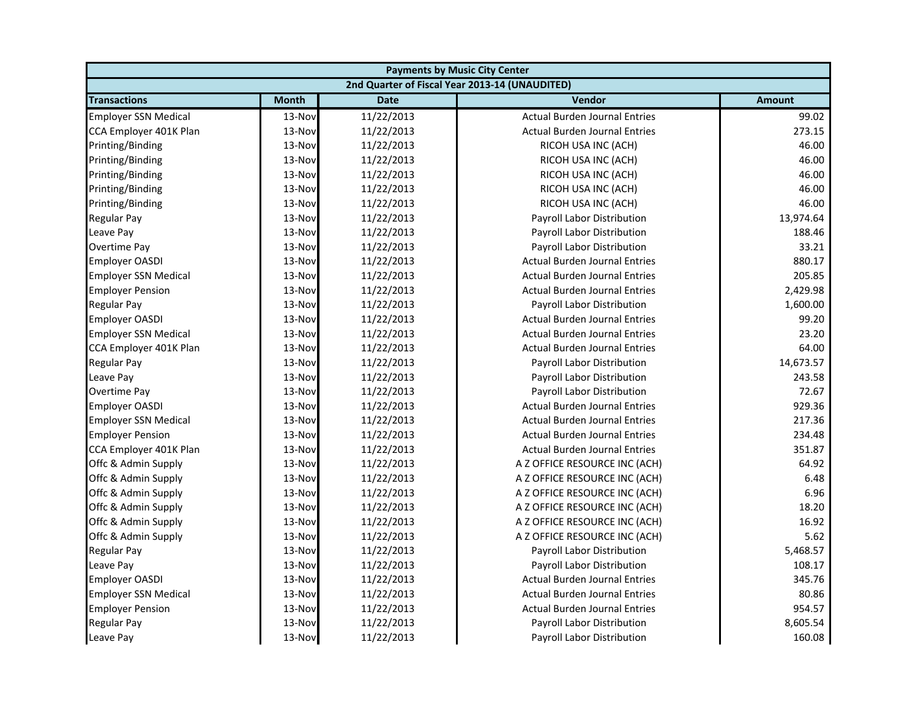| Payments by Music City Center | | | | |
|---|---|---|---|---|
| 2nd Quarter of Fiscal Year 2013-14 (UNAUDITED) | | | | |
| **Transactions** | **Month** | **Date** | **Vendor** | **Amount** |
| Employer SSN Medical | 13-Nov | 11/22/2013 | Actual Burden Journal Entries | 99.02 |
| CCA Employer 401K Plan | 13-Nov | 11/22/2013 | Actual Burden Journal Entries | 273.15 |
| Printing/Binding | 13-Nov | 11/22/2013 | RICOH USA INC (ACH) | 46.00 |
| Printing/Binding | 13-Nov | 11/22/2013 | RICOH USA INC (ACH) | 46.00 |
| Printing/Binding | 13-Nov | 11/22/2013 | RICOH USA INC (ACH) | 46.00 |
| Printing/Binding | 13-Nov | 11/22/2013 | RICOH USA INC (ACH) | 46.00 |
| Printing/Binding | 13-Nov | 11/22/2013 | RICOH USA INC (ACH) | 46.00 |
| Regular Pay | 13-Nov | 11/22/2013 | Payroll Labor Distribution | 13,974.64 |
| Leave Pay | 13-Nov | 11/22/2013 | Payroll Labor Distribution | 188.46 |
| Overtime Pay | 13-Nov | 11/22/2013 | Payroll Labor Distribution | 33.21 |
| Employer OASDI | 13-Nov | 11/22/2013 | Actual Burden Journal Entries | 880.17 |
| Employer SSN Medical | 13-Nov | 11/22/2013 | Actual Burden Journal Entries | 205.85 |
| Employer Pension | 13-Nov | 11/22/2013 | Actual Burden Journal Entries | 2,429.98 |
| Regular Pay | 13-Nov | 11/22/2013 | Payroll Labor Distribution | 1,600.00 |
| Employer OASDI | 13-Nov | 11/22/2013 | Actual Burden Journal Entries | 99.20 |
| Employer SSN Medical | 13-Nov | 11/22/2013 | Actual Burden Journal Entries | 23.20 |
| CCA Employer 401K Plan | 13-Nov | 11/22/2013 | Actual Burden Journal Entries | 64.00 |
| Regular Pay | 13-Nov | 11/22/2013 | Payroll Labor Distribution | 14,673.57 |
| Leave Pay | 13-Nov | 11/22/2013 | Payroll Labor Distribution | 243.58 |
| Overtime Pay | 13-Nov | 11/22/2013 | Payroll Labor Distribution | 72.67 |
| Employer OASDI | 13-Nov | 11/22/2013 | Actual Burden Journal Entries | 929.36 |
| Employer SSN Medical | 13-Nov | 11/22/2013 | Actual Burden Journal Entries | 217.36 |
| Employer Pension | 13-Nov | 11/22/2013 | Actual Burden Journal Entries | 234.48 |
| CCA Employer 401K Plan | 13-Nov | 11/22/2013 | Actual Burden Journal Entries | 351.87 |
| Offc & Admin Supply | 13-Nov | 11/22/2013 | A Z OFFICE RESOURCE INC (ACH) | 64.92 |
| Offc & Admin Supply | 13-Nov | 11/22/2013 | A Z OFFICE RESOURCE INC (ACH) | 6.48 |
| Offc & Admin Supply | 13-Nov | 11/22/2013 | A Z OFFICE RESOURCE INC (ACH) | 6.96 |
| Offc & Admin Supply | 13-Nov | 11/22/2013 | A Z OFFICE RESOURCE INC (ACH) | 18.20 |
| Offc & Admin Supply | 13-Nov | 11/22/2013 | A Z OFFICE RESOURCE INC (ACH) | 16.92 |
| Offc & Admin Supply | 13-Nov | 11/22/2013 | A Z OFFICE RESOURCE INC (ACH) | 5.62 |
| Regular Pay | 13-Nov | 11/22/2013 | Payroll Labor Distribution | 5,468.57 |
| Leave Pay | 13-Nov | 11/22/2013 | Payroll Labor Distribution | 108.17 |
| Employer OASDI | 13-Nov | 11/22/2013 | Actual Burden Journal Entries | 345.76 |
| Employer SSN Medical | 13-Nov | 11/22/2013 | Actual Burden Journal Entries | 80.86 |
| Employer Pension | 13-Nov | 11/22/2013 | Actual Burden Journal Entries | 954.57 |
| Regular Pay | 13-Nov | 11/22/2013 | Payroll Labor Distribution | 8,605.54 |
| Leave Pay | 13-Nov | 11/22/2013 | Payroll Labor Distribution | 160.08 |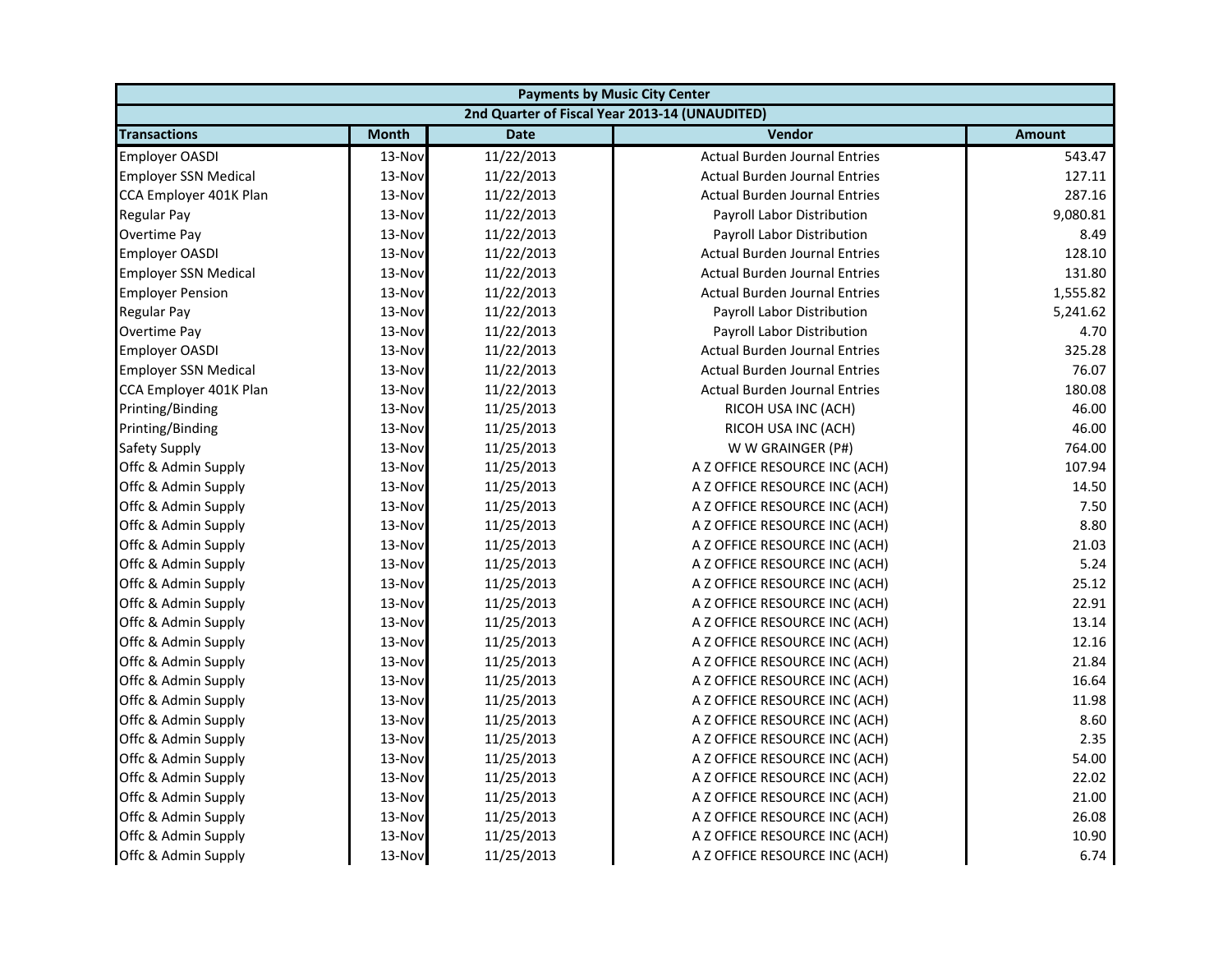| Payments by Music City Center | | | | |
|---|---|---|---|---|
| 2nd Quarter of Fiscal Year 2013-14 (UNAUDITED) | | | | |
| **Transactions** | **Month** | **Date** | **Vendor** | **Amount** |
| Employer OASDI | 13-Nov | 11/22/2013 | Actual Burden Journal Entries | 543.47 |
| Employer SSN Medical | 13-Nov | 11/22/2013 | Actual Burden Journal Entries | 127.11 |
| CCA Employer 401K Plan | 13-Nov | 11/22/2013 | Actual Burden Journal Entries | 287.16 |
| Regular Pay | 13-Nov | 11/22/2013 | Payroll Labor Distribution | 9,080.81 |
| Overtime Pay | 13-Nov | 11/22/2013 | Payroll Labor Distribution | 8.49 |
| Employer OASDI | 13-Nov | 11/22/2013 | Actual Burden Journal Entries | 128.10 |
| Employer SSN Medical | 13-Nov | 11/22/2013 | Actual Burden Journal Entries | 131.80 |
| Employer Pension | 13-Nov | 11/22/2013 | Actual Burden Journal Entries | 1,555.82 |
| Regular Pay | 13-Nov | 11/22/2013 | Payroll Labor Distribution | 5,241.62 |
| Overtime Pay | 13-Nov | 11/22/2013 | Payroll Labor Distribution | 4.70 |
| Employer OASDI | 13-Nov | 11/22/2013 | Actual Burden Journal Entries | 325.28 |
| Employer SSN Medical | 13-Nov | 11/22/2013 | Actual Burden Journal Entries | 76.07 |
| CCA Employer 401K Plan | 13-Nov | 11/22/2013 | Actual Burden Journal Entries | 180.08 |
| Printing/Binding | 13-Nov | 11/25/2013 | RICOH USA INC (ACH) | 46.00 |
| Printing/Binding | 13-Nov | 11/25/2013 | RICOH USA INC (ACH) | 46.00 |
| Safety Supply | 13-Nov | 11/25/2013 | W W GRAINGER (P#) | 764.00 |
| Offc & Admin Supply | 13-Nov | 11/25/2013 | A Z OFFICE RESOURCE INC (ACH) | 107.94 |
| Offc & Admin Supply | 13-Nov | 11/25/2013 | A Z OFFICE RESOURCE INC (ACH) | 14.50 |
| Offc & Admin Supply | 13-Nov | 11/25/2013 | A Z OFFICE RESOURCE INC (ACH) | 7.50 |
| Offc & Admin Supply | 13-Nov | 11/25/2013 | A Z OFFICE RESOURCE INC (ACH) | 8.80 |
| Offc & Admin Supply | 13-Nov | 11/25/2013 | A Z OFFICE RESOURCE INC (ACH) | 21.03 |
| Offc & Admin Supply | 13-Nov | 11/25/2013 | A Z OFFICE RESOURCE INC (ACH) | 5.24 |
| Offc & Admin Supply | 13-Nov | 11/25/2013 | A Z OFFICE RESOURCE INC (ACH) | 25.12 |
| Offc & Admin Supply | 13-Nov | 11/25/2013 | A Z OFFICE RESOURCE INC (ACH) | 22.91 |
| Offc & Admin Supply | 13-Nov | 11/25/2013 | A Z OFFICE RESOURCE INC (ACH) | 13.14 |
| Offc & Admin Supply | 13-Nov | 11/25/2013 | A Z OFFICE RESOURCE INC (ACH) | 12.16 |
| Offc & Admin Supply | 13-Nov | 11/25/2013 | A Z OFFICE RESOURCE INC (ACH) | 21.84 |
| Offc & Admin Supply | 13-Nov | 11/25/2013 | A Z OFFICE RESOURCE INC (ACH) | 16.64 |
| Offc & Admin Supply | 13-Nov | 11/25/2013 | A Z OFFICE RESOURCE INC (ACH) | 11.98 |
| Offc & Admin Supply | 13-Nov | 11/25/2013 | A Z OFFICE RESOURCE INC (ACH) | 8.60 |
| Offc & Admin Supply | 13-Nov | 11/25/2013 | A Z OFFICE RESOURCE INC (ACH) | 2.35 |
| Offc & Admin Supply | 13-Nov | 11/25/2013 | A Z OFFICE RESOURCE INC (ACH) | 54.00 |
| Offc & Admin Supply | 13-Nov | 11/25/2013 | A Z OFFICE RESOURCE INC (ACH) | 22.02 |
| Offc & Admin Supply | 13-Nov | 11/25/2013 | A Z OFFICE RESOURCE INC (ACH) | 21.00 |
| Offc & Admin Supply | 13-Nov | 11/25/2013 | A Z OFFICE RESOURCE INC (ACH) | 26.08 |
| Offc & Admin Supply | 13-Nov | 11/25/2013 | A Z OFFICE RESOURCE INC (ACH) | 10.90 |
| Offc & Admin Supply | 13-Nov | 11/25/2013 | A Z OFFICE RESOURCE INC (ACH) | 6.74 |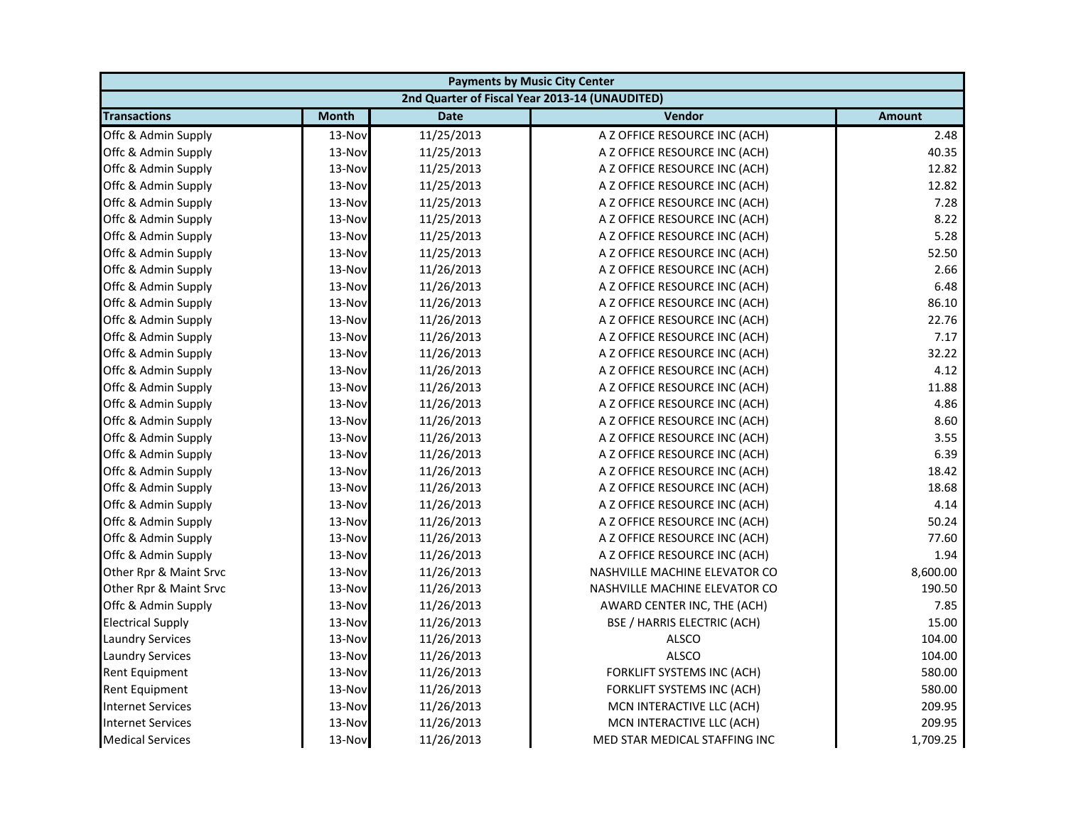| Payments by Music City Center | | | | |
|---|---|---|---|---|
| 2nd Quarter of Fiscal Year 2013-14 (UNAUDITED) | | | | |
| **Transactions** | **Month** | **Date** | **Vendor** | **Amount** |
| Offc & Admin Supply | 13-Nov | 11/25/2013 | A Z OFFICE RESOURCE INC (ACH) | 2.48 |
| Offc & Admin Supply | 13-Nov | 11/25/2013 | A Z OFFICE RESOURCE INC (ACH) | 40.35 |
| Offc & Admin Supply | 13-Nov | 11/25/2013 | A Z OFFICE RESOURCE INC (ACH) | 12.82 |
| Offc & Admin Supply | 13-Nov | 11/25/2013 | A Z OFFICE RESOURCE INC (ACH) | 12.82 |
| Offc & Admin Supply | 13-Nov | 11/25/2013 | A Z OFFICE RESOURCE INC (ACH) | 7.28 |
| Offc & Admin Supply | 13-Nov | 11/25/2013 | A Z OFFICE RESOURCE INC (ACH) | 8.22 |
| Offc & Admin Supply | 13-Nov | 11/25/2013 | A Z OFFICE RESOURCE INC (ACH) | 5.28 |
| Offc & Admin Supply | 13-Nov | 11/25/2013 | A Z OFFICE RESOURCE INC (ACH) | 52.50 |
| Offc & Admin Supply | 13-Nov | 11/26/2013 | A Z OFFICE RESOURCE INC (ACH) | 2.66 |
| Offc & Admin Supply | 13-Nov | 11/26/2013 | A Z OFFICE RESOURCE INC (ACH) | 6.48 |
| Offc & Admin Supply | 13-Nov | 11/26/2013 | A Z OFFICE RESOURCE INC (ACH) | 86.10 |
| Offc & Admin Supply | 13-Nov | 11/26/2013 | A Z OFFICE RESOURCE INC (ACH) | 22.76 |
| Offc & Admin Supply | 13-Nov | 11/26/2013 | A Z OFFICE RESOURCE INC (ACH) | 7.17 |
| Offc & Admin Supply | 13-Nov | 11/26/2013 | A Z OFFICE RESOURCE INC (ACH) | 32.22 |
| Offc & Admin Supply | 13-Nov | 11/26/2013 | A Z OFFICE RESOURCE INC (ACH) | 4.12 |
| Offc & Admin Supply | 13-Nov | 11/26/2013 | A Z OFFICE RESOURCE INC (ACH) | 11.88 |
| Offc & Admin Supply | 13-Nov | 11/26/2013 | A Z OFFICE RESOURCE INC (ACH) | 4.86 |
| Offc & Admin Supply | 13-Nov | 11/26/2013 | A Z OFFICE RESOURCE INC (ACH) | 8.60 |
| Offc & Admin Supply | 13-Nov | 11/26/2013 | A Z OFFICE RESOURCE INC (ACH) | 3.55 |
| Offc & Admin Supply | 13-Nov | 11/26/2013 | A Z OFFICE RESOURCE INC (ACH) | 6.39 |
| Offc & Admin Supply | 13-Nov | 11/26/2013 | A Z OFFICE RESOURCE INC (ACH) | 18.42 |
| Offc & Admin Supply | 13-Nov | 11/26/2013 | A Z OFFICE RESOURCE INC (ACH) | 18.68 |
| Offc & Admin Supply | 13-Nov | 11/26/2013 | A Z OFFICE RESOURCE INC (ACH) | 4.14 |
| Offc & Admin Supply | 13-Nov | 11/26/2013 | A Z OFFICE RESOURCE INC (ACH) | 50.24 |
| Offc & Admin Supply | 13-Nov | 11/26/2013 | A Z OFFICE RESOURCE INC (ACH) | 77.60 |
| Offc & Admin Supply | 13-Nov | 11/26/2013 | A Z OFFICE RESOURCE INC (ACH) | 1.94 |
| Other Rpr & Maint Srvc | 13-Nov | 11/26/2013 | NASHVILLE MACHINE ELEVATOR CO | 8,600.00 |
| Other Rpr & Maint Srvc | 13-Nov | 11/26/2013 | NASHVILLE MACHINE ELEVATOR CO | 190.50 |
| Offc & Admin Supply | 13-Nov | 11/26/2013 | AWARD CENTER INC, THE (ACH) | 7.85 |
| Electrical Supply | 13-Nov | 11/26/2013 | BSE / HARRIS ELECTRIC (ACH) | 15.00 |
| Laundry Services | 13-Nov | 11/26/2013 | ALSCO | 104.00 |
| Laundry Services | 13-Nov | 11/26/2013 | ALSCO | 104.00 |
| Rent Equipment | 13-Nov | 11/26/2013 | FORKLIFT SYSTEMS INC (ACH) | 580.00 |
| Rent Equipment | 13-Nov | 11/26/2013 | FORKLIFT SYSTEMS INC (ACH) | 580.00 |
| Internet Services | 13-Nov | 11/26/2013 | MCN INTERACTIVE LLC (ACH) | 209.95 |
| Internet Services | 13-Nov | 11/26/2013 | MCN INTERACTIVE LLC (ACH) | 209.95 |
| Medical Services | 13-Nov | 11/26/2013 | MED STAR MEDICAL STAFFING INC | 1,709.25 |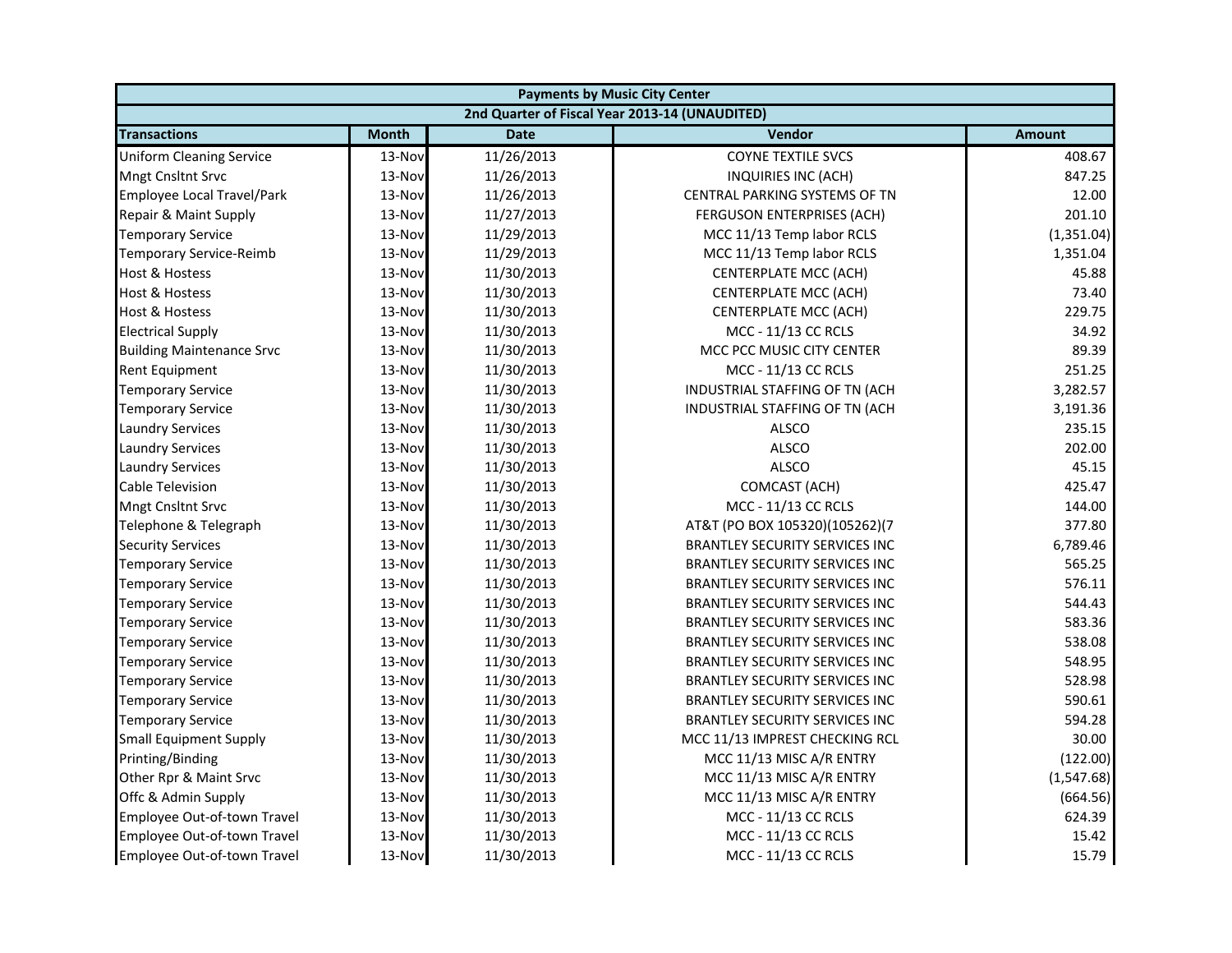| Payments by Music City Center | | | | |
|---|---|---|---|---|
| 2nd Quarter of Fiscal Year 2013-14 (UNAUDITED) | | | | |
| **Transactions** | **Month** | **Date** | **Vendor** | **Amount** |
| Uniform Cleaning Service | 13-Nov | 11/26/2013 | COYNE TEXTILE SVCS | 408.67 |
| Mngt Cnsltnt Srvc | 13-Nov | 11/26/2013 | INQUIRIES INC (ACH) | 847.25 |
| Employee Local Travel/Park | 13-Nov | 11/26/2013 | CENTRAL PARKING SYSTEMS OF TN | 12.00 |
| Repair & Maint Supply | 13-Nov | 11/27/2013 | FERGUSON ENTERPRISES (ACH) | 201.10 |
| Temporary Service | 13-Nov | 11/29/2013 | MCC 11/13 Temp labor RCLS | (1,351.04) |
| Temporary Service-Reimb | 13-Nov | 11/29/2013 | MCC 11/13 Temp labor RCLS | 1,351.04 |
| Host & Hostess | 13-Nov | 11/30/2013 | CENTERPLATE MCC (ACH) | 45.88 |
| Host & Hostess | 13-Nov | 11/30/2013 | CENTERPLATE MCC (ACH) | 73.40 |
| Host & Hostess | 13-Nov | 11/30/2013 | CENTERPLATE MCC (ACH) | 229.75 |
| Electrical Supply | 13-Nov | 11/30/2013 | MCC - 11/13 CC RCLS | 34.92 |
| Building Maintenance Srvc | 13-Nov | 11/30/2013 | MCC PCC MUSIC CITY CENTER | 89.39 |
| Rent Equipment | 13-Nov | 11/30/2013 | MCC - 11/13 CC RCLS | 251.25 |
| Temporary Service | 13-Nov | 11/30/2013 | INDUSTRIAL STAFFING OF TN (ACH | 3,282.57 |
| Temporary Service | 13-Nov | 11/30/2013 | INDUSTRIAL STAFFING OF TN (ACH | 3,191.36 |
| Laundry Services | 13-Nov | 11/30/2013 | ALSCO | 235.15 |
| Laundry Services | 13-Nov | 11/30/2013 | ALSCO | 202.00 |
| Laundry Services | 13-Nov | 11/30/2013 | ALSCO | 45.15 |
| Cable Television | 13-Nov | 11/30/2013 | COMCAST (ACH) | 425.47 |
| Mngt Cnsltnt Srvc | 13-Nov | 11/30/2013 | MCC - 11/13 CC RCLS | 144.00 |
| Telephone & Telegraph | 13-Nov | 11/30/2013 | AT&T (PO BOX 105320)(105262)(7 | 377.80 |
| Security Services | 13-Nov | 11/30/2013 | BRANTLEY SECURITY SERVICES INC | 6,789.46 |
| Temporary Service | 13-Nov | 11/30/2013 | BRANTLEY SECURITY SERVICES INC | 565.25 |
| Temporary Service | 13-Nov | 11/30/2013 | BRANTLEY SECURITY SERVICES INC | 576.11 |
| Temporary Service | 13-Nov | 11/30/2013 | BRANTLEY SECURITY SERVICES INC | 544.43 |
| Temporary Service | 13-Nov | 11/30/2013 | BRANTLEY SECURITY SERVICES INC | 583.36 |
| Temporary Service | 13-Nov | 11/30/2013 | BRANTLEY SECURITY SERVICES INC | 538.08 |
| Temporary Service | 13-Nov | 11/30/2013 | BRANTLEY SECURITY SERVICES INC | 548.95 |
| Temporary Service | 13-Nov | 11/30/2013 | BRANTLEY SECURITY SERVICES INC | 528.98 |
| Temporary Service | 13-Nov | 11/30/2013 | BRANTLEY SECURITY SERVICES INC | 590.61 |
| Temporary Service | 13-Nov | 11/30/2013 | BRANTLEY SECURITY SERVICES INC | 594.28 |
| Small Equipment Supply | 13-Nov | 11/30/2013 | MCC 11/13 IMPREST CHECKING RCL | 30.00 |
| Printing/Binding | 13-Nov | 11/30/2013 | MCC 11/13 MISC A/R ENTRY | (122.00) |
| Other Rpr & Maint Srvc | 13-Nov | 11/30/2013 | MCC 11/13 MISC A/R ENTRY | (1,547.68) |
| Offc & Admin Supply | 13-Nov | 11/30/2013 | MCC 11/13 MISC A/R ENTRY | (664.56) |
| Employee Out-of-town Travel | 13-Nov | 11/30/2013 | MCC - 11/13 CC RCLS | 624.39 |
| Employee Out-of-town Travel | 13-Nov | 11/30/2013 | MCC - 11/13 CC RCLS | 15.42 |
| Employee Out-of-town Travel | 13-Nov | 11/30/2013 | MCC - 11/13 CC RCLS | 15.79 |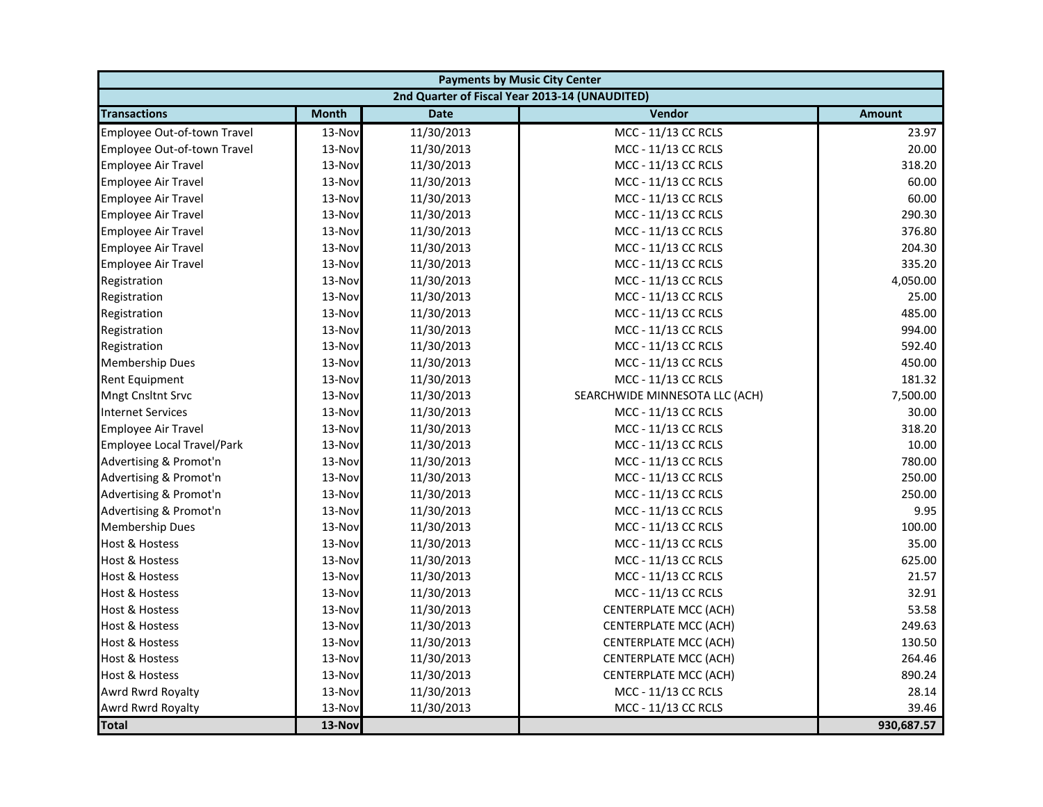| Payments by Music City Center | | | | |
|---|---|---|---|---|
| 2nd Quarter of Fiscal Year 2013-14 (UNAUDITED) | | | | |
| **Transactions** | **Month** | **Date** | **Vendor** | **Amount** |
| Employee Out-of-town Travel | 13-Nov | 11/30/2013 | MCC - 11/13 CC RCLS | 23.97 |
| Employee Out-of-town Travel | 13-Nov | 11/30/2013 | MCC - 11/13 CC RCLS | 20.00 |
| Employee Air Travel | 13-Nov | 11/30/2013 | MCC - 11/13 CC RCLS | 318.20 |
| Employee Air Travel | 13-Nov | 11/30/2013 | MCC - 11/13 CC RCLS | 60.00 |
| Employee Air Travel | 13-Nov | 11/30/2013 | MCC - 11/13 CC RCLS | 60.00 |
| Employee Air Travel | 13-Nov | 11/30/2013 | MCC - 11/13 CC RCLS | 290.30 |
| Employee Air Travel | 13-Nov | 11/30/2013 | MCC - 11/13 CC RCLS | 376.80 |
| Employee Air Travel | 13-Nov | 11/30/2013 | MCC - 11/13 CC RCLS | 204.30 |
| Employee Air Travel | 13-Nov | 11/30/2013 | MCC - 11/13 CC RCLS | 335.20 |
| Registration | 13-Nov | 11/30/2013 | MCC - 11/13 CC RCLS | 4,050.00 |
| Registration | 13-Nov | 11/30/2013 | MCC - 11/13 CC RCLS | 25.00 |
| Registration | 13-Nov | 11/30/2013 | MCC - 11/13 CC RCLS | 485.00 |
| Registration | 13-Nov | 11/30/2013 | MCC - 11/13 CC RCLS | 994.00 |
| Registration | 13-Nov | 11/30/2013 | MCC - 11/13 CC RCLS | 592.40 |
| Membership Dues | 13-Nov | 11/30/2013 | MCC - 11/13 CC RCLS | 450.00 |
| Rent Equipment | 13-Nov | 11/30/2013 | MCC - 11/13 CC RCLS | 181.32 |
| Mngt Cnsltnt Srvc | 13-Nov | 11/30/2013 | SEARCHWIDE MINNESOTA LLC (ACH) | 7,500.00 |
| Internet Services | 13-Nov | 11/30/2013 | MCC - 11/13 CC RCLS | 30.00 |
| Employee Air Travel | 13-Nov | 11/30/2013 | MCC - 11/13 CC RCLS | 318.20 |
| Employee Local Travel/Park | 13-Nov | 11/30/2013 | MCC - 11/13 CC RCLS | 10.00 |
| Advertising & Promot'n | 13-Nov | 11/30/2013 | MCC - 11/13 CC RCLS | 780.00 |
| Advertising & Promot'n | 13-Nov | 11/30/2013 | MCC - 11/13 CC RCLS | 250.00 |
| Advertising & Promot'n | 13-Nov | 11/30/2013 | MCC - 11/13 CC RCLS | 250.00 |
| Advertising & Promot'n | 13-Nov | 11/30/2013 | MCC - 11/13 CC RCLS | 9.95 |
| Membership Dues | 13-Nov | 11/30/2013 | MCC - 11/13 CC RCLS | 100.00 |
| Host & Hostess | 13-Nov | 11/30/2013 | MCC - 11/13 CC RCLS | 35.00 |
| Host & Hostess | 13-Nov | 11/30/2013 | MCC - 11/13 CC RCLS | 625.00 |
| Host & Hostess | 13-Nov | 11/30/2013 | MCC - 11/13 CC RCLS | 21.57 |
| Host & Hostess | 13-Nov | 11/30/2013 | MCC - 11/13 CC RCLS | 32.91 |
| Host & Hostess | 13-Nov | 11/30/2013 | CENTERPLATE MCC (ACH) | 53.58 |
| Host & Hostess | 13-Nov | 11/30/2013 | CENTERPLATE MCC (ACH) | 249.63 |
| Host & Hostess | 13-Nov | 11/30/2013 | CENTERPLATE MCC (ACH) | 130.50 |
| Host & Hostess | 13-Nov | 11/30/2013 | CENTERPLATE MCC (ACH) | 264.46 |
| Host & Hostess | 13-Nov | 11/30/2013 | CENTERPLATE MCC (ACH) | 890.24 |
| Awrd Rwrd Royalty | 13-Nov | 11/30/2013 | MCC - 11/13 CC RCLS | 28.14 |
| Awrd Rwrd Royalty | 13-Nov | 11/30/2013 | MCC - 11/13 CC RCLS | 39.46 |
| **Total** | **13-Nov** | | | **930,687.57** |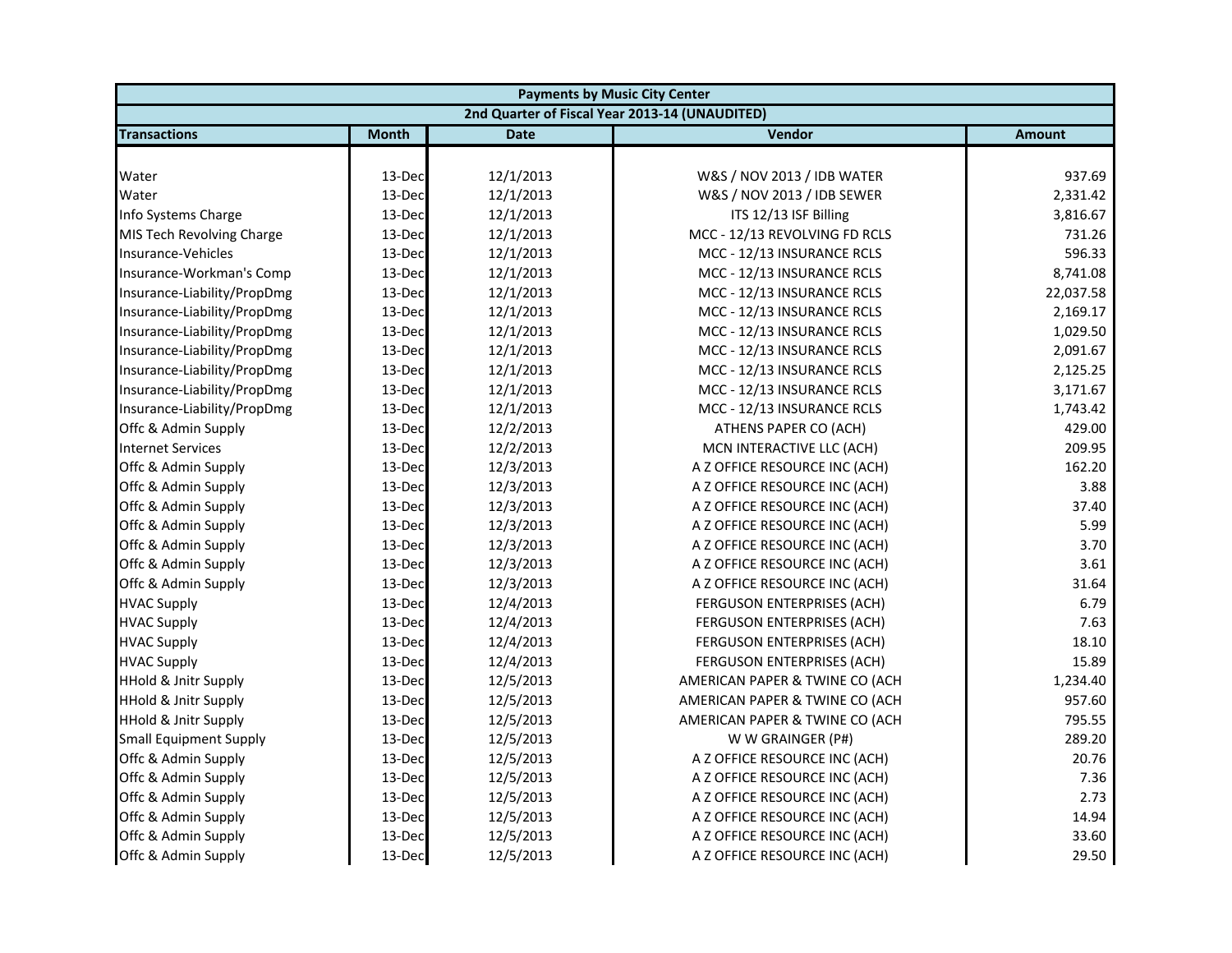| Payments by Music City Center | | | | |
|---|---|---|---|---|
| 2nd Quarter of Fiscal Year 2013-14 (UNAUDITED) | | | | |
| **Transactions** | **Month** | **Date** | **Vendor** | **Amount** |
| Water | 13-Dec | 12/1/2013 | W&S / NOV 2013 / IDB WATER | 937.69 |
| Water | 13-Dec | 12/1/2013 | W&S / NOV 2013 / IDB SEWER | 2,331.42 |
| Info Systems Charge | 13-Dec | 12/1/2013 | ITS 12/13 ISF Billing | 3,816.67 |
| MIS Tech Revolving Charge | 13-Dec | 12/1/2013 | MCC - 12/13 REVOLVING FD RCLS | 731.26 |
| Insurance-Vehicles | 13-Dec | 12/1/2013 | MCC - 12/13 INSURANCE RCLS | 596.33 |
| Insurance-Workman's Comp | 13-Dec | 12/1/2013 | MCC - 12/13 INSURANCE RCLS | 8,741.08 |
| Insurance-Liability/PropDmg | 13-Dec | 12/1/2013 | MCC - 12/13 INSURANCE RCLS | 22,037.58 |
| Insurance-Liability/PropDmg | 13-Dec | 12/1/2013 | MCC - 12/13 INSURANCE RCLS | 2,169.17 |
| Insurance-Liability/PropDmg | 13-Dec | 12/1/2013 | MCC - 12/13 INSURANCE RCLS | 1,029.50 |
| Insurance-Liability/PropDmg | 13-Dec | 12/1/2013 | MCC - 12/13 INSURANCE RCLS | 2,091.67 |
| Insurance-Liability/PropDmg | 13-Dec | 12/1/2013 | MCC - 12/13 INSURANCE RCLS | 2,125.25 |
| Insurance-Liability/PropDmg | 13-Dec | 12/1/2013 | MCC - 12/13 INSURANCE RCLS | 3,171.67 |
| Insurance-Liability/PropDmg | 13-Dec | 12/1/2013 | MCC - 12/13 INSURANCE RCLS | 1,743.42 |
| Offc & Admin Supply | 13-Dec | 12/2/2013 | ATHENS PAPER CO (ACH) | 429.00 |
| Internet Services | 13-Dec | 12/2/2013 | MCN INTERACTIVE LLC (ACH) | 209.95 |
| Offc & Admin Supply | 13-Dec | 12/3/2013 | A Z OFFICE RESOURCE INC (ACH) | 162.20 |
| Offc & Admin Supply | 13-Dec | 12/3/2013 | A Z OFFICE RESOURCE INC (ACH) | 3.88 |
| Offc & Admin Supply | 13-Dec | 12/3/2013 | A Z OFFICE RESOURCE INC (ACH) | 37.40 |
| Offc & Admin Supply | 13-Dec | 12/3/2013 | A Z OFFICE RESOURCE INC (ACH) | 5.99 |
| Offc & Admin Supply | 13-Dec | 12/3/2013 | A Z OFFICE RESOURCE INC (ACH) | 3.70 |
| Offc & Admin Supply | 13-Dec | 12/3/2013 | A Z OFFICE RESOURCE INC (ACH) | 3.61 |
| Offc & Admin Supply | 13-Dec | 12/3/2013 | A Z OFFICE RESOURCE INC (ACH) | 31.64 |
| HVAC Supply | 13-Dec | 12/4/2013 | FERGUSON ENTERPRISES (ACH) | 6.79 |
| HVAC Supply | 13-Dec | 12/4/2013 | FERGUSON ENTERPRISES (ACH) | 7.63 |
| HVAC Supply | 13-Dec | 12/4/2013 | FERGUSON ENTERPRISES (ACH) | 18.10 |
| HVAC Supply | 13-Dec | 12/4/2013 | FERGUSON ENTERPRISES (ACH) | 15.89 |
| HHold & Jnitr Supply | 13-Dec | 12/5/2013 | AMERICAN PAPER & TWINE CO (ACH | 1,234.40 |
| HHold & Jnitr Supply | 13-Dec | 12/5/2013 | AMERICAN PAPER & TWINE CO (ACH | 957.60 |
| HHold & Jnitr Supply | 13-Dec | 12/5/2013 | AMERICAN PAPER & TWINE CO (ACH | 795.55 |
| Small Equipment Supply | 13-Dec | 12/5/2013 | W W GRAINGER (P#) | 289.20 |
| Offc & Admin Supply | 13-Dec | 12/5/2013 | A Z OFFICE RESOURCE INC (ACH) | 20.76 |
| Offc & Admin Supply | 13-Dec | 12/5/2013 | A Z OFFICE RESOURCE INC (ACH) | 7.36 |
| Offc & Admin Supply | 13-Dec | 12/5/2013 | A Z OFFICE RESOURCE INC (ACH) | 2.73 |
| Offc & Admin Supply | 13-Dec | 12/5/2013 | A Z OFFICE RESOURCE INC (ACH) | 14.94 |
| Offc & Admin Supply | 13-Dec | 12/5/2013 | A Z OFFICE RESOURCE INC (ACH) | 33.60 |
| Offc & Admin Supply | 13-Dec | 12/5/2013 | A Z OFFICE RESOURCE INC (ACH) | 29.50 |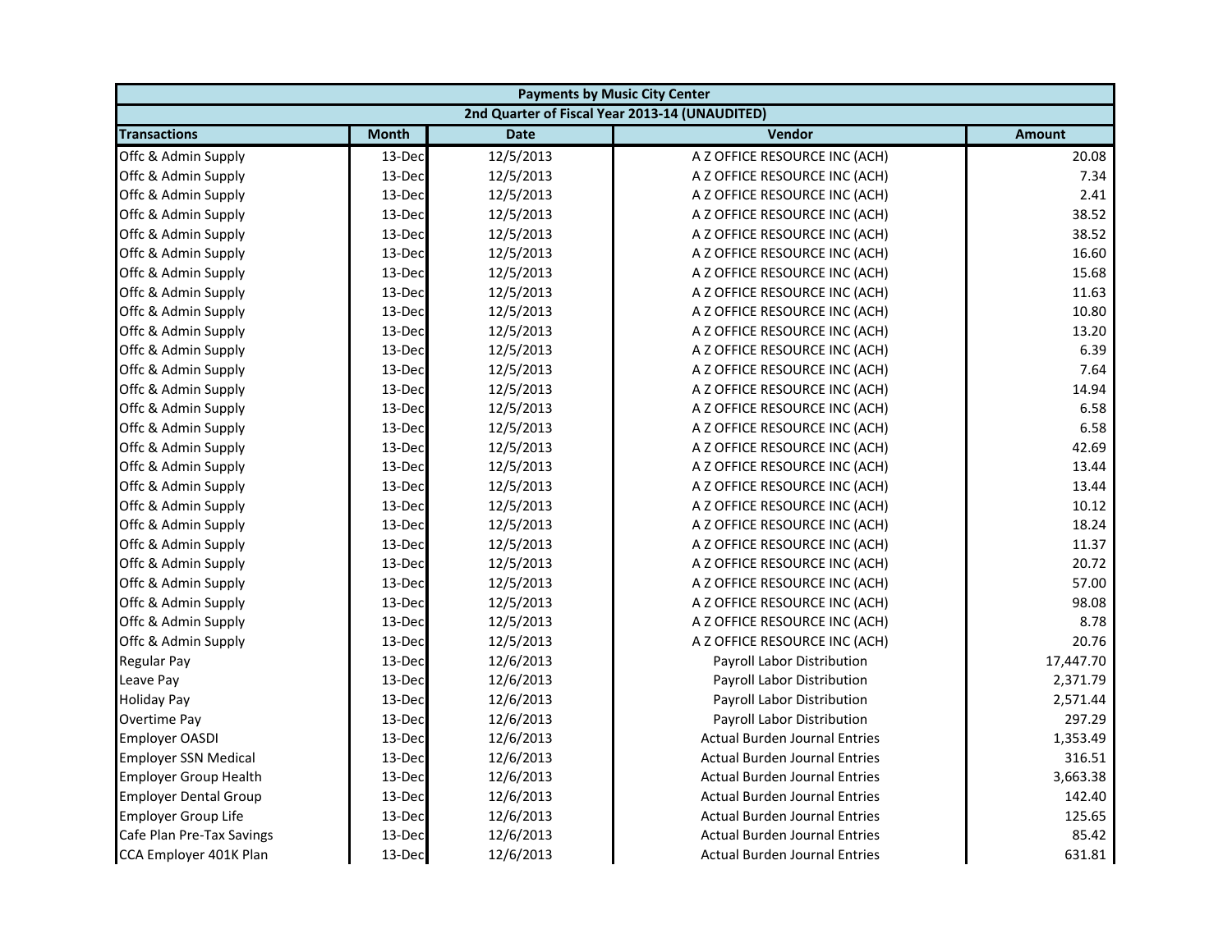| Payments by Music City Center | | | | |
|---|---|---|---|---|
| 2nd Quarter of Fiscal Year 2013-14 (UNAUDITED) | | | | |
| **Transactions** | **Month** | **Date** | **Vendor** | **Amount** |
| Offc & Admin Supply | 13-Dec | 12/5/2013 | A Z OFFICE RESOURCE INC (ACH) | 20.08 |
| Offc & Admin Supply | 13-Dec | 12/5/2013 | A Z OFFICE RESOURCE INC (ACH) | 7.34 |
| Offc & Admin Supply | 13-Dec | 12/5/2013 | A Z OFFICE RESOURCE INC (ACH) | 2.41 |
| Offc & Admin Supply | 13-Dec | 12/5/2013 | A Z OFFICE RESOURCE INC (ACH) | 38.52 |
| Offc & Admin Supply | 13-Dec | 12/5/2013 | A Z OFFICE RESOURCE INC (ACH) | 38.52 |
| Offc & Admin Supply | 13-Dec | 12/5/2013 | A Z OFFICE RESOURCE INC (ACH) | 16.60 |
| Offc & Admin Supply | 13-Dec | 12/5/2013 | A Z OFFICE RESOURCE INC (ACH) | 15.68 |
| Offc & Admin Supply | 13-Dec | 12/5/2013 | A Z OFFICE RESOURCE INC (ACH) | 11.63 |
| Offc & Admin Supply | 13-Dec | 12/5/2013 | A Z OFFICE RESOURCE INC (ACH) | 10.80 |
| Offc & Admin Supply | 13-Dec | 12/5/2013 | A Z OFFICE RESOURCE INC (ACH) | 13.20 |
| Offc & Admin Supply | 13-Dec | 12/5/2013 | A Z OFFICE RESOURCE INC (ACH) | 6.39 |
| Offc & Admin Supply | 13-Dec | 12/5/2013 | A Z OFFICE RESOURCE INC (ACH) | 7.64 |
| Offc & Admin Supply | 13-Dec | 12/5/2013 | A Z OFFICE RESOURCE INC (ACH) | 14.94 |
| Offc & Admin Supply | 13-Dec | 12/5/2013 | A Z OFFICE RESOURCE INC (ACH) | 6.58 |
| Offc & Admin Supply | 13-Dec | 12/5/2013 | A Z OFFICE RESOURCE INC (ACH) | 6.58 |
| Offc & Admin Supply | 13-Dec | 12/5/2013 | A Z OFFICE RESOURCE INC (ACH) | 42.69 |
| Offc & Admin Supply | 13-Dec | 12/5/2013 | A Z OFFICE RESOURCE INC (ACH) | 13.44 |
| Offc & Admin Supply | 13-Dec | 12/5/2013 | A Z OFFICE RESOURCE INC (ACH) | 13.44 |
| Offc & Admin Supply | 13-Dec | 12/5/2013 | A Z OFFICE RESOURCE INC (ACH) | 10.12 |
| Offc & Admin Supply | 13-Dec | 12/5/2013 | A Z OFFICE RESOURCE INC (ACH) | 18.24 |
| Offc & Admin Supply | 13-Dec | 12/5/2013 | A Z OFFICE RESOURCE INC (ACH) | 11.37 |
| Offc & Admin Supply | 13-Dec | 12/5/2013 | A Z OFFICE RESOURCE INC (ACH) | 20.72 |
| Offc & Admin Supply | 13-Dec | 12/5/2013 | A Z OFFICE RESOURCE INC (ACH) | 57.00 |
| Offc & Admin Supply | 13-Dec | 12/5/2013 | A Z OFFICE RESOURCE INC (ACH) | 98.08 |
| Offc & Admin Supply | 13-Dec | 12/5/2013 | A Z OFFICE RESOURCE INC (ACH) | 8.78 |
| Offc & Admin Supply | 13-Dec | 12/5/2013 | A Z OFFICE RESOURCE INC (ACH) | 20.76 |
| Regular Pay | 13-Dec | 12/6/2013 | Payroll Labor Distribution | 17,447.70 |
| Leave Pay | 13-Dec | 12/6/2013 | Payroll Labor Distribution | 2,371.79 |
| Holiday Pay | 13-Dec | 12/6/2013 | Payroll Labor Distribution | 2,571.44 |
| Overtime Pay | 13-Dec | 12/6/2013 | Payroll Labor Distribution | 297.29 |
| Employer OASDI | 13-Dec | 12/6/2013 | Actual Burden Journal Entries | 1,353.49 |
| Employer SSN Medical | 13-Dec | 12/6/2013 | Actual Burden Journal Entries | 316.51 |
| Employer Group Health | 13-Dec | 12/6/2013 | Actual Burden Journal Entries | 3,663.38 |
| Employer Dental Group | 13-Dec | 12/6/2013 | Actual Burden Journal Entries | 142.40 |
| Employer Group Life | 13-Dec | 12/6/2013 | Actual Burden Journal Entries | 125.65 |
| Cafe Plan Pre-Tax Savings | 13-Dec | 12/6/2013 | Actual Burden Journal Entries | 85.42 |
| CCA Employer 401K Plan | 13-Dec | 12/6/2013 | Actual Burden Journal Entries | 631.81 |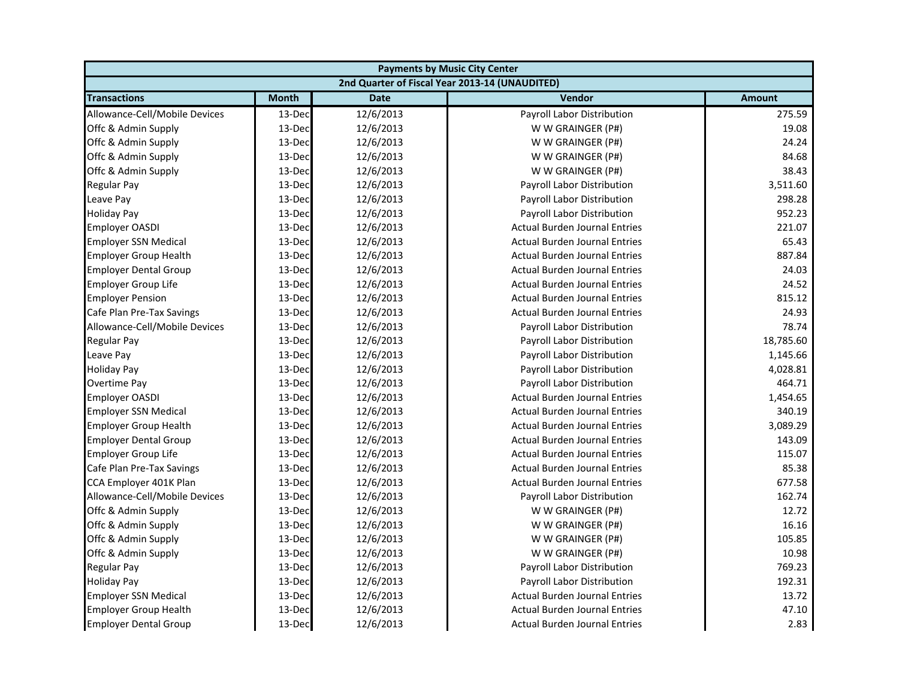| Payments by Music City Center | | | | |
|---|---|---|---|---|
| 2nd Quarter of Fiscal Year 2013-14 (UNAUDITED) | | | | |
| **Transactions** | **Month** | **Date** | **Vendor** | **Amount** |
| Allowance-Cell/Mobile Devices | 13-Dec | 12/6/2013 | Payroll Labor Distribution | 275.59 |
| Offc & Admin Supply | 13-Dec | 12/6/2013 | W W GRAINGER (P#) | 19.08 |
| Offc & Admin Supply | 13-Dec | 12/6/2013 | W W GRAINGER (P#) | 24.24 |
| Offc & Admin Supply | 13-Dec | 12/6/2013 | W W GRAINGER (P#) | 84.68 |
| Offc & Admin Supply | 13-Dec | 12/6/2013 | W W GRAINGER (P#) | 38.43 |
| Regular Pay | 13-Dec | 12/6/2013 | Payroll Labor Distribution | 3,511.60 |
| Leave Pay | 13-Dec | 12/6/2013 | Payroll Labor Distribution | 298.28 |
| Holiday Pay | 13-Dec | 12/6/2013 | Payroll Labor Distribution | 952.23 |
| Employer OASDI | 13-Dec | 12/6/2013 | Actual Burden Journal Entries | 221.07 |
| Employer SSN Medical | 13-Dec | 12/6/2013 | Actual Burden Journal Entries | 65.43 |
| Employer Group Health | 13-Dec | 12/6/2013 | Actual Burden Journal Entries | 887.84 |
| Employer Dental Group | 13-Dec | 12/6/2013 | Actual Burden Journal Entries | 24.03 |
| Employer Group Life | 13-Dec | 12/6/2013 | Actual Burden Journal Entries | 24.52 |
| Employer Pension | 13-Dec | 12/6/2013 | Actual Burden Journal Entries | 815.12 |
| Cafe Plan Pre-Tax Savings | 13-Dec | 12/6/2013 | Actual Burden Journal Entries | 24.93 |
| Allowance-Cell/Mobile Devices | 13-Dec | 12/6/2013 | Payroll Labor Distribution | 78.74 |
| Regular Pay | 13-Dec | 12/6/2013 | Payroll Labor Distribution | 18,785.60 |
| Leave Pay | 13-Dec | 12/6/2013 | Payroll Labor Distribution | 1,145.66 |
| Holiday Pay | 13-Dec | 12/6/2013 | Payroll Labor Distribution | 4,028.81 |
| Overtime Pay | 13-Dec | 12/6/2013 | Payroll Labor Distribution | 464.71 |
| Employer OASDI | 13-Dec | 12/6/2013 | Actual Burden Journal Entries | 1,454.65 |
| Employer SSN Medical | 13-Dec | 12/6/2013 | Actual Burden Journal Entries | 340.19 |
| Employer Group Health | 13-Dec | 12/6/2013 | Actual Burden Journal Entries | 3,089.29 |
| Employer Dental Group | 13-Dec | 12/6/2013 | Actual Burden Journal Entries | 143.09 |
| Employer Group Life | 13-Dec | 12/6/2013 | Actual Burden Journal Entries | 115.07 |
| Cafe Plan Pre-Tax Savings | 13-Dec | 12/6/2013 | Actual Burden Journal Entries | 85.38 |
| CCA Employer 401K Plan | 13-Dec | 12/6/2013 | Actual Burden Journal Entries | 677.58 |
| Allowance-Cell/Mobile Devices | 13-Dec | 12/6/2013 | Payroll Labor Distribution | 162.74 |
| Offc & Admin Supply | 13-Dec | 12/6/2013 | W W GRAINGER (P#) | 12.72 |
| Offc & Admin Supply | 13-Dec | 12/6/2013 | W W GRAINGER (P#) | 16.16 |
| Offc & Admin Supply | 13-Dec | 12/6/2013 | W W GRAINGER (P#) | 105.85 |
| Offc & Admin Supply | 13-Dec | 12/6/2013 | W W GRAINGER (P#) | 10.98 |
| Regular Pay | 13-Dec | 12/6/2013 | Payroll Labor Distribution | 769.23 |
| Holiday Pay | 13-Dec | 12/6/2013 | Payroll Labor Distribution | 192.31 |
| Employer SSN Medical | 13-Dec | 12/6/2013 | Actual Burden Journal Entries | 13.72 |
| Employer Group Health | 13-Dec | 12/6/2013 | Actual Burden Journal Entries | 47.10 |
| Employer Dental Group | 13-Dec | 12/6/2013 | Actual Burden Journal Entries | 2.83 |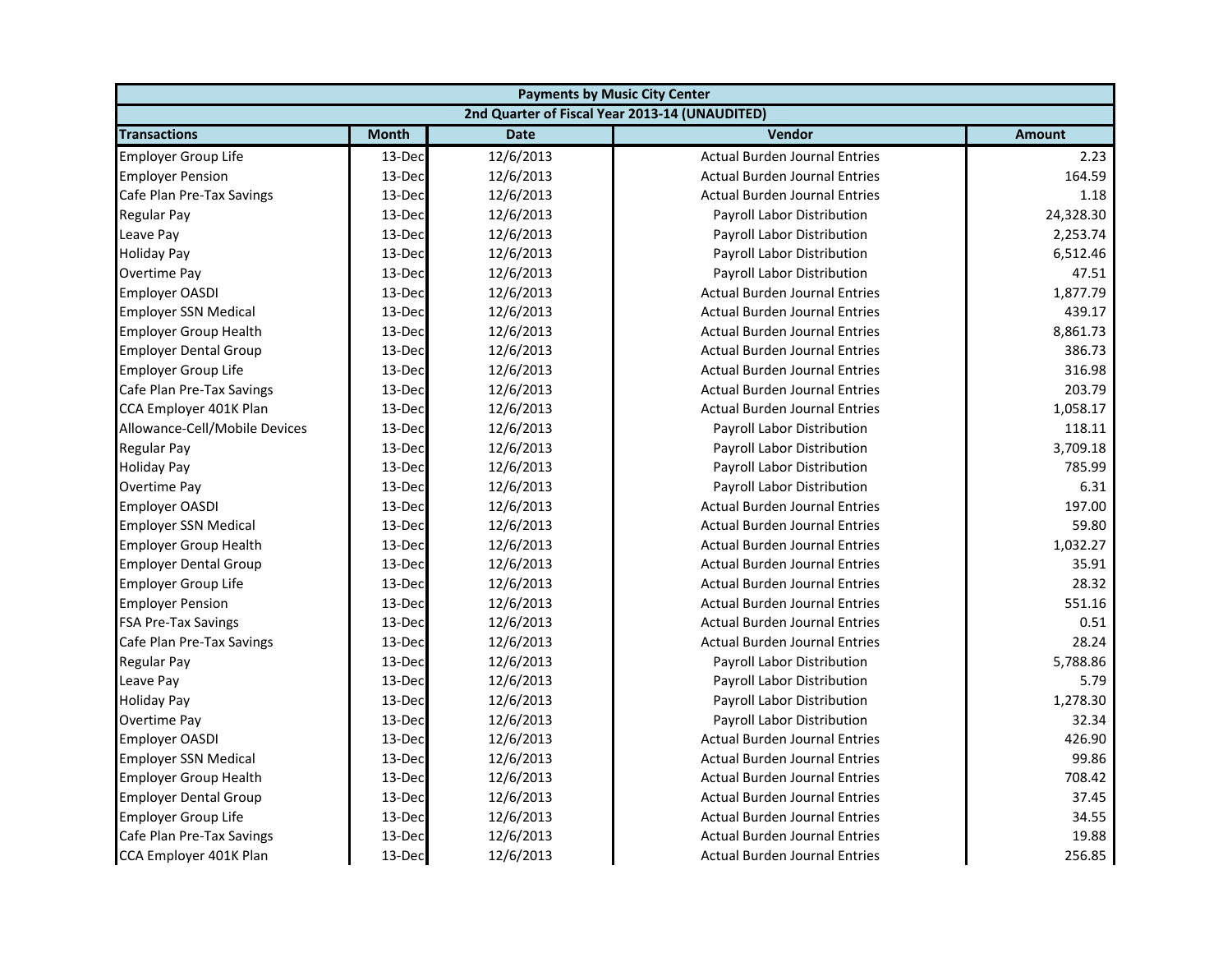| Payments by Music City Center | | | | |
|---|---|---|---|---|
| 2nd Quarter of Fiscal Year 2013-14 (UNAUDITED) | | | | |
| **Transactions** | **Month** | **Date** | **Vendor** | **Amount** |
| Employer Group Life | 13-Dec | 12/6/2013 | Actual Burden Journal Entries | 2.23 |
| Employer Pension | 13-Dec | 12/6/2013 | Actual Burden Journal Entries | 164.59 |
| Cafe Plan Pre-Tax Savings | 13-Dec | 12/6/2013 | Actual Burden Journal Entries | 1.18 |
| Regular Pay | 13-Dec | 12/6/2013 | Payroll Labor Distribution | 24,328.30 |
| Leave Pay | 13-Dec | 12/6/2013 | Payroll Labor Distribution | 2,253.74 |
| Holiday Pay | 13-Dec | 12/6/2013 | Payroll Labor Distribution | 6,512.46 |
| Overtime Pay | 13-Dec | 12/6/2013 | Payroll Labor Distribution | 47.51 |
| Employer OASDI | 13-Dec | 12/6/2013 | Actual Burden Journal Entries | 1,877.79 |
| Employer SSN Medical | 13-Dec | 12/6/2013 | Actual Burden Journal Entries | 439.17 |
| Employer Group Health | 13-Dec | 12/6/2013 | Actual Burden Journal Entries | 8,861.73 |
| Employer Dental Group | 13-Dec | 12/6/2013 | Actual Burden Journal Entries | 386.73 |
| Employer Group Life | 13-Dec | 12/6/2013 | Actual Burden Journal Entries | 316.98 |
| Cafe Plan Pre-Tax Savings | 13-Dec | 12/6/2013 | Actual Burden Journal Entries | 203.79 |
| CCA Employer 401K Plan | 13-Dec | 12/6/2013 | Actual Burden Journal Entries | 1,058.17 |
| Allowance-Cell/Mobile Devices | 13-Dec | 12/6/2013 | Payroll Labor Distribution | 118.11 |
| Regular Pay | 13-Dec | 12/6/2013 | Payroll Labor Distribution | 3,709.18 |
| Holiday Pay | 13-Dec | 12/6/2013 | Payroll Labor Distribution | 785.99 |
| Overtime Pay | 13-Dec | 12/6/2013 | Payroll Labor Distribution | 6.31 |
| Employer OASDI | 13-Dec | 12/6/2013 | Actual Burden Journal Entries | 197.00 |
| Employer SSN Medical | 13-Dec | 12/6/2013 | Actual Burden Journal Entries | 59.80 |
| Employer Group Health | 13-Dec | 12/6/2013 | Actual Burden Journal Entries | 1,032.27 |
| Employer Dental Group | 13-Dec | 12/6/2013 | Actual Burden Journal Entries | 35.91 |
| Employer Group Life | 13-Dec | 12/6/2013 | Actual Burden Journal Entries | 28.32 |
| Employer Pension | 13-Dec | 12/6/2013 | Actual Burden Journal Entries | 551.16 |
| FSA Pre-Tax Savings | 13-Dec | 12/6/2013 | Actual Burden Journal Entries | 0.51 |
| Cafe Plan Pre-Tax Savings | 13-Dec | 12/6/2013 | Actual Burden Journal Entries | 28.24 |
| Regular Pay | 13-Dec | 12/6/2013 | Payroll Labor Distribution | 5,788.86 |
| Leave Pay | 13-Dec | 12/6/2013 | Payroll Labor Distribution | 5.79 |
| Holiday Pay | 13-Dec | 12/6/2013 | Payroll Labor Distribution | 1,278.30 |
| Overtime Pay | 13-Dec | 12/6/2013 | Payroll Labor Distribution | 32.34 |
| Employer OASDI | 13-Dec | 12/6/2013 | Actual Burden Journal Entries | 426.90 |
| Employer SSN Medical | 13-Dec | 12/6/2013 | Actual Burden Journal Entries | 99.86 |
| Employer Group Health | 13-Dec | 12/6/2013 | Actual Burden Journal Entries | 708.42 |
| Employer Dental Group | 13-Dec | 12/6/2013 | Actual Burden Journal Entries | 37.45 |
| Employer Group Life | 13-Dec | 12/6/2013 | Actual Burden Journal Entries | 34.55 |
| Cafe Plan Pre-Tax Savings | 13-Dec | 12/6/2013 | Actual Burden Journal Entries | 19.88 |
| CCA Employer 401K Plan | 13-Dec | 12/6/2013 | Actual Burden Journal Entries | 256.85 |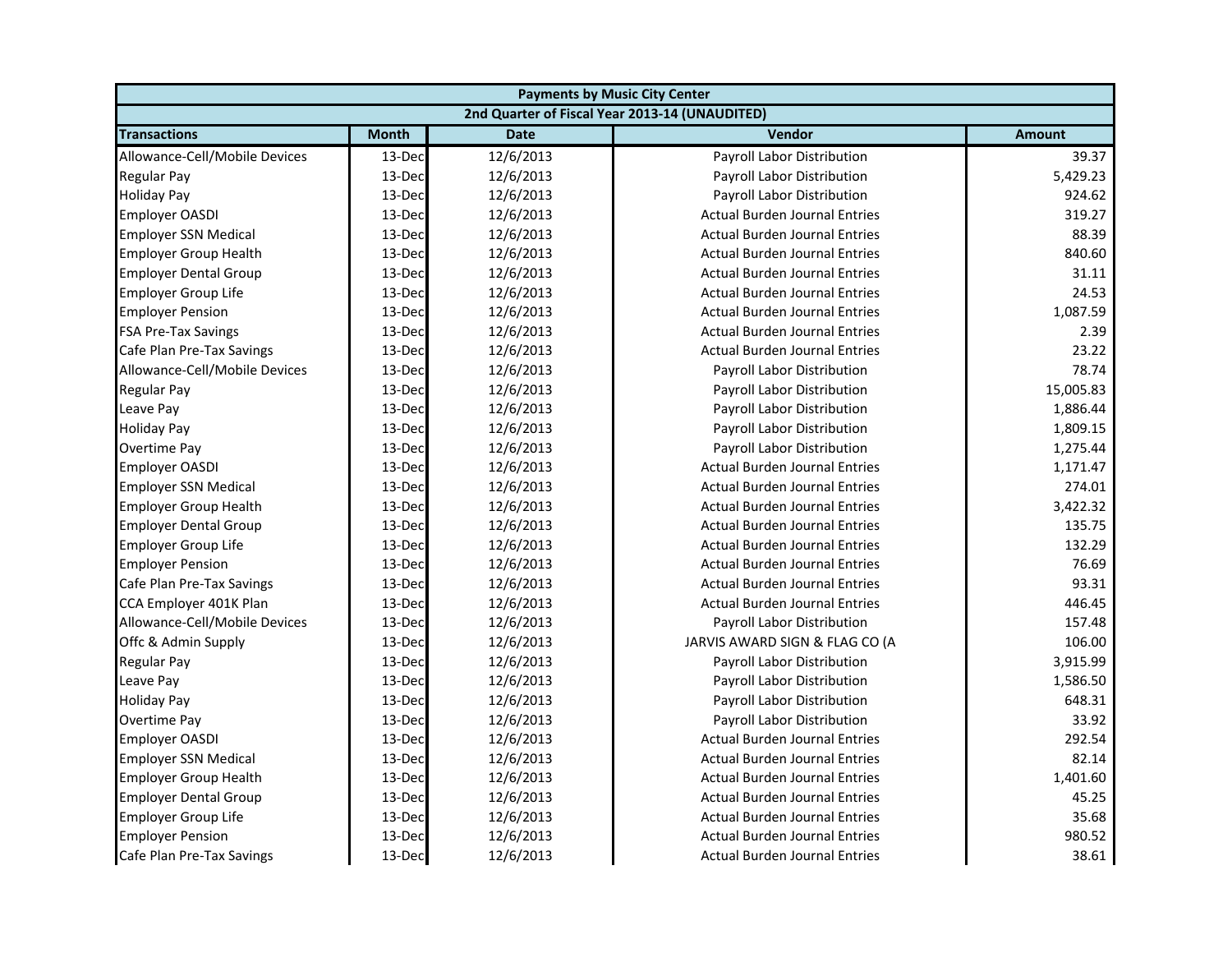| Payments by Music City Center | | | | |
|---|---|---|---|---|
| 2nd Quarter of Fiscal Year 2013-14 (UNAUDITED) | | | | |
| **Transactions** | **Month** | **Date** | **Vendor** | **Amount** |
| Allowance-Cell/Mobile Devices | 13-Dec | 12/6/2013 | Payroll Labor Distribution | 39.37 |
| Regular Pay | 13-Dec | 12/6/2013 | Payroll Labor Distribution | 5,429.23 |
| Holiday Pay | 13-Dec | 12/6/2013 | Payroll Labor Distribution | 924.62 |
| Employer OASDI | 13-Dec | 12/6/2013 | Actual Burden Journal Entries | 319.27 |
| Employer SSN Medical | 13-Dec | 12/6/2013 | Actual Burden Journal Entries | 88.39 |
| Employer Group Health | 13-Dec | 12/6/2013 | Actual Burden Journal Entries | 840.60 |
| Employer Dental Group | 13-Dec | 12/6/2013 | Actual Burden Journal Entries | 31.11 |
| Employer Group Life | 13-Dec | 12/6/2013 | Actual Burden Journal Entries | 24.53 |
| Employer Pension | 13-Dec | 12/6/2013 | Actual Burden Journal Entries | 1,087.59 |
| FSA Pre-Tax Savings | 13-Dec | 12/6/2013 | Actual Burden Journal Entries | 2.39 |
| Cafe Plan Pre-Tax Savings | 13-Dec | 12/6/2013 | Actual Burden Journal Entries | 23.22 |
| Allowance-Cell/Mobile Devices | 13-Dec | 12/6/2013 | Payroll Labor Distribution | 78.74 |
| Regular Pay | 13-Dec | 12/6/2013 | Payroll Labor Distribution | 15,005.83 |
| Leave Pay | 13-Dec | 12/6/2013 | Payroll Labor Distribution | 1,886.44 |
| Holiday Pay | 13-Dec | 12/6/2013 | Payroll Labor Distribution | 1,809.15 |
| Overtime Pay | 13-Dec | 12/6/2013 | Payroll Labor Distribution | 1,275.44 |
| Employer OASDI | 13-Dec | 12/6/2013 | Actual Burden Journal Entries | 1,171.47 |
| Employer SSN Medical | 13-Dec | 12/6/2013 | Actual Burden Journal Entries | 274.01 |
| Employer Group Health | 13-Dec | 12/6/2013 | Actual Burden Journal Entries | 3,422.32 |
| Employer Dental Group | 13-Dec | 12/6/2013 | Actual Burden Journal Entries | 135.75 |
| Employer Group Life | 13-Dec | 12/6/2013 | Actual Burden Journal Entries | 132.29 |
| Employer Pension | 13-Dec | 12/6/2013 | Actual Burden Journal Entries | 76.69 |
| Cafe Plan Pre-Tax Savings | 13-Dec | 12/6/2013 | Actual Burden Journal Entries | 93.31 |
| CCA Employer 401K Plan | 13-Dec | 12/6/2013 | Actual Burden Journal Entries | 446.45 |
| Allowance-Cell/Mobile Devices | 13-Dec | 12/6/2013 | Payroll Labor Distribution | 157.48 |
| Offc & Admin Supply | 13-Dec | 12/6/2013 | JARVIS AWARD SIGN & FLAG CO (A | 106.00 |
| Regular Pay | 13-Dec | 12/6/2013 | Payroll Labor Distribution | 3,915.99 |
| Leave Pay | 13-Dec | 12/6/2013 | Payroll Labor Distribution | 1,586.50 |
| Holiday Pay | 13-Dec | 12/6/2013 | Payroll Labor Distribution | 648.31 |
| Overtime Pay | 13-Dec | 12/6/2013 | Payroll Labor Distribution | 33.92 |
| Employer OASDI | 13-Dec | 12/6/2013 | Actual Burden Journal Entries | 292.54 |
| Employer SSN Medical | 13-Dec | 12/6/2013 | Actual Burden Journal Entries | 82.14 |
| Employer Group Health | 13-Dec | 12/6/2013 | Actual Burden Journal Entries | 1,401.60 |
| Employer Dental Group | 13-Dec | 12/6/2013 | Actual Burden Journal Entries | 45.25 |
| Employer Group Life | 13-Dec | 12/6/2013 | Actual Burden Journal Entries | 35.68 |
| Employer Pension | 13-Dec | 12/6/2013 | Actual Burden Journal Entries | 980.52 |
| Cafe Plan Pre-Tax Savings | 13-Dec | 12/6/2013 | Actual Burden Journal Entries | 38.61 |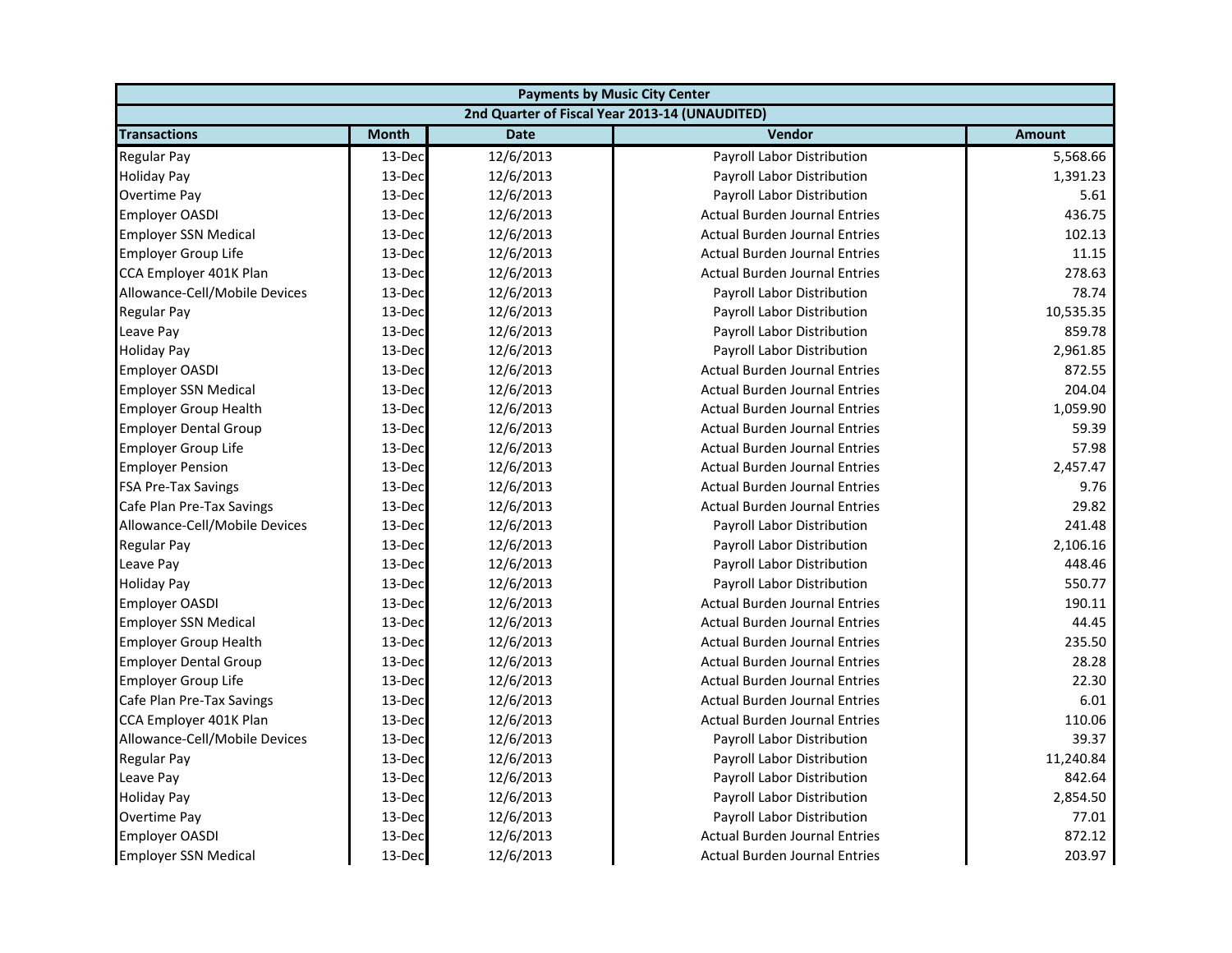| Payments by Music City Center | | | | |
|---|---|---|---|---|
| 2nd Quarter of Fiscal Year 2013-14 (UNAUDITED) | | | | |
| **Transactions** | **Month** | **Date** | **Vendor** | **Amount** |
| Regular Pay | 13-Dec | 12/6/2013 | Payroll Labor Distribution | 5,568.66 |
| Holiday Pay | 13-Dec | 12/6/2013 | Payroll Labor Distribution | 1,391.23 |
| Overtime Pay | 13-Dec | 12/6/2013 | Payroll Labor Distribution | 5.61 |
| Employer OASDI | 13-Dec | 12/6/2013 | Actual Burden Journal Entries | 436.75 |
| Employer SSN Medical | 13-Dec | 12/6/2013 | Actual Burden Journal Entries | 102.13 |
| Employer Group Life | 13-Dec | 12/6/2013 | Actual Burden Journal Entries | 11.15 |
| CCA Employer 401K Plan | 13-Dec | 12/6/2013 | Actual Burden Journal Entries | 278.63 |
| Allowance-Cell/Mobile Devices | 13-Dec | 12/6/2013 | Payroll Labor Distribution | 78.74 |
| Regular Pay | 13-Dec | 12/6/2013 | Payroll Labor Distribution | 10,535.35 |
| Leave Pay | 13-Dec | 12/6/2013 | Payroll Labor Distribution | 859.78 |
| Holiday Pay | 13-Dec | 12/6/2013 | Payroll Labor Distribution | 2,961.85 |
| Employer OASDI | 13-Dec | 12/6/2013 | Actual Burden Journal Entries | 872.55 |
| Employer SSN Medical | 13-Dec | 12/6/2013 | Actual Burden Journal Entries | 204.04 |
| Employer Group Health | 13-Dec | 12/6/2013 | Actual Burden Journal Entries | 1,059.90 |
| Employer Dental Group | 13-Dec | 12/6/2013 | Actual Burden Journal Entries | 59.39 |
| Employer Group Life | 13-Dec | 12/6/2013 | Actual Burden Journal Entries | 57.98 |
| Employer Pension | 13-Dec | 12/6/2013 | Actual Burden Journal Entries | 2,457.47 |
| FSA Pre-Tax Savings | 13-Dec | 12/6/2013 | Actual Burden Journal Entries | 9.76 |
| Cafe Plan Pre-Tax Savings | 13-Dec | 12/6/2013 | Actual Burden Journal Entries | 29.82 |
| Allowance-Cell/Mobile Devices | 13-Dec | 12/6/2013 | Payroll Labor Distribution | 241.48 |
| Regular Pay | 13-Dec | 12/6/2013 | Payroll Labor Distribution | 2,106.16 |
| Leave Pay | 13-Dec | 12/6/2013 | Payroll Labor Distribution | 448.46 |
| Holiday Pay | 13-Dec | 12/6/2013 | Payroll Labor Distribution | 550.77 |
| Employer OASDI | 13-Dec | 12/6/2013 | Actual Burden Journal Entries | 190.11 |
| Employer SSN Medical | 13-Dec | 12/6/2013 | Actual Burden Journal Entries | 44.45 |
| Employer Group Health | 13-Dec | 12/6/2013 | Actual Burden Journal Entries | 235.50 |
| Employer Dental Group | 13-Dec | 12/6/2013 | Actual Burden Journal Entries | 28.28 |
| Employer Group Life | 13-Dec | 12/6/2013 | Actual Burden Journal Entries | 22.30 |
| Cafe Plan Pre-Tax Savings | 13-Dec | 12/6/2013 | Actual Burden Journal Entries | 6.01 |
| CCA Employer 401K Plan | 13-Dec | 12/6/2013 | Actual Burden Journal Entries | 110.06 |
| Allowance-Cell/Mobile Devices | 13-Dec | 12/6/2013 | Payroll Labor Distribution | 39.37 |
| Regular Pay | 13-Dec | 12/6/2013 | Payroll Labor Distribution | 11,240.84 |
| Leave Pay | 13-Dec | 12/6/2013 | Payroll Labor Distribution | 842.64 |
| Holiday Pay | 13-Dec | 12/6/2013 | Payroll Labor Distribution | 2,854.50 |
| Overtime Pay | 13-Dec | 12/6/2013 | Payroll Labor Distribution | 77.01 |
| Employer OASDI | 13-Dec | 12/6/2013 | Actual Burden Journal Entries | 872.12 |
| Employer SSN Medical | 13-Dec | 12/6/2013 | Actual Burden Journal Entries | 203.97 |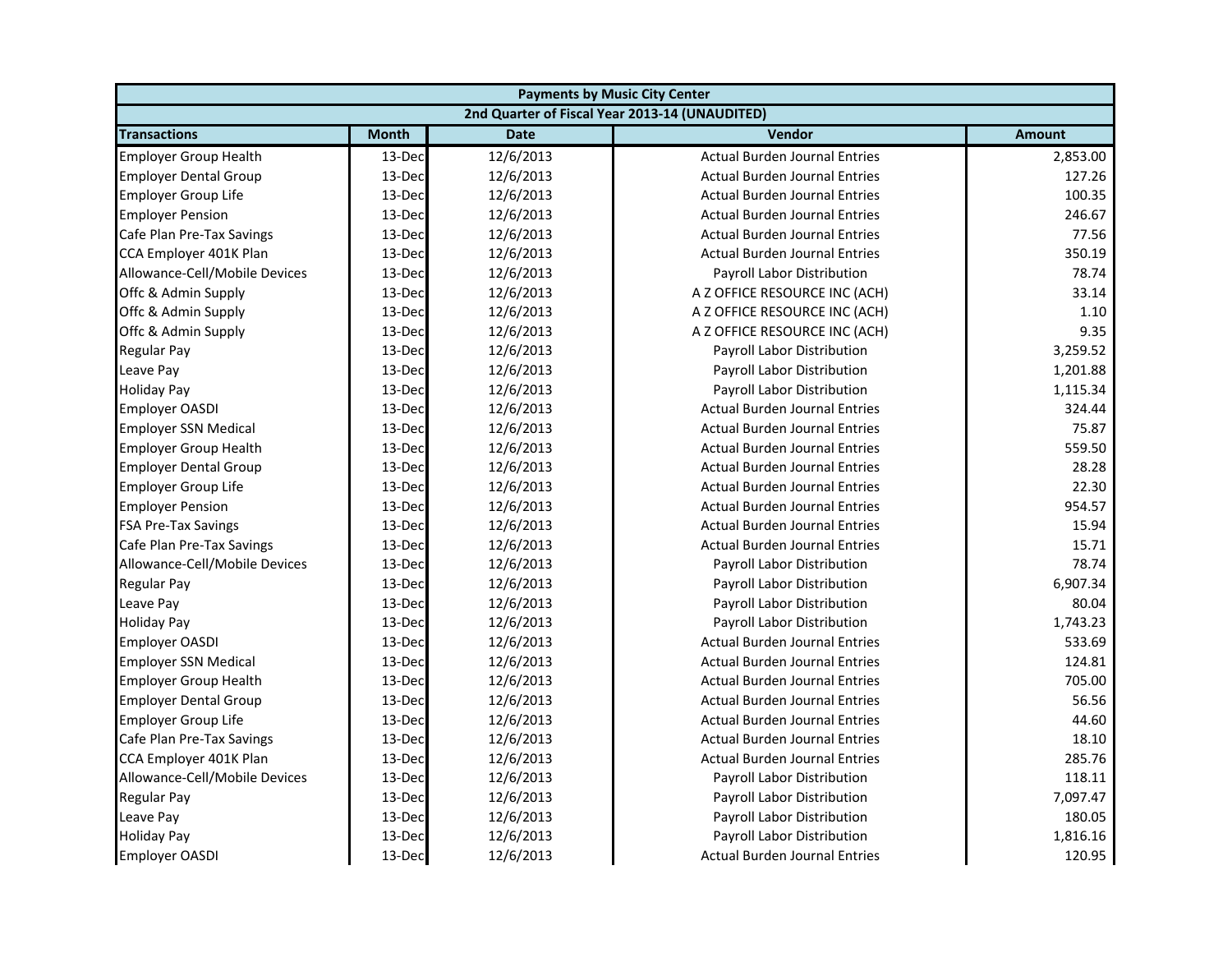| Payments by Music City Center | | | | |
|---|---|---|---|---|
| 2nd Quarter of Fiscal Year 2013-14 (UNAUDITED) | | | | |
| **Transactions** | **Month** | **Date** | **Vendor** | **Amount** |
| Employer Group Health | 13-Dec | 12/6/2013 | Actual Burden Journal Entries | 2,853.00 |
| Employer Dental Group | 13-Dec | 12/6/2013 | Actual Burden Journal Entries | 127.26 |
| Employer Group Life | 13-Dec | 12/6/2013 | Actual Burden Journal Entries | 100.35 |
| Employer Pension | 13-Dec | 12/6/2013 | Actual Burden Journal Entries | 246.67 |
| Cafe Plan Pre-Tax Savings | 13-Dec | 12/6/2013 | Actual Burden Journal Entries | 77.56 |
| CCA Employer 401K Plan | 13-Dec | 12/6/2013 | Actual Burden Journal Entries | 350.19 |
| Allowance-Cell/Mobile Devices | 13-Dec | 12/6/2013 | Payroll Labor Distribution | 78.74 |
| Offc & Admin Supply | 13-Dec | 12/6/2013 | A Z OFFICE RESOURCE INC (ACH) | 33.14 |
| Offc & Admin Supply | 13-Dec | 12/6/2013 | A Z OFFICE RESOURCE INC (ACH) | 1.10 |
| Offc & Admin Supply | 13-Dec | 12/6/2013 | A Z OFFICE RESOURCE INC (ACH) | 9.35 |
| Regular Pay | 13-Dec | 12/6/2013 | Payroll Labor Distribution | 3,259.52 |
| Leave Pay | 13-Dec | 12/6/2013 | Payroll Labor Distribution | 1,201.88 |
| Holiday Pay | 13-Dec | 12/6/2013 | Payroll Labor Distribution | 1,115.34 |
| Employer OASDI | 13-Dec | 12/6/2013 | Actual Burden Journal Entries | 324.44 |
| Employer SSN Medical | 13-Dec | 12/6/2013 | Actual Burden Journal Entries | 75.87 |
| Employer Group Health | 13-Dec | 12/6/2013 | Actual Burden Journal Entries | 559.50 |
| Employer Dental Group | 13-Dec | 12/6/2013 | Actual Burden Journal Entries | 28.28 |
| Employer Group Life | 13-Dec | 12/6/2013 | Actual Burden Journal Entries | 22.30 |
| Employer Pension | 13-Dec | 12/6/2013 | Actual Burden Journal Entries | 954.57 |
| FSA Pre-Tax Savings | 13-Dec | 12/6/2013 | Actual Burden Journal Entries | 15.94 |
| Cafe Plan Pre-Tax Savings | 13-Dec | 12/6/2013 | Actual Burden Journal Entries | 15.71 |
| Allowance-Cell/Mobile Devices | 13-Dec | 12/6/2013 | Payroll Labor Distribution | 78.74 |
| Regular Pay | 13-Dec | 12/6/2013 | Payroll Labor Distribution | 6,907.34 |
| Leave Pay | 13-Dec | 12/6/2013 | Payroll Labor Distribution | 80.04 |
| Holiday Pay | 13-Dec | 12/6/2013 | Payroll Labor Distribution | 1,743.23 |
| Employer OASDI | 13-Dec | 12/6/2013 | Actual Burden Journal Entries | 533.69 |
| Employer SSN Medical | 13-Dec | 12/6/2013 | Actual Burden Journal Entries | 124.81 |
| Employer Group Health | 13-Dec | 12/6/2013 | Actual Burden Journal Entries | 705.00 |
| Employer Dental Group | 13-Dec | 12/6/2013 | Actual Burden Journal Entries | 56.56 |
| Employer Group Life | 13-Dec | 12/6/2013 | Actual Burden Journal Entries | 44.60 |
| Cafe Plan Pre-Tax Savings | 13-Dec | 12/6/2013 | Actual Burden Journal Entries | 18.10 |
| CCA Employer 401K Plan | 13-Dec | 12/6/2013 | Actual Burden Journal Entries | 285.76 |
| Allowance-Cell/Mobile Devices | 13-Dec | 12/6/2013 | Payroll Labor Distribution | 118.11 |
| Regular Pay | 13-Dec | 12/6/2013 | Payroll Labor Distribution | 7,097.47 |
| Leave Pay | 13-Dec | 12/6/2013 | Payroll Labor Distribution | 180.05 |
| Holiday Pay | 13-Dec | 12/6/2013 | Payroll Labor Distribution | 1,816.16 |
| Employer OASDI | 13-Dec | 12/6/2013 | Actual Burden Journal Entries | 120.95 |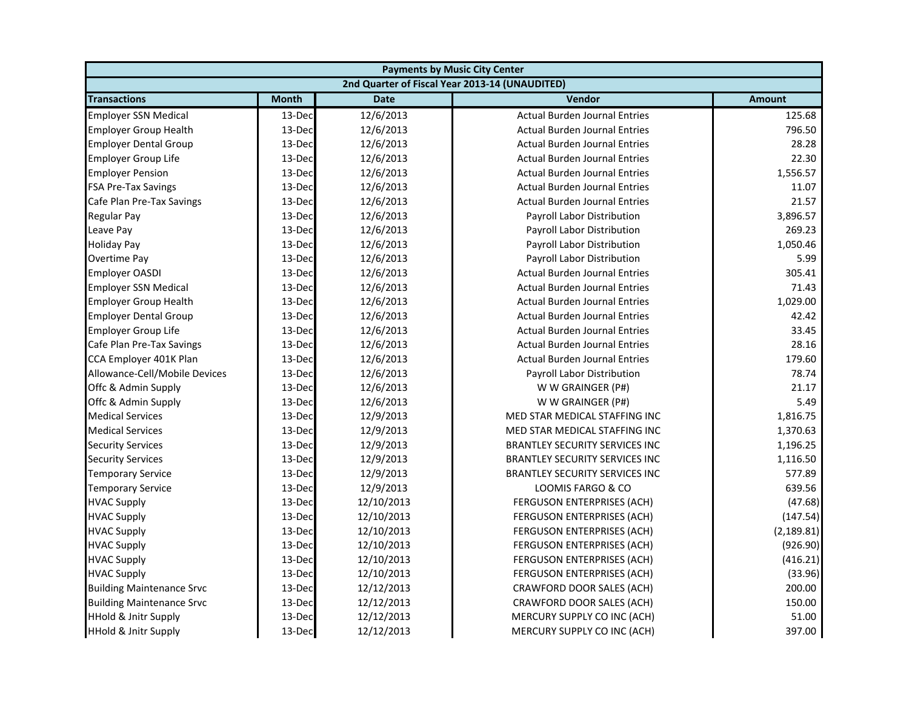| Payments by Music City Center | | | | |
|---|---|---|---|---|
| 2nd Quarter of Fiscal Year 2013-14 (UNAUDITED) | | | | |
| **Transactions** | **Month** | **Date** | **Vendor** | **Amount** |
| Employer SSN Medical | 13-Dec | 12/6/2013 | Actual Burden Journal Entries | 125.68 |
| Employer Group Health | 13-Dec | 12/6/2013 | Actual Burden Journal Entries | 796.50 |
| Employer Dental Group | 13-Dec | 12/6/2013 | Actual Burden Journal Entries | 28.28 |
| Employer Group Life | 13-Dec | 12/6/2013 | Actual Burden Journal Entries | 22.30 |
| Employer Pension | 13-Dec | 12/6/2013 | Actual Burden Journal Entries | 1,556.57 |
| FSA Pre-Tax Savings | 13-Dec | 12/6/2013 | Actual Burden Journal Entries | 11.07 |
| Cafe Plan Pre-Tax Savings | 13-Dec | 12/6/2013 | Actual Burden Journal Entries | 21.57 |
| Regular Pay | 13-Dec | 12/6/2013 | Payroll Labor Distribution | 3,896.57 |
| Leave Pay | 13-Dec | 12/6/2013 | Payroll Labor Distribution | 269.23 |
| Holiday Pay | 13-Dec | 12/6/2013 | Payroll Labor Distribution | 1,050.46 |
| Overtime Pay | 13-Dec | 12/6/2013 | Payroll Labor Distribution | 5.99 |
| Employer OASDI | 13-Dec | 12/6/2013 | Actual Burden Journal Entries | 305.41 |
| Employer SSN Medical | 13-Dec | 12/6/2013 | Actual Burden Journal Entries | 71.43 |
| Employer Group Health | 13-Dec | 12/6/2013 | Actual Burden Journal Entries | 1,029.00 |
| Employer Dental Group | 13-Dec | 12/6/2013 | Actual Burden Journal Entries | 42.42 |
| Employer Group Life | 13-Dec | 12/6/2013 | Actual Burden Journal Entries | 33.45 |
| Cafe Plan Pre-Tax Savings | 13-Dec | 12/6/2013 | Actual Burden Journal Entries | 28.16 |
| CCA Employer 401K Plan | 13-Dec | 12/6/2013 | Actual Burden Journal Entries | 179.60 |
| Allowance-Cell/Mobile Devices | 13-Dec | 12/6/2013 | Payroll Labor Distribution | 78.74 |
| Offc & Admin Supply | 13-Dec | 12/6/2013 | W W GRAINGER (P#) | 21.17 |
| Offc & Admin Supply | 13-Dec | 12/6/2013 | W W GRAINGER (P#) | 5.49 |
| Medical Services | 13-Dec | 12/9/2013 | MED STAR MEDICAL STAFFING INC | 1,816.75 |
| Medical Services | 13-Dec | 12/9/2013 | MED STAR MEDICAL STAFFING INC | 1,370.63 |
| Security Services | 13-Dec | 12/9/2013 | BRANTLEY SECURITY SERVICES INC | 1,196.25 |
| Security Services | 13-Dec | 12/9/2013 | BRANTLEY SECURITY SERVICES INC | 1,116.50 |
| Temporary Service | 13-Dec | 12/9/2013 | BRANTLEY SECURITY SERVICES INC | 577.89 |
| Temporary Service | 13-Dec | 12/9/2013 | LOOMIS FARGO & CO | 639.56 |
| HVAC Supply | 13-Dec | 12/10/2013 | FERGUSON ENTERPRISES (ACH) | (47.68) |
| HVAC Supply | 13-Dec | 12/10/2013 | FERGUSON ENTERPRISES (ACH) | (147.54) |
| HVAC Supply | 13-Dec | 12/10/2013 | FERGUSON ENTERPRISES (ACH) | (2,189.81) |
| HVAC Supply | 13-Dec | 12/10/2013 | FERGUSON ENTERPRISES (ACH) | (926.90) |
| HVAC Supply | 13-Dec | 12/10/2013 | FERGUSON ENTERPRISES (ACH) | (416.21) |
| HVAC Supply | 13-Dec | 12/10/2013 | FERGUSON ENTERPRISES (ACH) | (33.96) |
| Building Maintenance Srvc | 13-Dec | 12/12/2013 | CRAWFORD DOOR SALES (ACH) | 200.00 |
| Building Maintenance Srvc | 13-Dec | 12/12/2013 | CRAWFORD DOOR SALES (ACH) | 150.00 |
| HHold & Jnitr Supply | 13-Dec | 12/12/2013 | MERCURY SUPPLY CO INC (ACH) | 51.00 |
| HHold & Jnitr Supply | 13-Dec | 12/12/2013 | MERCURY SUPPLY CO INC (ACH) | 397.00 |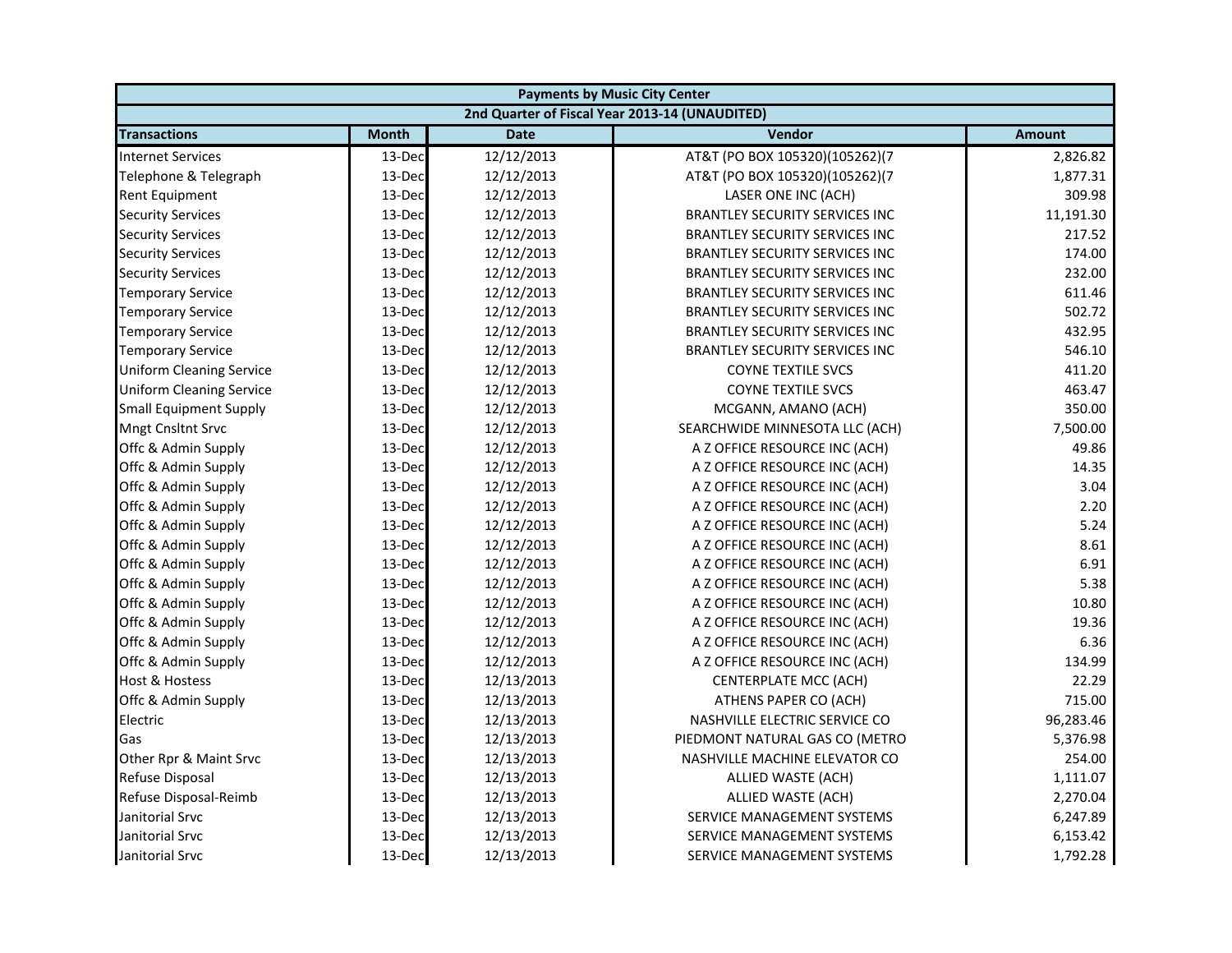| Payments by Music City Center | | | | |
|---|---|---|---|---|
| 2nd Quarter of Fiscal Year 2013-14 (UNAUDITED) | | | | |
| **Transactions** | **Month** | **Date** | **Vendor** | **Amount** |
| Internet Services | 13-Dec | 12/12/2013 | AT&T (PO BOX 105320)(105262)(7 | 2,826.82 |
| Telephone & Telegraph | 13-Dec | 12/12/2013 | AT&T (PO BOX 105320)(105262)(7 | 1,877.31 |
| Rent Equipment | 13-Dec | 12/12/2013 | LASER ONE INC (ACH) | 309.98 |
| Security Services | 13-Dec | 12/12/2013 | BRANTLEY SECURITY SERVICES INC | 11,191.30 |
| Security Services | 13-Dec | 12/12/2013 | BRANTLEY SECURITY SERVICES INC | 217.52 |
| Security Services | 13-Dec | 12/12/2013 | BRANTLEY SECURITY SERVICES INC | 174.00 |
| Security Services | 13-Dec | 12/12/2013 | BRANTLEY SECURITY SERVICES INC | 232.00 |
| Temporary Service | 13-Dec | 12/12/2013 | BRANTLEY SECURITY SERVICES INC | 611.46 |
| Temporary Service | 13-Dec | 12/12/2013 | BRANTLEY SECURITY SERVICES INC | 502.72 |
| Temporary Service | 13-Dec | 12/12/2013 | BRANTLEY SECURITY SERVICES INC | 432.95 |
| Temporary Service | 13-Dec | 12/12/2013 | BRANTLEY SECURITY SERVICES INC | 546.10 |
| Uniform Cleaning Service | 13-Dec | 12/12/2013 | COYNE TEXTILE SVCS | 411.20 |
| Uniform Cleaning Service | 13-Dec | 12/12/2013 | COYNE TEXTILE SVCS | 463.47 |
| Small Equipment Supply | 13-Dec | 12/12/2013 | MCGANN, AMANO (ACH) | 350.00 |
| Mngt Cnsltnt Srvc | 13-Dec | 12/12/2013 | SEARCHWIDE MINNESOTA LLC (ACH) | 7,500.00 |
| Offc & Admin Supply | 13-Dec | 12/12/2013 | A Z OFFICE RESOURCE INC (ACH) | 49.86 |
| Offc & Admin Supply | 13-Dec | 12/12/2013 | A Z OFFICE RESOURCE INC (ACH) | 14.35 |
| Offc & Admin Supply | 13-Dec | 12/12/2013 | A Z OFFICE RESOURCE INC (ACH) | 3.04 |
| Offc & Admin Supply | 13-Dec | 12/12/2013 | A Z OFFICE RESOURCE INC (ACH) | 2.20 |
| Offc & Admin Supply | 13-Dec | 12/12/2013 | A Z OFFICE RESOURCE INC (ACH) | 5.24 |
| Offc & Admin Supply | 13-Dec | 12/12/2013 | A Z OFFICE RESOURCE INC (ACH) | 8.61 |
| Offc & Admin Supply | 13-Dec | 12/12/2013 | A Z OFFICE RESOURCE INC (ACH) | 6.91 |
| Offc & Admin Supply | 13-Dec | 12/12/2013 | A Z OFFICE RESOURCE INC (ACH) | 5.38 |
| Offc & Admin Supply | 13-Dec | 12/12/2013 | A Z OFFICE RESOURCE INC (ACH) | 10.80 |
| Offc & Admin Supply | 13-Dec | 12/12/2013 | A Z OFFICE RESOURCE INC (ACH) | 19.36 |
| Offc & Admin Supply | 13-Dec | 12/12/2013 | A Z OFFICE RESOURCE INC (ACH) | 6.36 |
| Offc & Admin Supply | 13-Dec | 12/12/2013 | A Z OFFICE RESOURCE INC (ACH) | 134.99 |
| Host & Hostess | 13-Dec | 12/13/2013 | CENTERPLATE MCC (ACH) | 22.29 |
| Offc & Admin Supply | 13-Dec | 12/13/2013 | ATHENS PAPER CO (ACH) | 715.00 |
| Electric | 13-Dec | 12/13/2013 | NASHVILLE ELECTRIC SERVICE CO | 96,283.46 |
| Gas | 13-Dec | 12/13/2013 | PIEDMONT NATURAL GAS CO (METRO | 5,376.98 |
| Other Rpr & Maint Srvc | 13-Dec | 12/13/2013 | NASHVILLE MACHINE ELEVATOR CO | 254.00 |
| Refuse Disposal | 13-Dec | 12/13/2013 | ALLIED WASTE (ACH) | 1,111.07 |
| Refuse Disposal-Reimb | 13-Dec | 12/13/2013 | ALLIED WASTE (ACH) | 2,270.04 |
| Janitorial Srvc | 13-Dec | 12/13/2013 | SERVICE MANAGEMENT SYSTEMS | 6,247.89 |
| Janitorial Srvc | 13-Dec | 12/13/2013 | SERVICE MANAGEMENT SYSTEMS | 6,153.42 |
| Janitorial Srvc | 13-Dec | 12/13/2013 | SERVICE MANAGEMENT SYSTEMS | 1,792.28 |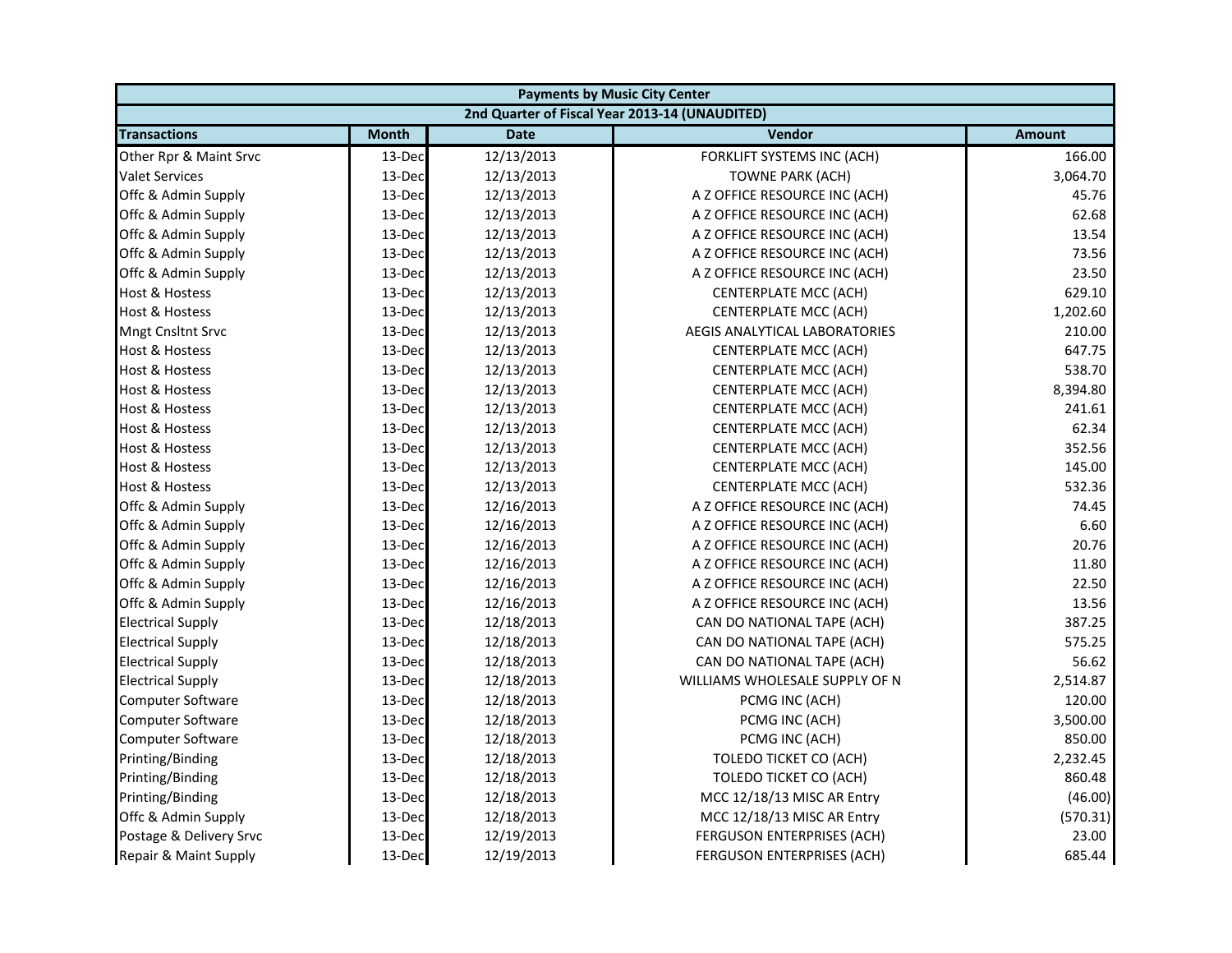| Payments by Music City Center | | | | |
|---|---|---|---|---|
| 2nd Quarter of Fiscal Year 2013-14 (UNAUDITED) | | | | |
| **Transactions** | **Month** | **Date** | **Vendor** | **Amount** |
| Other Rpr & Maint Srvc | 13-Dec | 12/13/2013 | FORKLIFT SYSTEMS INC (ACH) | 166.00 |
| Valet Services | 13-Dec | 12/13/2013 | TOWNE PARK (ACH) | 3,064.70 |
| Offc & Admin Supply | 13-Dec | 12/13/2013 | A Z OFFICE RESOURCE INC (ACH) | 45.76 |
| Offc & Admin Supply | 13-Dec | 12/13/2013 | A Z OFFICE RESOURCE INC (ACH) | 62.68 |
| Offc & Admin Supply | 13-Dec | 12/13/2013 | A Z OFFICE RESOURCE INC (ACH) | 13.54 |
| Offc & Admin Supply | 13-Dec | 12/13/2013 | A Z OFFICE RESOURCE INC (ACH) | 73.56 |
| Offc & Admin Supply | 13-Dec | 12/13/2013 | A Z OFFICE RESOURCE INC (ACH) | 23.50 |
| Host & Hostess | 13-Dec | 12/13/2013 | CENTERPLATE MCC (ACH) | 629.10 |
| Host & Hostess | 13-Dec | 12/13/2013 | CENTERPLATE MCC (ACH) | 1,202.60 |
| Mngt Cnsltnt Srvc | 13-Dec | 12/13/2013 | AEGIS ANALYTICAL LABORATORIES | 210.00 |
| Host & Hostess | 13-Dec | 12/13/2013 | CENTERPLATE MCC (ACH) | 647.75 |
| Host & Hostess | 13-Dec | 12/13/2013 | CENTERPLATE MCC (ACH) | 538.70 |
| Host & Hostess | 13-Dec | 12/13/2013 | CENTERPLATE MCC (ACH) | 8,394.80 |
| Host & Hostess | 13-Dec | 12/13/2013 | CENTERPLATE MCC (ACH) | 241.61 |
| Host & Hostess | 13-Dec | 12/13/2013 | CENTERPLATE MCC (ACH) | 62.34 |
| Host & Hostess | 13-Dec | 12/13/2013 | CENTERPLATE MCC (ACH) | 352.56 |
| Host & Hostess | 13-Dec | 12/13/2013 | CENTERPLATE MCC (ACH) | 145.00 |
| Host & Hostess | 13-Dec | 12/13/2013 | CENTERPLATE MCC (ACH) | 532.36 |
| Offc & Admin Supply | 13-Dec | 12/16/2013 | A Z OFFICE RESOURCE INC (ACH) | 74.45 |
| Offc & Admin Supply | 13-Dec | 12/16/2013 | A Z OFFICE RESOURCE INC (ACH) | 6.60 |
| Offc & Admin Supply | 13-Dec | 12/16/2013 | A Z OFFICE RESOURCE INC (ACH) | 20.76 |
| Offc & Admin Supply | 13-Dec | 12/16/2013 | A Z OFFICE RESOURCE INC (ACH) | 11.80 |
| Offc & Admin Supply | 13-Dec | 12/16/2013 | A Z OFFICE RESOURCE INC (ACH) | 22.50 |
| Offc & Admin Supply | 13-Dec | 12/16/2013 | A Z OFFICE RESOURCE INC (ACH) | 13.56 |
| Electrical Supply | 13-Dec | 12/18/2013 | CAN DO NATIONAL TAPE (ACH) | 387.25 |
| Electrical Supply | 13-Dec | 12/18/2013 | CAN DO NATIONAL TAPE (ACH) | 575.25 |
| Electrical Supply | 13-Dec | 12/18/2013 | CAN DO NATIONAL TAPE (ACH) | 56.62 |
| Electrical Supply | 13-Dec | 12/18/2013 | WILLIAMS WHOLESALE SUPPLY OF N | 2,514.87 |
| Computer Software | 13-Dec | 12/18/2013 | PCMG INC (ACH) | 120.00 |
| Computer Software | 13-Dec | 12/18/2013 | PCMG INC (ACH) | 3,500.00 |
| Computer Software | 13-Dec | 12/18/2013 | PCMG INC (ACH) | 850.00 |
| Printing/Binding | 13-Dec | 12/18/2013 | TOLEDO TICKET CO (ACH) | 2,232.45 |
| Printing/Binding | 13-Dec | 12/18/2013 | TOLEDO TICKET CO (ACH) | 860.48 |
| Printing/Binding | 13-Dec | 12/18/2013 | MCC 12/18/13 MISC AR Entry | (46.00) |
| Offc & Admin Supply | 13-Dec | 12/18/2013 | MCC 12/18/13 MISC AR Entry | (570.31) |
| Postage & Delivery Srvc | 13-Dec | 12/19/2013 | FERGUSON ENTERPRISES (ACH) | 23.00 |
| Repair & Maint Supply | 13-Dec | 12/19/2013 | FERGUSON ENTERPRISES (ACH) | 685.44 |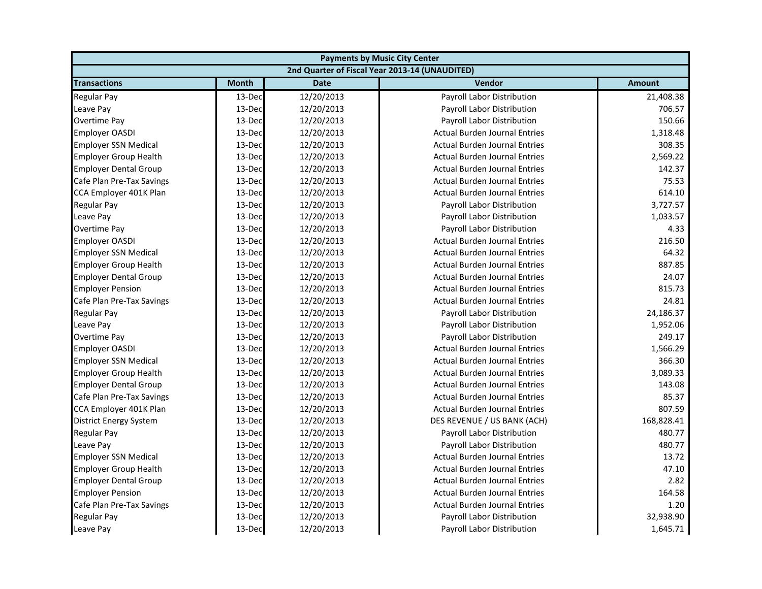| Payments by Music City Center | | | | |
|---|---|---|---|---|
| 2nd Quarter of Fiscal Year 2013-14 (UNAUDITED) | | | | |
| **Transactions** | **Month** | **Date** | **Vendor** | **Amount** |
| Regular Pay | 13-Dec | 12/20/2013 | Payroll Labor Distribution | 21,408.38 |
| Leave Pay | 13-Dec | 12/20/2013 | Payroll Labor Distribution | 706.57 |
| Overtime Pay | 13-Dec | 12/20/2013 | Payroll Labor Distribution | 150.66 |
| Employer OASDI | 13-Dec | 12/20/2013 | Actual Burden Journal Entries | 1,318.48 |
| Employer SSN Medical | 13-Dec | 12/20/2013 | Actual Burden Journal Entries | 308.35 |
| Employer Group Health | 13-Dec | 12/20/2013 | Actual Burden Journal Entries | 2,569.22 |
| Employer Dental Group | 13-Dec | 12/20/2013 | Actual Burden Journal Entries | 142.37 |
| Cafe Plan Pre-Tax Savings | 13-Dec | 12/20/2013 | Actual Burden Journal Entries | 75.53 |
| CCA Employer 401K Plan | 13-Dec | 12/20/2013 | Actual Burden Journal Entries | 614.10 |
| Regular Pay | 13-Dec | 12/20/2013 | Payroll Labor Distribution | 3,727.57 |
| Leave Pay | 13-Dec | 12/20/2013 | Payroll Labor Distribution | 1,033.57 |
| Overtime Pay | 13-Dec | 12/20/2013 | Payroll Labor Distribution | 4.33 |
| Employer OASDI | 13-Dec | 12/20/2013 | Actual Burden Journal Entries | 216.50 |
| Employer SSN Medical | 13-Dec | 12/20/2013 | Actual Burden Journal Entries | 64.32 |
| Employer Group Health | 13-Dec | 12/20/2013 | Actual Burden Journal Entries | 887.85 |
| Employer Dental Group | 13-Dec | 12/20/2013 | Actual Burden Journal Entries | 24.07 |
| Employer Pension | 13-Dec | 12/20/2013 | Actual Burden Journal Entries | 815.73 |
| Cafe Plan Pre-Tax Savings | 13-Dec | 12/20/2013 | Actual Burden Journal Entries | 24.81 |
| Regular Pay | 13-Dec | 12/20/2013 | Payroll Labor Distribution | 24,186.37 |
| Leave Pay | 13-Dec | 12/20/2013 | Payroll Labor Distribution | 1,952.06 |
| Overtime Pay | 13-Dec | 12/20/2013 | Payroll Labor Distribution | 249.17 |
| Employer OASDI | 13-Dec | 12/20/2013 | Actual Burden Journal Entries | 1,566.29 |
| Employer SSN Medical | 13-Dec | 12/20/2013 | Actual Burden Journal Entries | 366.30 |
| Employer Group Health | 13-Dec | 12/20/2013 | Actual Burden Journal Entries | 3,089.33 |
| Employer Dental Group | 13-Dec | 12/20/2013 | Actual Burden Journal Entries | 143.08 |
| Cafe Plan Pre-Tax Savings | 13-Dec | 12/20/2013 | Actual Burden Journal Entries | 85.37 |
| CCA Employer 401K Plan | 13-Dec | 12/20/2013 | Actual Burden Journal Entries | 807.59 |
| District Energy System | 13-Dec | 12/20/2013 | DES REVENUE / US BANK (ACH) | 168,828.41 |
| Regular Pay | 13-Dec | 12/20/2013 | Payroll Labor Distribution | 480.77 |
| Leave Pay | 13-Dec | 12/20/2013 | Payroll Labor Distribution | 480.77 |
| Employer SSN Medical | 13-Dec | 12/20/2013 | Actual Burden Journal Entries | 13.72 |
| Employer Group Health | 13-Dec | 12/20/2013 | Actual Burden Journal Entries | 47.10 |
| Employer Dental Group | 13-Dec | 12/20/2013 | Actual Burden Journal Entries | 2.82 |
| Employer Pension | 13-Dec | 12/20/2013 | Actual Burden Journal Entries | 164.58 |
| Cafe Plan Pre-Tax Savings | 13-Dec | 12/20/2013 | Actual Burden Journal Entries | 1.20 |
| Regular Pay | 13-Dec | 12/20/2013 | Payroll Labor Distribution | 32,938.90 |
| Leave Pay | 13-Dec | 12/20/2013 | Payroll Labor Distribution | 1,645.71 |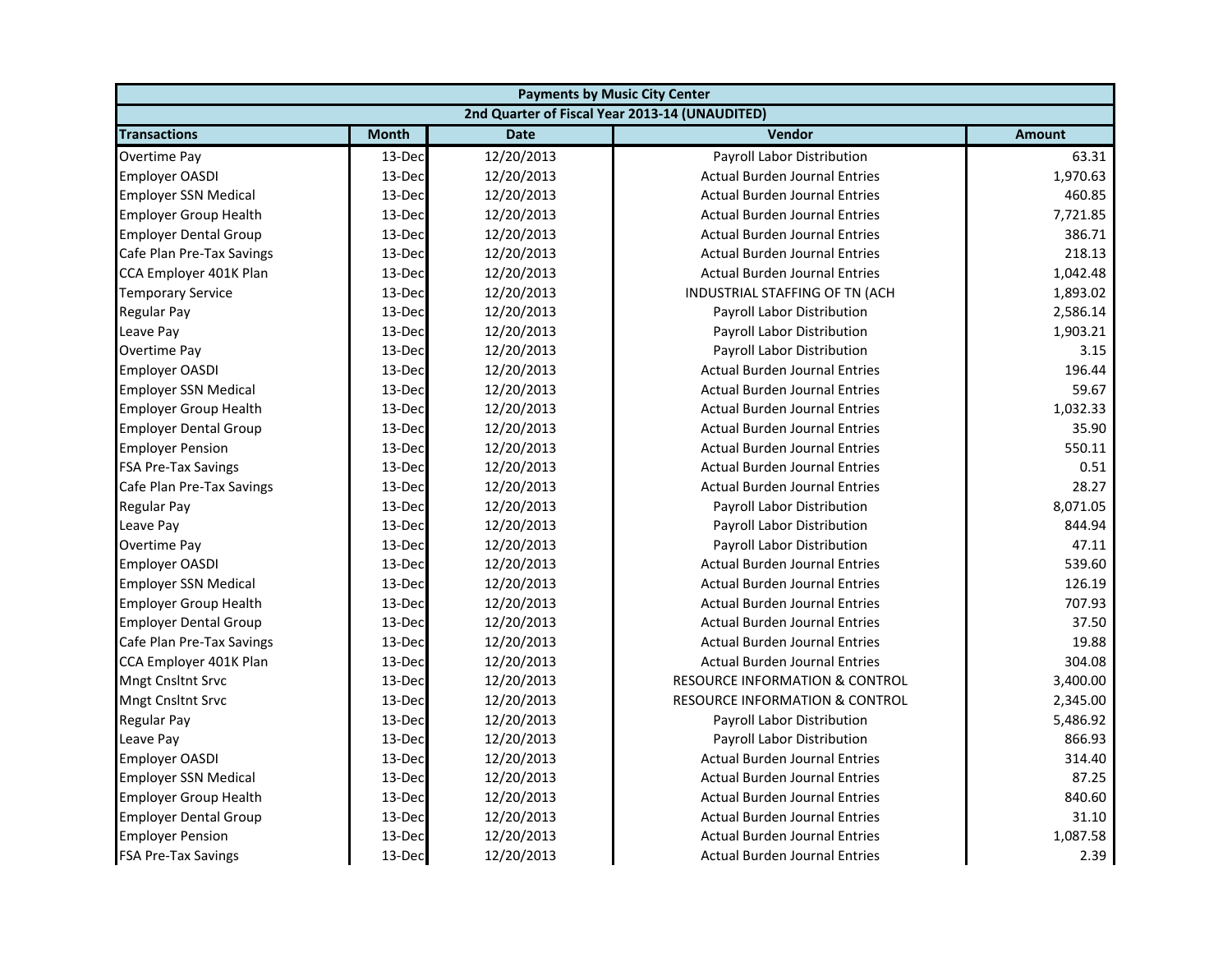| Payments by Music City Center | | | | |
|---|---|---|---|---|
| 2nd Quarter of Fiscal Year 2013-14 (UNAUDITED) | | | | |
| **Transactions** | **Month** | **Date** | **Vendor** | **Amount** |
| Overtime Pay | 13-Dec | 12/20/2013 | Payroll Labor Distribution | 63.31 |
| Employer OASDI | 13-Dec | 12/20/2013 | Actual Burden Journal Entries | 1,970.63 |
| Employer SSN Medical | 13-Dec | 12/20/2013 | Actual Burden Journal Entries | 460.85 |
| Employer Group Health | 13-Dec | 12/20/2013 | Actual Burden Journal Entries | 7,721.85 |
| Employer Dental Group | 13-Dec | 12/20/2013 | Actual Burden Journal Entries | 386.71 |
| Cafe Plan Pre-Tax Savings | 13-Dec | 12/20/2013 | Actual Burden Journal Entries | 218.13 |
| CCA Employer 401K Plan | 13-Dec | 12/20/2013 | Actual Burden Journal Entries | 1,042.48 |
| Temporary Service | 13-Dec | 12/20/2013 | INDUSTRIAL STAFFING OF TN (ACH | 1,893.02 |
| Regular Pay | 13-Dec | 12/20/2013 | Payroll Labor Distribution | 2,586.14 |
| Leave Pay | 13-Dec | 12/20/2013 | Payroll Labor Distribution | 1,903.21 |
| Overtime Pay | 13-Dec | 12/20/2013 | Payroll Labor Distribution | 3.15 |
| Employer OASDI | 13-Dec | 12/20/2013 | Actual Burden Journal Entries | 196.44 |
| Employer SSN Medical | 13-Dec | 12/20/2013 | Actual Burden Journal Entries | 59.67 |
| Employer Group Health | 13-Dec | 12/20/2013 | Actual Burden Journal Entries | 1,032.33 |
| Employer Dental Group | 13-Dec | 12/20/2013 | Actual Burden Journal Entries | 35.90 |
| Employer Pension | 13-Dec | 12/20/2013 | Actual Burden Journal Entries | 550.11 |
| FSA Pre-Tax Savings | 13-Dec | 12/20/2013 | Actual Burden Journal Entries | 0.51 |
| Cafe Plan Pre-Tax Savings | 13-Dec | 12/20/2013 | Actual Burden Journal Entries | 28.27 |
| Regular Pay | 13-Dec | 12/20/2013 | Payroll Labor Distribution | 8,071.05 |
| Leave Pay | 13-Dec | 12/20/2013 | Payroll Labor Distribution | 844.94 |
| Overtime Pay | 13-Dec | 12/20/2013 | Payroll Labor Distribution | 47.11 |
| Employer OASDI | 13-Dec | 12/20/2013 | Actual Burden Journal Entries | 539.60 |
| Employer SSN Medical | 13-Dec | 12/20/2013 | Actual Burden Journal Entries | 126.19 |
| Employer Group Health | 13-Dec | 12/20/2013 | Actual Burden Journal Entries | 707.93 |
| Employer Dental Group | 13-Dec | 12/20/2013 | Actual Burden Journal Entries | 37.50 |
| Cafe Plan Pre-Tax Savings | 13-Dec | 12/20/2013 | Actual Burden Journal Entries | 19.88 |
| CCA Employer 401K Plan | 13-Dec | 12/20/2013 | Actual Burden Journal Entries | 304.08 |
| Mngt Cnsltnt Srvc | 13-Dec | 12/20/2013 | RESOURCE INFORMATION & CONTROL | 3,400.00 |
| Mngt Cnsltnt Srvc | 13-Dec | 12/20/2013 | RESOURCE INFORMATION & CONTROL | 2,345.00 |
| Regular Pay | 13-Dec | 12/20/2013 | Payroll Labor Distribution | 5,486.92 |
| Leave Pay | 13-Dec | 12/20/2013 | Payroll Labor Distribution | 866.93 |
| Employer OASDI | 13-Dec | 12/20/2013 | Actual Burden Journal Entries | 314.40 |
| Employer SSN Medical | 13-Dec | 12/20/2013 | Actual Burden Journal Entries | 87.25 |
| Employer Group Health | 13-Dec | 12/20/2013 | Actual Burden Journal Entries | 840.60 |
| Employer Dental Group | 13-Dec | 12/20/2013 | Actual Burden Journal Entries | 31.10 |
| Employer Pension | 13-Dec | 12/20/2013 | Actual Burden Journal Entries | 1,087.58 |
| FSA Pre-Tax Savings | 13-Dec | 12/20/2013 | Actual Burden Journal Entries | 2.39 |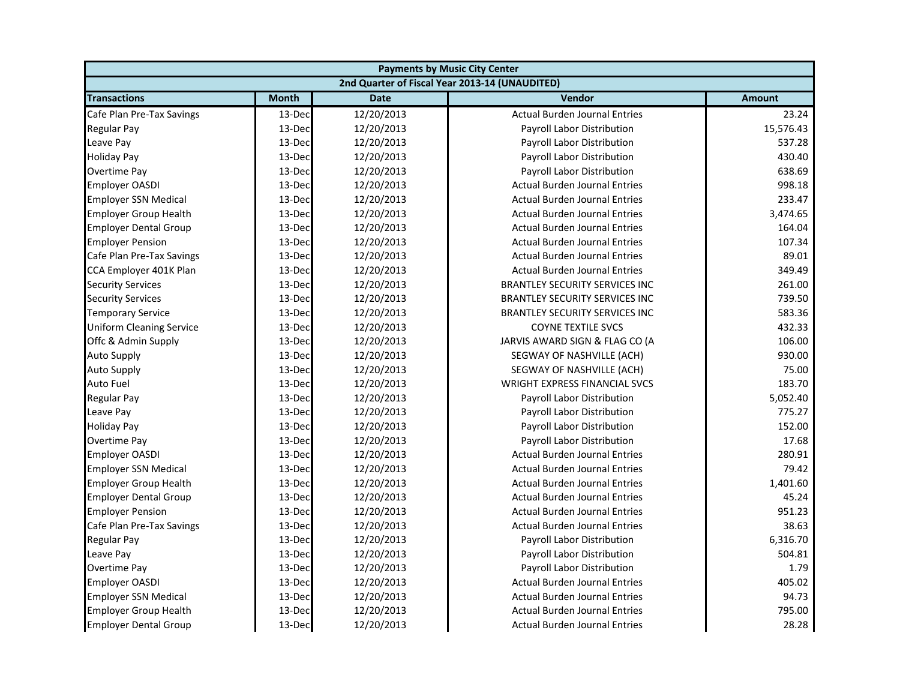| Payments by Music City Center | | | | |
|---|---|---|---|---|
| 2nd Quarter of Fiscal Year 2013-14 (UNAUDITED) | | | | |
| **Transactions** | **Month** | **Date** | **Vendor** | **Amount** |
| Cafe Plan Pre-Tax Savings | 13-Dec | 12/20/2013 | Actual Burden Journal Entries | 23.24 |
| Regular Pay | 13-Dec | 12/20/2013 | Payroll Labor Distribution | 15,576.43 |
| Leave Pay | 13-Dec | 12/20/2013 | Payroll Labor Distribution | 537.28 |
| Holiday Pay | 13-Dec | 12/20/2013 | Payroll Labor Distribution | 430.40 |
| Overtime Pay | 13-Dec | 12/20/2013 | Payroll Labor Distribution | 638.69 |
| Employer OASDI | 13-Dec | 12/20/2013 | Actual Burden Journal Entries | 998.18 |
| Employer SSN Medical | 13-Dec | 12/20/2013 | Actual Burden Journal Entries | 233.47 |
| Employer Group Health | 13-Dec | 12/20/2013 | Actual Burden Journal Entries | 3,474.65 |
| Employer Dental Group | 13-Dec | 12/20/2013 | Actual Burden Journal Entries | 164.04 |
| Employer Pension | 13-Dec | 12/20/2013 | Actual Burden Journal Entries | 107.34 |
| Cafe Plan Pre-Tax Savings | 13-Dec | 12/20/2013 | Actual Burden Journal Entries | 89.01 |
| CCA Employer 401K Plan | 13-Dec | 12/20/2013 | Actual Burden Journal Entries | 349.49 |
| Security Services | 13-Dec | 12/20/2013 | BRANTLEY SECURITY SERVICES INC | 261.00 |
| Security Services | 13-Dec | 12/20/2013 | BRANTLEY SECURITY SERVICES INC | 739.50 |
| Temporary Service | 13-Dec | 12/20/2013 | BRANTLEY SECURITY SERVICES INC | 583.36 |
| Uniform Cleaning Service | 13-Dec | 12/20/2013 | COYNE TEXTILE SVCS | 432.33 |
| Offc & Admin Supply | 13-Dec | 12/20/2013 | JARVIS AWARD SIGN & FLAG CO (A | 106.00 |
| Auto Supply | 13-Dec | 12/20/2013 | SEGWAY OF NASHVILLE (ACH) | 930.00 |
| Auto Supply | 13-Dec | 12/20/2013 | SEGWAY OF NASHVILLE (ACH) | 75.00 |
| Auto Fuel | 13-Dec | 12/20/2013 | WRIGHT EXPRESS FINANCIAL SVCS | 183.70 |
| Regular Pay | 13-Dec | 12/20/2013 | Payroll Labor Distribution | 5,052.40 |
| Leave Pay | 13-Dec | 12/20/2013 | Payroll Labor Distribution | 775.27 |
| Holiday Pay | 13-Dec | 12/20/2013 | Payroll Labor Distribution | 152.00 |
| Overtime Pay | 13-Dec | 12/20/2013 | Payroll Labor Distribution | 17.68 |
| Employer OASDI | 13-Dec | 12/20/2013 | Actual Burden Journal Entries | 280.91 |
| Employer SSN Medical | 13-Dec | 12/20/2013 | Actual Burden Journal Entries | 79.42 |
| Employer Group Health | 13-Dec | 12/20/2013 | Actual Burden Journal Entries | 1,401.60 |
| Employer Dental Group | 13-Dec | 12/20/2013 | Actual Burden Journal Entries | 45.24 |
| Employer Pension | 13-Dec | 12/20/2013 | Actual Burden Journal Entries | 951.23 |
| Cafe Plan Pre-Tax Savings | 13-Dec | 12/20/2013 | Actual Burden Journal Entries | 38.63 |
| Regular Pay | 13-Dec | 12/20/2013 | Payroll Labor Distribution | 6,316.70 |
| Leave Pay | 13-Dec | 12/20/2013 | Payroll Labor Distribution | 504.81 |
| Overtime Pay | 13-Dec | 12/20/2013 | Payroll Labor Distribution | 1.79 |
| Employer OASDI | 13-Dec | 12/20/2013 | Actual Burden Journal Entries | 405.02 |
| Employer SSN Medical | 13-Dec | 12/20/2013 | Actual Burden Journal Entries | 94.73 |
| Employer Group Health | 13-Dec | 12/20/2013 | Actual Burden Journal Entries | 795.00 |
| Employer Dental Group | 13-Dec | 12/20/2013 | Actual Burden Journal Entries | 28.28 |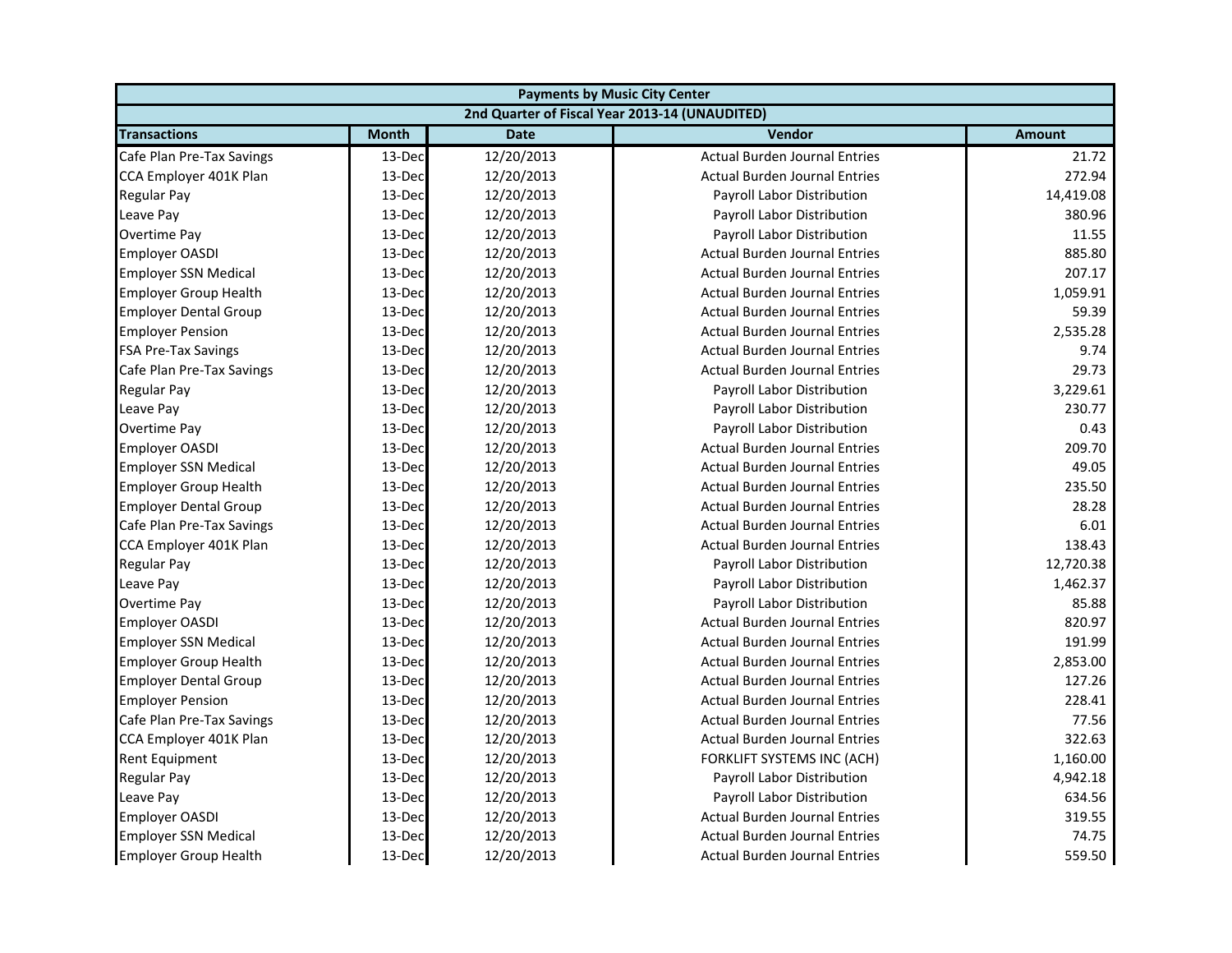| Payments by Music City Center | | | | |
|---|---|---|---|---|
| 2nd Quarter of Fiscal Year 2013-14 (UNAUDITED) | | | | |
| **Transactions** | **Month** | **Date** | **Vendor** | **Amount** |
| Cafe Plan Pre-Tax Savings | 13-Dec | 12/20/2013 | Actual Burden Journal Entries | 21.72 |
| CCA Employer 401K Plan | 13-Dec | 12/20/2013 | Actual Burden Journal Entries | 272.94 |
| Regular Pay | 13-Dec | 12/20/2013 | Payroll Labor Distribution | 14,419.08 |
| Leave Pay | 13-Dec | 12/20/2013 | Payroll Labor Distribution | 380.96 |
| Overtime Pay | 13-Dec | 12/20/2013 | Payroll Labor Distribution | 11.55 |
| Employer OASDI | 13-Dec | 12/20/2013 | Actual Burden Journal Entries | 885.80 |
| Employer SSN Medical | 13-Dec | 12/20/2013 | Actual Burden Journal Entries | 207.17 |
| Employer Group Health | 13-Dec | 12/20/2013 | Actual Burden Journal Entries | 1,059.91 |
| Employer Dental Group | 13-Dec | 12/20/2013 | Actual Burden Journal Entries | 59.39 |
| Employer Pension | 13-Dec | 12/20/2013 | Actual Burden Journal Entries | 2,535.28 |
| FSA Pre-Tax Savings | 13-Dec | 12/20/2013 | Actual Burden Journal Entries | 9.74 |
| Cafe Plan Pre-Tax Savings | 13-Dec | 12/20/2013 | Actual Burden Journal Entries | 29.73 |
| Regular Pay | 13-Dec | 12/20/2013 | Payroll Labor Distribution | 3,229.61 |
| Leave Pay | 13-Dec | 12/20/2013 | Payroll Labor Distribution | 230.77 |
| Overtime Pay | 13-Dec | 12/20/2013 | Payroll Labor Distribution | 0.43 |
| Employer OASDI | 13-Dec | 12/20/2013 | Actual Burden Journal Entries | 209.70 |
| Employer SSN Medical | 13-Dec | 12/20/2013 | Actual Burden Journal Entries | 49.05 |
| Employer Group Health | 13-Dec | 12/20/2013 | Actual Burden Journal Entries | 235.50 |
| Employer Dental Group | 13-Dec | 12/20/2013 | Actual Burden Journal Entries | 28.28 |
| Cafe Plan Pre-Tax Savings | 13-Dec | 12/20/2013 | Actual Burden Journal Entries | 6.01 |
| CCA Employer 401K Plan | 13-Dec | 12/20/2013 | Actual Burden Journal Entries | 138.43 |
| Regular Pay | 13-Dec | 12/20/2013 | Payroll Labor Distribution | 12,720.38 |
| Leave Pay | 13-Dec | 12/20/2013 | Payroll Labor Distribution | 1,462.37 |
| Overtime Pay | 13-Dec | 12/20/2013 | Payroll Labor Distribution | 85.88 |
| Employer OASDI | 13-Dec | 12/20/2013 | Actual Burden Journal Entries | 820.97 |
| Employer SSN Medical | 13-Dec | 12/20/2013 | Actual Burden Journal Entries | 191.99 |
| Employer Group Health | 13-Dec | 12/20/2013 | Actual Burden Journal Entries | 2,853.00 |
| Employer Dental Group | 13-Dec | 12/20/2013 | Actual Burden Journal Entries | 127.26 |
| Employer Pension | 13-Dec | 12/20/2013 | Actual Burden Journal Entries | 228.41 |
| Cafe Plan Pre-Tax Savings | 13-Dec | 12/20/2013 | Actual Burden Journal Entries | 77.56 |
| CCA Employer 401K Plan | 13-Dec | 12/20/2013 | Actual Burden Journal Entries | 322.63 |
| Rent Equipment | 13-Dec | 12/20/2013 | FORKLIFT SYSTEMS INC (ACH) | 1,160.00 |
| Regular Pay | 13-Dec | 12/20/2013 | Payroll Labor Distribution | 4,942.18 |
| Leave Pay | 13-Dec | 12/20/2013 | Payroll Labor Distribution | 634.56 |
| Employer OASDI | 13-Dec | 12/20/2013 | Actual Burden Journal Entries | 319.55 |
| Employer SSN Medical | 13-Dec | 12/20/2013 | Actual Burden Journal Entries | 74.75 |
| Employer Group Health | 13-Dec | 12/20/2013 | Actual Burden Journal Entries | 559.50 |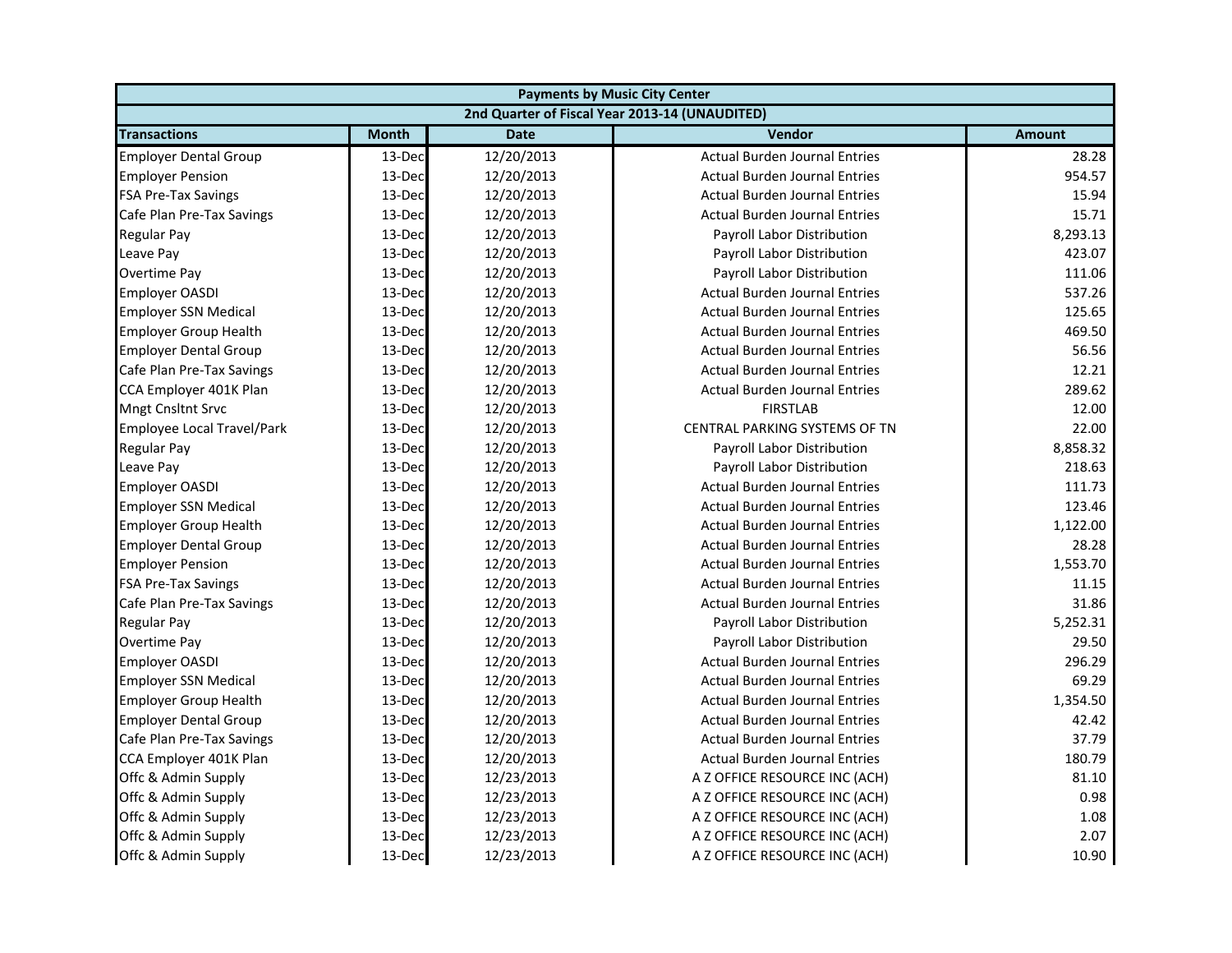| Payments by Music City Center | | | | |
|---|---|---|---|---|
| 2nd Quarter of Fiscal Year 2013-14 (UNAUDITED) | | | | |
| **Transactions** | **Month** | **Date** | **Vendor** | **Amount** |
| Employer Dental Group | 13-Dec | 12/20/2013 | Actual Burden Journal Entries | 28.28 |
| Employer Pension | 13-Dec | 12/20/2013 | Actual Burden Journal Entries | 954.57 |
| FSA Pre-Tax Savings | 13-Dec | 12/20/2013 | Actual Burden Journal Entries | 15.94 |
| Cafe Plan Pre-Tax Savings | 13-Dec | 12/20/2013 | Actual Burden Journal Entries | 15.71 |
| Regular Pay | 13-Dec | 12/20/2013 | Payroll Labor Distribution | 8,293.13 |
| Leave Pay | 13-Dec | 12/20/2013 | Payroll Labor Distribution | 423.07 |
| Overtime Pay | 13-Dec | 12/20/2013 | Payroll Labor Distribution | 111.06 |
| Employer OASDI | 13-Dec | 12/20/2013 | Actual Burden Journal Entries | 537.26 |
| Employer SSN Medical | 13-Dec | 12/20/2013 | Actual Burden Journal Entries | 125.65 |
| Employer Group Health | 13-Dec | 12/20/2013 | Actual Burden Journal Entries | 469.50 |
| Employer Dental Group | 13-Dec | 12/20/2013 | Actual Burden Journal Entries | 56.56 |
| Cafe Plan Pre-Tax Savings | 13-Dec | 12/20/2013 | Actual Burden Journal Entries | 12.21 |
| CCA Employer 401K Plan | 13-Dec | 12/20/2013 | Actual Burden Journal Entries | 289.62 |
| Mngt Cnsltnt Srvc | 13-Dec | 12/20/2013 | FIRSTLAB | 12.00 |
| Employee Local Travel/Park | 13-Dec | 12/20/2013 | CENTRAL PARKING SYSTEMS OF TN | 22.00 |
| Regular Pay | 13-Dec | 12/20/2013 | Payroll Labor Distribution | 8,858.32 |
| Leave Pay | 13-Dec | 12/20/2013 | Payroll Labor Distribution | 218.63 |
| Employer OASDI | 13-Dec | 12/20/2013 | Actual Burden Journal Entries | 111.73 |
| Employer SSN Medical | 13-Dec | 12/20/2013 | Actual Burden Journal Entries | 123.46 |
| Employer Group Health | 13-Dec | 12/20/2013 | Actual Burden Journal Entries | 1,122.00 |
| Employer Dental Group | 13-Dec | 12/20/2013 | Actual Burden Journal Entries | 28.28 |
| Employer Pension | 13-Dec | 12/20/2013 | Actual Burden Journal Entries | 1,553.70 |
| FSA Pre-Tax Savings | 13-Dec | 12/20/2013 | Actual Burden Journal Entries | 11.15 |
| Cafe Plan Pre-Tax Savings | 13-Dec | 12/20/2013 | Actual Burden Journal Entries | 31.86 |
| Regular Pay | 13-Dec | 12/20/2013 | Payroll Labor Distribution | 5,252.31 |
| Overtime Pay | 13-Dec | 12/20/2013 | Payroll Labor Distribution | 29.50 |
| Employer OASDI | 13-Dec | 12/20/2013 | Actual Burden Journal Entries | 296.29 |
| Employer SSN Medical | 13-Dec | 12/20/2013 | Actual Burden Journal Entries | 69.29 |
| Employer Group Health | 13-Dec | 12/20/2013 | Actual Burden Journal Entries | 1,354.50 |
| Employer Dental Group | 13-Dec | 12/20/2013 | Actual Burden Journal Entries | 42.42 |
| Cafe Plan Pre-Tax Savings | 13-Dec | 12/20/2013 | Actual Burden Journal Entries | 37.79 |
| CCA Employer 401K Plan | 13-Dec | 12/20/2013 | Actual Burden Journal Entries | 180.79 |
| Offc & Admin Supply | 13-Dec | 12/23/2013 | A Z OFFICE RESOURCE INC (ACH) | 81.10 |
| Offc & Admin Supply | 13-Dec | 12/23/2013 | A Z OFFICE RESOURCE INC (ACH) | 0.98 |
| Offc & Admin Supply | 13-Dec | 12/23/2013 | A Z OFFICE RESOURCE INC (ACH) | 1.08 |
| Offc & Admin Supply | 13-Dec | 12/23/2013 | A Z OFFICE RESOURCE INC (ACH) | 2.07 |
| Offc & Admin Supply | 13-Dec | 12/23/2013 | A Z OFFICE RESOURCE INC (ACH) | 10.90 |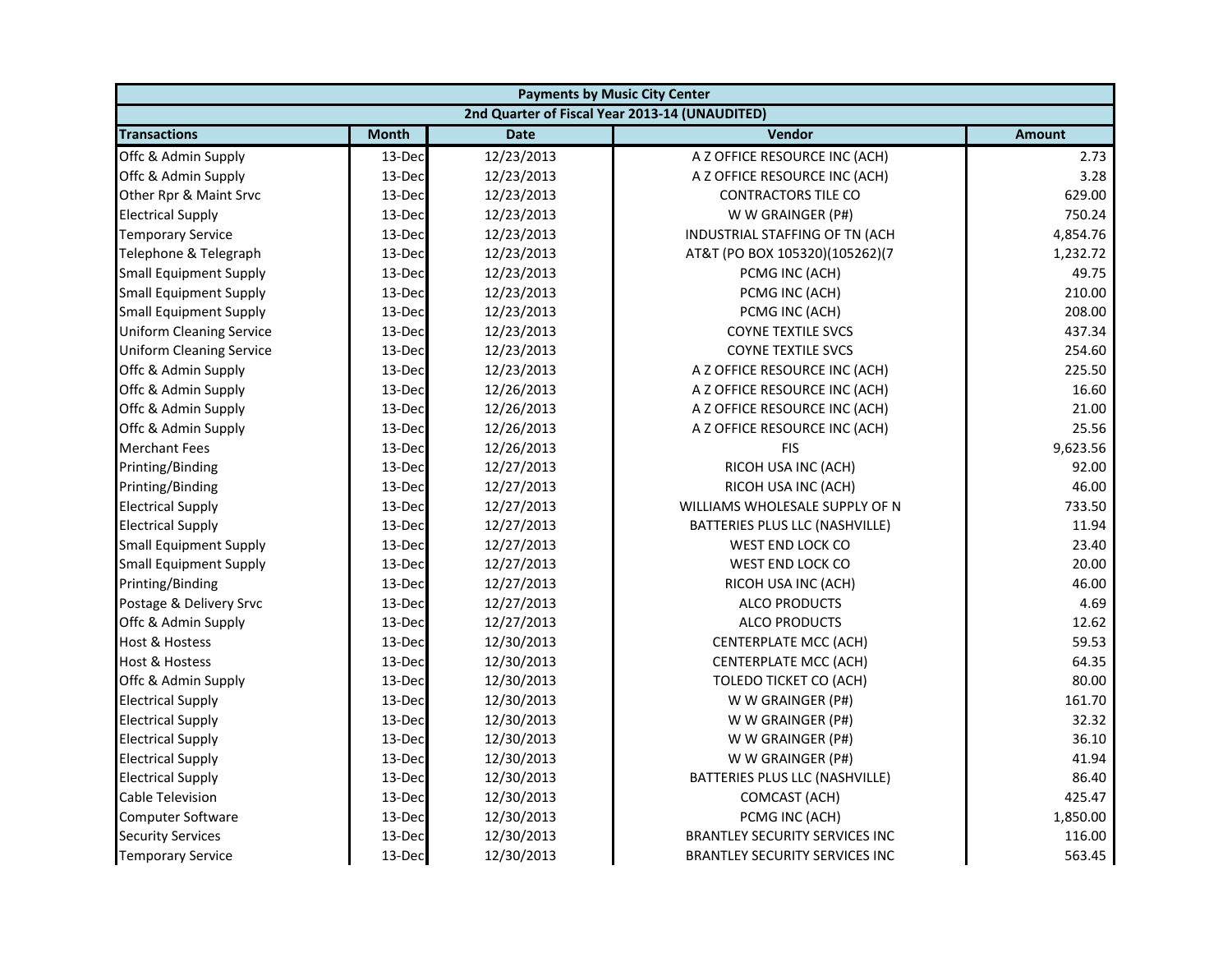| Payments by Music City Center | | | | |
|---|---|---|---|---|
| 2nd Quarter of Fiscal Year 2013-14 (UNAUDITED) | | | | |
| **Transactions** | **Month** | **Date** | **Vendor** | **Amount** |
| Offc & Admin Supply | 13-Dec | 12/23/2013 | A Z OFFICE RESOURCE INC (ACH) | 2.73 |
| Offc & Admin Supply | 13-Dec | 12/23/2013 | A Z OFFICE RESOURCE INC (ACH) | 3.28 |
| Other Rpr & Maint Srvc | 13-Dec | 12/23/2013 | CONTRACTORS TILE CO | 629.00 |
| Electrical Supply | 13-Dec | 12/23/2013 | W W GRAINGER (P#) | 750.24 |
| Temporary Service | 13-Dec | 12/23/2013 | INDUSTRIAL STAFFING OF TN (ACH | 4,854.76 |
| Telephone & Telegraph | 13-Dec | 12/23/2013 | AT&T (PO BOX 105320)(105262)(7 | 1,232.72 |
| Small Equipment Supply | 13-Dec | 12/23/2013 | PCMG INC (ACH) | 49.75 |
| Small Equipment Supply | 13-Dec | 12/23/2013 | PCMG INC (ACH) | 210.00 |
| Small Equipment Supply | 13-Dec | 12/23/2013 | PCMG INC (ACH) | 208.00 |
| Uniform Cleaning Service | 13-Dec | 12/23/2013 | COYNE TEXTILE SVCS | 437.34 |
| Uniform Cleaning Service | 13-Dec | 12/23/2013 | COYNE TEXTILE SVCS | 254.60 |
| Offc & Admin Supply | 13-Dec | 12/23/2013 | A Z OFFICE RESOURCE INC (ACH) | 225.50 |
| Offc & Admin Supply | 13-Dec | 12/26/2013 | A Z OFFICE RESOURCE INC (ACH) | 16.60 |
| Offc & Admin Supply | 13-Dec | 12/26/2013 | A Z OFFICE RESOURCE INC (ACH) | 21.00 |
| Offc & Admin Supply | 13-Dec | 12/26/2013 | A Z OFFICE RESOURCE INC (ACH) | 25.56 |
| Merchant Fees | 13-Dec | 12/26/2013 | FIS | 9,623.56 |
| Printing/Binding | 13-Dec | 12/27/2013 | RICOH USA INC (ACH) | 92.00 |
| Printing/Binding | 13-Dec | 12/27/2013 | RICOH USA INC (ACH) | 46.00 |
| Electrical Supply | 13-Dec | 12/27/2013 | WILLIAMS WHOLESALE SUPPLY OF N | 733.50 |
| Electrical Supply | 13-Dec | 12/27/2013 | BATTERIES PLUS LLC (NASHVILLE) | 11.94 |
| Small Equipment Supply | 13-Dec | 12/27/2013 | WEST END LOCK CO | 23.40 |
| Small Equipment Supply | 13-Dec | 12/27/2013 | WEST END LOCK CO | 20.00 |
| Printing/Binding | 13-Dec | 12/27/2013 | RICOH USA INC (ACH) | 46.00 |
| Postage & Delivery Srvc | 13-Dec | 12/27/2013 | ALCO PRODUCTS | 4.69 |
| Offc & Admin Supply | 13-Dec | 12/27/2013 | ALCO PRODUCTS | 12.62 |
| Host & Hostess | 13-Dec | 12/30/2013 | CENTERPLATE MCC (ACH) | 59.53 |
| Host & Hostess | 13-Dec | 12/30/2013 | CENTERPLATE MCC (ACH) | 64.35 |
| Offc & Admin Supply | 13-Dec | 12/30/2013 | TOLEDO TICKET CO (ACH) | 80.00 |
| Electrical Supply | 13-Dec | 12/30/2013 | W W GRAINGER (P#) | 161.70 |
| Electrical Supply | 13-Dec | 12/30/2013 | W W GRAINGER (P#) | 32.32 |
| Electrical Supply | 13-Dec | 12/30/2013 | W W GRAINGER (P#) | 36.10 |
| Electrical Supply | 13-Dec | 12/30/2013 | W W GRAINGER (P#) | 41.94 |
| Electrical Supply | 13-Dec | 12/30/2013 | BATTERIES PLUS LLC (NASHVILLE) | 86.40 |
| Cable Television | 13-Dec | 12/30/2013 | COMCAST (ACH) | 425.47 |
| Computer Software | 13-Dec | 12/30/2013 | PCMG INC (ACH) | 1,850.00 |
| Security Services | 13-Dec | 12/30/2013 | BRANTLEY SECURITY SERVICES INC | 116.00 |
| Temporary Service | 13-Dec | 12/30/2013 | BRANTLEY SECURITY SERVICES INC | 563.45 |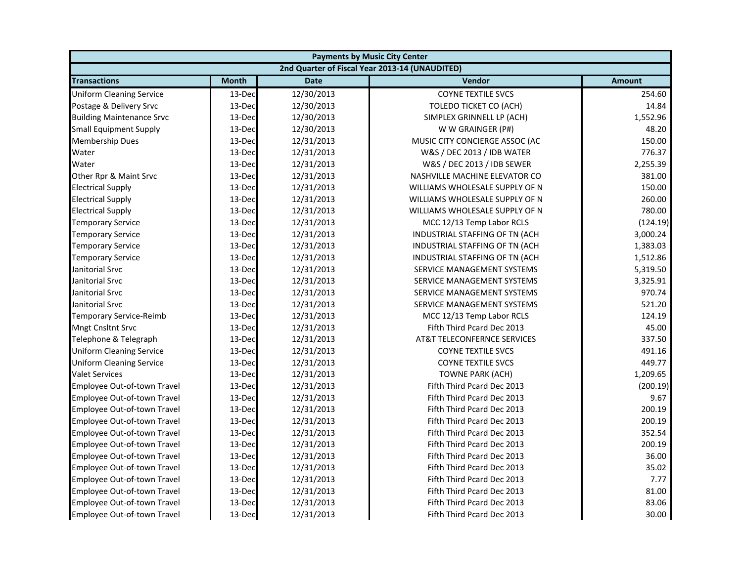| Payments by Music City Center | | | | |
|---|---|---|---|---|
| 2nd Quarter of Fiscal Year 2013-14 (UNAUDITED) | | | | |
| **Transactions** | **Month** | **Date** | **Vendor** | **Amount** |
| Uniform Cleaning Service | 13-Dec | 12/30/2013 | COYNE TEXTILE SVCS | 254.60 |
| Postage & Delivery Srvc | 13-Dec | 12/30/2013 | TOLEDO TICKET CO (ACH) | 14.84 |
| Building Maintenance Srvc | 13-Dec | 12/30/2013 | SIMPLEX GRINNELL LP (ACH) | 1,552.96 |
| Small Equipment Supply | 13-Dec | 12/30/2013 | W W GRAINGER (P#) | 48.20 |
| Membership Dues | 13-Dec | 12/31/2013 | MUSIC CITY CONCIERGE ASSOC (AC | 150.00 |
| Water | 13-Dec | 12/31/2013 | W&S / DEC 2013 / IDB WATER | 776.37 |
| Water | 13-Dec | 12/31/2013 | W&S / DEC 2013 / IDB SEWER | 2,255.39 |
| Other Rpr & Maint Srvc | 13-Dec | 12/31/2013 | NASHVILLE MACHINE ELEVATOR CO | 381.00 |
| Electrical Supply | 13-Dec | 12/31/2013 | WILLIAMS WHOLESALE SUPPLY OF N | 150.00 |
| Electrical Supply | 13-Dec | 12/31/2013 | WILLIAMS WHOLESALE SUPPLY OF N | 260.00 |
| Electrical Supply | 13-Dec | 12/31/2013 | WILLIAMS WHOLESALE SUPPLY OF N | 780.00 |
| Temporary Service | 13-Dec | 12/31/2013 | MCC 12/13 Temp Labor RCLS | (124.19) |
| Temporary Service | 13-Dec | 12/31/2013 | INDUSTRIAL STAFFING OF TN (ACH | 3,000.24 |
| Temporary Service | 13-Dec | 12/31/2013 | INDUSTRIAL STAFFING OF TN (ACH | 1,383.03 |
| Temporary Service | 13-Dec | 12/31/2013 | INDUSTRIAL STAFFING OF TN (ACH | 1,512.86 |
| Janitorial Srvc | 13-Dec | 12/31/2013 | SERVICE MANAGEMENT SYSTEMS | 5,319.50 |
| Janitorial Srvc | 13-Dec | 12/31/2013 | SERVICE MANAGEMENT SYSTEMS | 3,325.91 |
| Janitorial Srvc | 13-Dec | 12/31/2013 | SERVICE MANAGEMENT SYSTEMS | 970.74 |
| Janitorial Srvc | 13-Dec | 12/31/2013 | SERVICE MANAGEMENT SYSTEMS | 521.20 |
| Temporary Service-Reimb | 13-Dec | 12/31/2013 | MCC 12/13 Temp Labor RCLS | 124.19 |
| Mngt Cnsltnt Srvc | 13-Dec | 12/31/2013 | Fifth Third Pcard Dec 2013 | 45.00 |
| Telephone & Telegraph | 13-Dec | 12/31/2013 | AT&T TELECONFERNCE SERVICES | 337.50 |
| Uniform Cleaning Service | 13-Dec | 12/31/2013 | COYNE TEXTILE SVCS | 491.16 |
| Uniform Cleaning Service | 13-Dec | 12/31/2013 | COYNE TEXTILE SVCS | 449.77 |
| Valet Services | 13-Dec | 12/31/2013 | TOWNE PARK (ACH) | 1,209.65 |
| Employee Out-of-town Travel | 13-Dec | 12/31/2013 | Fifth Third Pcard Dec 2013 | (200.19) |
| Employee Out-of-town Travel | 13-Dec | 12/31/2013 | Fifth Third Pcard Dec 2013 | 9.67 |
| Employee Out-of-town Travel | 13-Dec | 12/31/2013 | Fifth Third Pcard Dec 2013 | 200.19 |
| Employee Out-of-town Travel | 13-Dec | 12/31/2013 | Fifth Third Pcard Dec 2013 | 200.19 |
| Employee Out-of-town Travel | 13-Dec | 12/31/2013 | Fifth Third Pcard Dec 2013 | 352.54 |
| Employee Out-of-town Travel | 13-Dec | 12/31/2013 | Fifth Third Pcard Dec 2013 | 200.19 |
| Employee Out-of-town Travel | 13-Dec | 12/31/2013 | Fifth Third Pcard Dec 2013 | 36.00 |
| Employee Out-of-town Travel | 13-Dec | 12/31/2013 | Fifth Third Pcard Dec 2013 | 35.02 |
| Employee Out-of-town Travel | 13-Dec | 12/31/2013 | Fifth Third Pcard Dec 2013 | 7.77 |
| Employee Out-of-town Travel | 13-Dec | 12/31/2013 | Fifth Third Pcard Dec 2013 | 81.00 |
| Employee Out-of-town Travel | 13-Dec | 12/31/2013 | Fifth Third Pcard Dec 2013 | 83.06 |
| Employee Out-of-town Travel | 13-Dec | 12/31/2013 | Fifth Third Pcard Dec 2013 | 30.00 |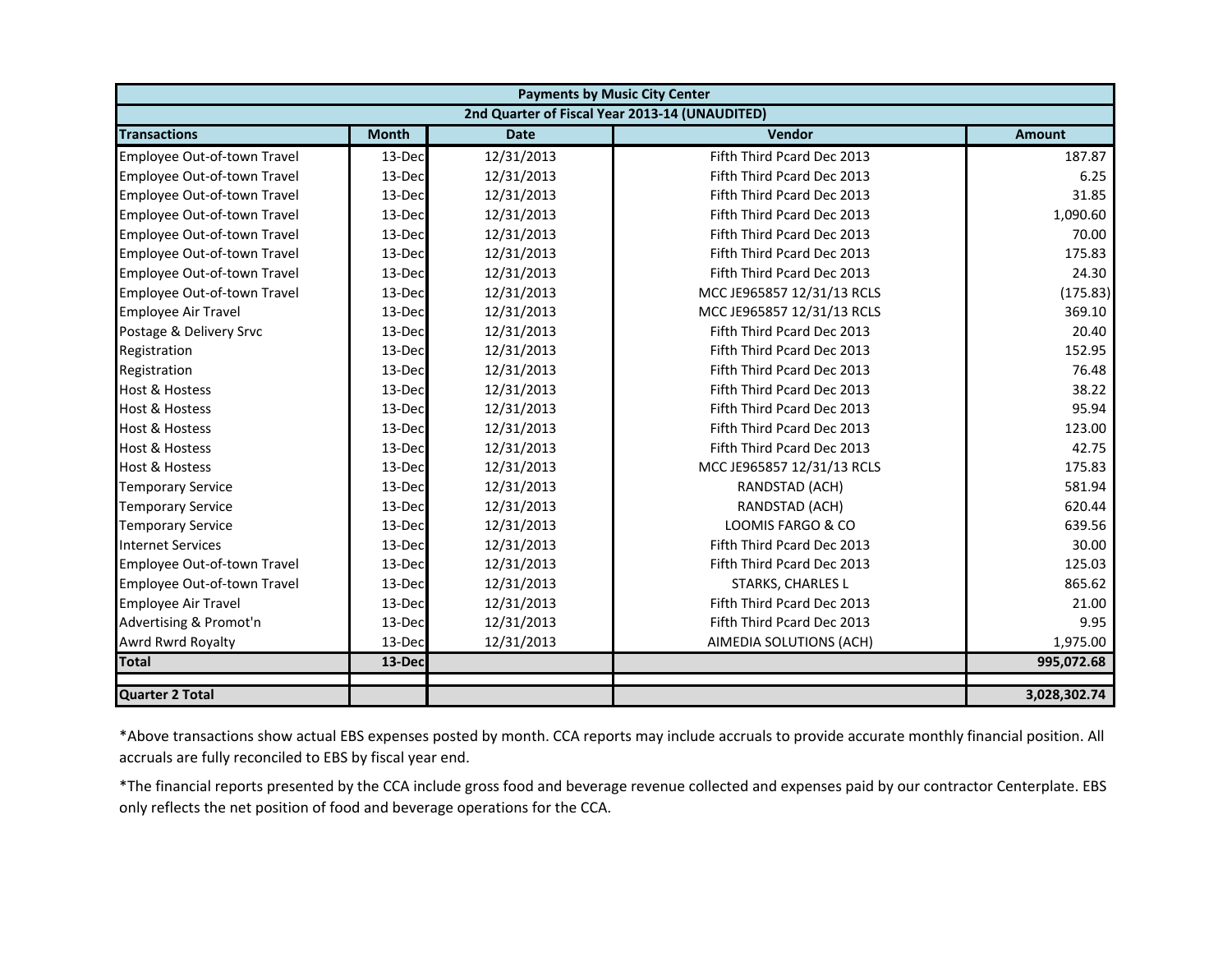| Payments by Music City Center | | | | |
|---|---|---|---|---|
| 2nd Quarter of Fiscal Year 2013-14 (UNAUDITED) | | | | |
| **Transactions** | **Month** | **Date** | **Vendor** | **Amount** |
| Employee Out-of-town Travel | 13-Dec | 12/31/2013 | Fifth Third Pcard Dec 2013 | 187.87 |
| Employee Out-of-town Travel | 13-Dec | 12/31/2013 | Fifth Third Pcard Dec 2013 | 6.25 |
| Employee Out-of-town Travel | 13-Dec | 12/31/2013 | Fifth Third Pcard Dec 2013 | 31.85 |
| Employee Out-of-town Travel | 13-Dec | 12/31/2013 | Fifth Third Pcard Dec 2013 | 1,090.60 |
| Employee Out-of-town Travel | 13-Dec | 12/31/2013 | Fifth Third Pcard Dec 2013 | 70.00 |
| Employee Out-of-town Travel | 13-Dec | 12/31/2013 | Fifth Third Pcard Dec 2013 | 175.83 |
| Employee Out-of-town Travel | 13-Dec | 12/31/2013 | Fifth Third Pcard Dec 2013 | 24.30 |
| Employee Out-of-town Travel | 13-Dec | 12/31/2013 | MCC JE965857 12/31/13 RCLS | (175.83) |
| Employee Air Travel | 13-Dec | 12/31/2013 | MCC JE965857 12/31/13 RCLS | 369.10 |
| Postage & Delivery Srvc | 13-Dec | 12/31/2013 | Fifth Third Pcard Dec 2013 | 20.40 |
| Registration | 13-Dec | 12/31/2013 | Fifth Third Pcard Dec 2013 | 152.95 |
| Registration | 13-Dec | 12/31/2013 | Fifth Third Pcard Dec 2013 | 76.48 |
| Host & Hostess | 13-Dec | 12/31/2013 | Fifth Third Pcard Dec 2013 | 38.22 |
| Host & Hostess | 13-Dec | 12/31/2013 | Fifth Third Pcard Dec 2013 | 95.94 |
| Host & Hostess | 13-Dec | 12/31/2013 | Fifth Third Pcard Dec 2013 | 123.00 |
| Host & Hostess | 13-Dec | 12/31/2013 | Fifth Third Pcard Dec 2013 | 42.75 |
| Host & Hostess | 13-Dec | 12/31/2013 | MCC JE965857 12/31/13 RCLS | 175.83 |
| Temporary Service | 13-Dec | 12/31/2013 | RANDSTAD (ACH) | 581.94 |
| Temporary Service | 13-Dec | 12/31/2013 | RANDSTAD (ACH) | 620.44 |
| Temporary Service | 13-Dec | 12/31/2013 | LOOMIS FARGO & CO | 639.56 |
| Internet Services | 13-Dec | 12/31/2013 | Fifth Third Pcard Dec 2013 | 30.00 |
| Employee Out-of-town Travel | 13-Dec | 12/31/2013 | Fifth Third Pcard Dec 2013 | 125.03 |
| Employee Out-of-town Travel | 13-Dec | 12/31/2013 | STARKS, CHARLES L | 865.62 |
| Employee Air Travel | 13-Dec | 12/31/2013 | Fifth Third Pcard Dec 2013 | 21.00 |
| Advertising & Promot'n | 13-Dec | 12/31/2013 | Fifth Third Pcard Dec 2013 | 9.95 |
| Awrd Rwrd Royalty | 13-Dec | 12/31/2013 | AIMEDIA SOLUTIONS (ACH) | 1,975.00 |
| **Total** | **13-Dec** | | | **995,072.68** |
| | | | | |
| **Quarter 2 Total** | | | | **3,028,302.74** |

*Above transactions show actual EBS expenses posted by month. CCA reports may include accruals to provide accurate monthly financial position. All accruals are fully reconciled to EBS by fiscal year end.

*The financial reports presented by the CCA include gross food and beverage revenue collected and expenses paid by our contractor Centerplate. EBS only reflects the net position of food and beverage operations for the CCA.